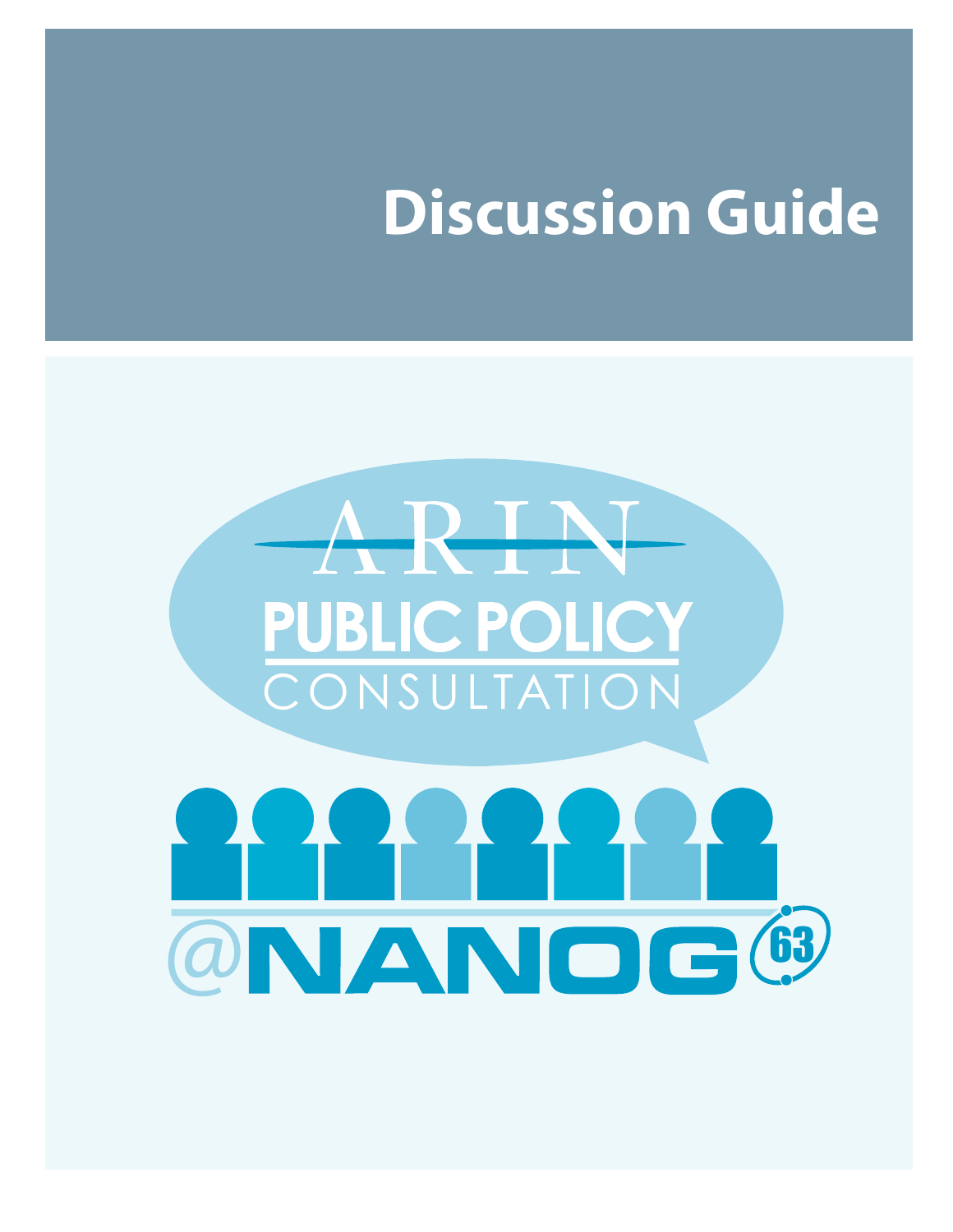# Discussion Guide

ARIN

PUBLIC POLICY

CONSULTATION

@NANOG 63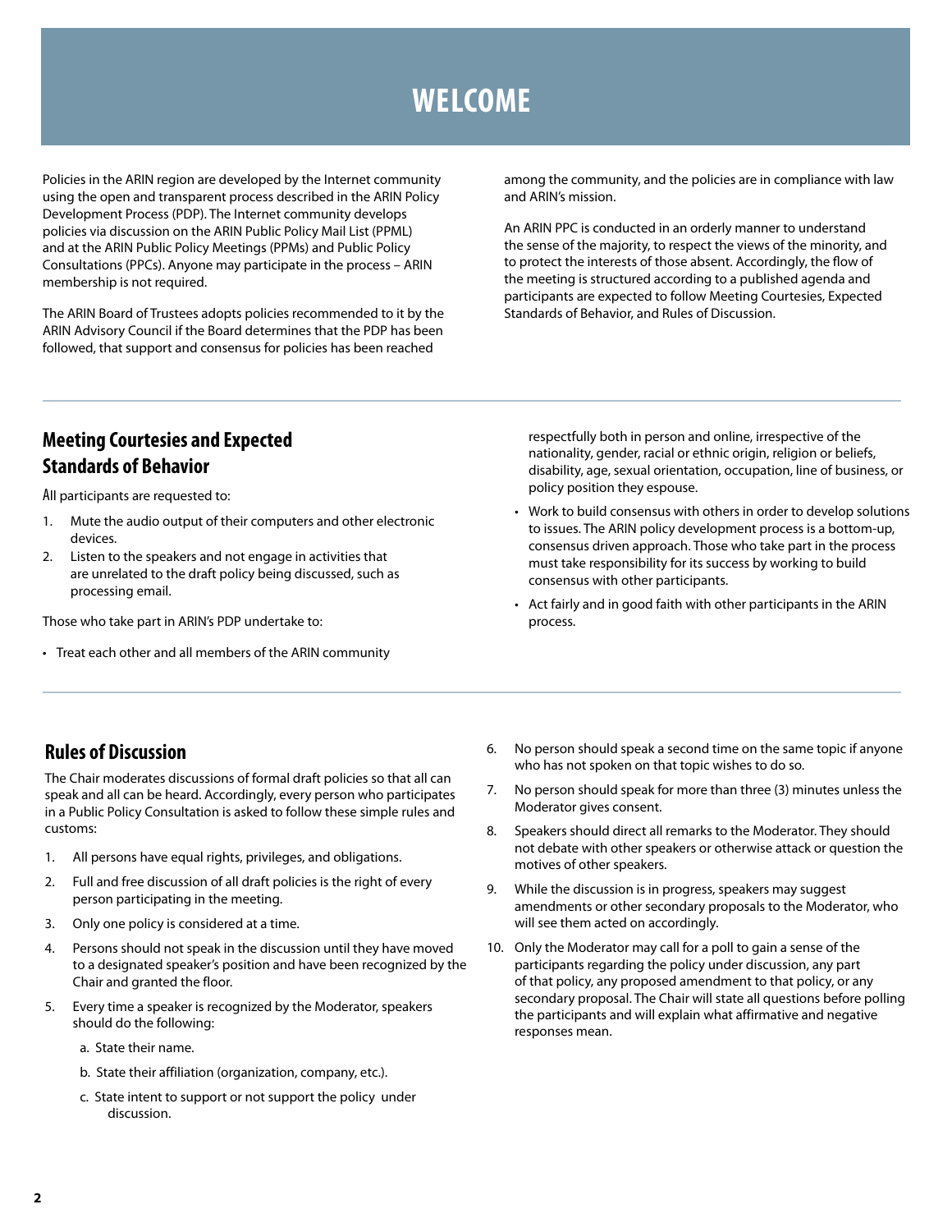# WELCOME

Policies in the ARIN region are developed by the Internet community using the open and transparent process described in the ARIN Policy Development Process (PDP). The Internet community develops policies via discussion on the ARIN Public Policy Mail List (PPML) and at the ARIN Public Policy Meetings (PPMs) and Public Policy Consultations (PPCs). Anyone may participate in the process – ARIN membership is not required.

The ARIN Board of Trustees adopts policies recommended to it by the ARIN Advisory Council if the Board determines that the PDP has been followed, that support and consensus for policies has been reached among the community, and the policies are in compliance with law and ARIN's mission.

An ARIN PPC is conducted in an orderly manner to understand the sense of the majority, to respect the views of the minority, and to protect the interests of those absent. Accordingly, the flow of the meeting is structured according to a published agenda and participants are expected to follow Meeting Courtesies, Expected Standards of Behavior, and Rules of Discussion.

## Meeting Courtesies and Expected Standards of Behavior

All participants are requested to:

1. Mute the audio output of their computers and other electronic devices.
2. Listen to the speakers and not engage in activities that are unrelated to the draft policy being discussed, such as processing email.

Those who take part in ARIN's PDP undertake to:

- Treat each other and all members of the ARIN community respectfully both in person and online, irrespective of the nationality, gender, racial or ethnic origin, religion or beliefs, disability, age, sexual orientation, occupation, line of business, or policy position they espouse.
- Work to build consensus with others in order to develop solutions to issues. The ARIN policy development process is a bottom-up, consensus driven approach. Those who take part in the process must take responsibility for its success by working to build consensus with other participants.
- Act fairly and in good faith with other participants in the ARIN process.

## Rules of Discussion

The Chair moderates discussions of formal draft policies so that all can speak and all can be heard. Accordingly, every person who participates in a Public Policy Consultation is asked to follow these simple rules and customs:

1. All persons have equal rights, privileges, and obligations.
2. Full and free discussion of all draft policies is the right of every person participating in the meeting.
3. Only one policy is considered at a time.
4. Persons should not speak in the discussion until they have moved to a designated speaker's position and have been recognized by the Chair and granted the floor.
5. Every time a speaker is recognized by the Moderator, speakers should do the following:
   a. State their name.
   b. State their affiliation (organization, company, etc.).
   c. State intent to support or not support the policy under discussion.
6. No person should speak a second time on the same topic if anyone who has not spoken on that topic wishes to do so.
7. No person should speak for more than three (3) minutes unless the Moderator gives consent.
8. Speakers should direct all remarks to the Moderator. They should not debate with other speakers or otherwise attack or question the motives of other speakers.
9. While the discussion is in progress, speakers may suggest amendments or other secondary proposals to the Moderator, who will see them acted on accordingly.
10. Only the Moderator may call for a poll to gain a sense of the participants regarding the policy under discussion, any part of that policy, any proposed amendment to that policy, or any secondary proposal. The Chair will state all questions before polling the participants and will explain what affirmative and negative responses mean.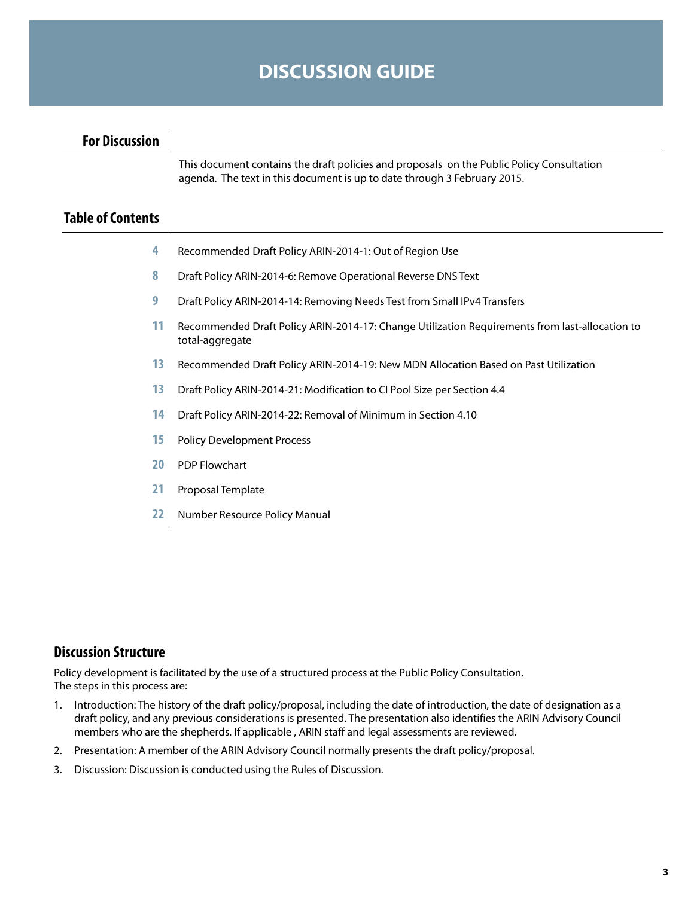# DISCUSSION GUIDE

## For Discussion

This document contains the draft policies and proposals on the Public Policy Consultation agenda. The text in this document is up to date through 3 February 2015.

## Table of Contents

| Page | Title |
| --- | --- |
| 4 | Recommended Draft Policy ARIN-2014-1: Out of Region Use |
| 8 | Draft Policy ARIN-2014-6: Remove Operational Reverse DNS Text |
| 9 | Draft Policy ARIN-2014-14: Removing Needs Test from Small IPv4 Transfers |
| 11 | Recommended Draft Policy ARIN-2014-17: Change Utilization Requirements from last-allocation to total-aggregate |
| 13 | Recommended Draft Policy ARIN-2014-19: New MDN Allocation Based on Past Utilization |
| 13 | Draft Policy ARIN-2014-21: Modification to CI Pool Size per Section 4.4 |
| 14 | Draft Policy ARIN-2014-22: Removal of Minimum in Section 4.10 |
| 15 | Policy Development Process |
| 20 | PDP Flowchart |
| 21 | Proposal Template |
| 22 | Number Resource Policy Manual |

## Discussion Structure

Policy development is facilitated by the use of a structured process at the Public Policy Consultation. The steps in this process are:

1. Introduction: The history of the draft policy/proposal, including the date of introduction, the date of designation as a draft policy, and any previous considerations is presented. The presentation also identifies the ARIN Advisory Council members who are the shepherds. If applicable , ARIN staff and legal assessments are reviewed.
2. Presentation: A member of the ARIN Advisory Council normally presents the draft policy/proposal.
3. Discussion: Discussion is conducted using the Rules of Discussion.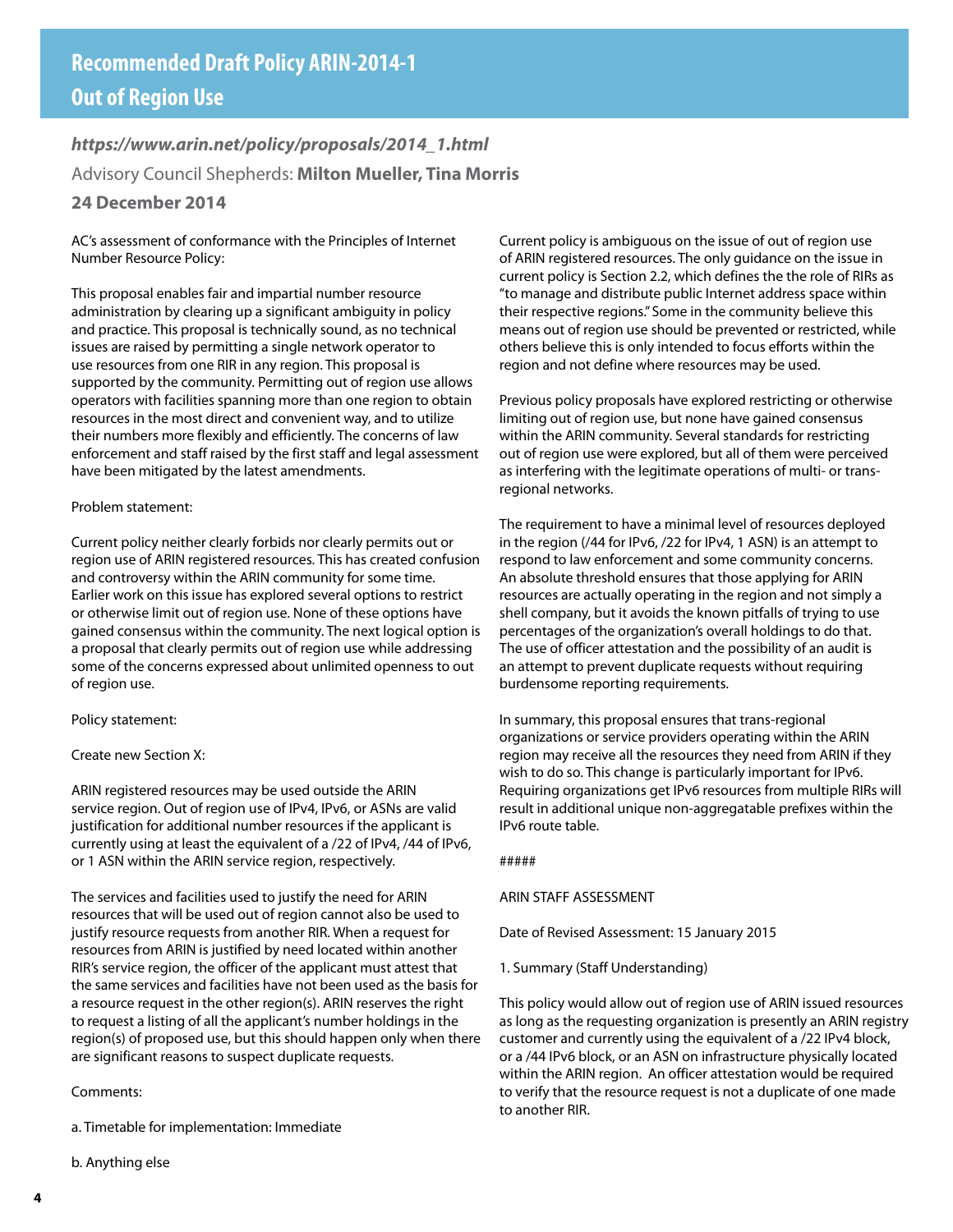# Recommended Draft Policy ARIN-2014-1 Out of Region Use

***https://www.arin.net/policy/proposals/2014_1.html***

Advisory Council Shepherds: **Milton Mueller, Tina Morris**

**24 December 2014**

AC's assessment of conformance with the Principles of Internet Number Resource Policy:

This proposal enables fair and impartial number resource administration by clearing up a significant ambiguity in policy and practice. This proposal is technically sound, as no technical issues are raised by permitting a single network operator to use resources from one RIR in any region. This proposal is supported by the community. Permitting out of region use allows operators with facilities spanning more than one region to obtain resources in the most direct and convenient way, and to utilize their numbers more flexibly and efficiently. The concerns of law enforcement and staff raised by the first staff and legal assessment have been mitigated by the latest amendments.

Problem statement:

Current policy neither clearly forbids nor clearly permits out or region use of ARIN registered resources. This has created confusion and controversy within the ARIN community for some time. Earlier work on this issue has explored several options to restrict or otherwise limit out of region use. None of these options have gained consensus within the community. The next logical option is a proposal that clearly permits out of region use while addressing some of the concerns expressed about unlimited openness to out of region use.

Policy statement:

Create new Section X:

ARIN registered resources may be used outside the ARIN service region. Out of region use of IPv4, IPv6, or ASNs are valid justification for additional number resources if the applicant is currently using at least the equivalent of a /22 of IPv4, /44 of IPv6, or 1 ASN within the ARIN service region, respectively.

The services and facilities used to justify the need for ARIN resources that will be used out of region cannot also be used to justify resource requests from another RIR. When a request for resources from ARIN is justified by need located within another RIR's service region, the officer of the applicant must attest that the same services and facilities have not been used as the basis for a resource request in the other region(s). ARIN reserves the right to request a listing of all the applicant's number holdings in the region(s) of proposed use, but this should happen only when there are significant reasons to suspect duplicate requests.

Comments:

a. Timetable for implementation: Immediate

b. Anything else

Current policy is ambiguous on the issue of out of region use of ARIN registered resources. The only guidance on the issue in current policy is Section 2.2, which defines the the role of RIRs as "to manage and distribute public Internet address space within their respective regions." Some in the community believe this means out of region use should be prevented or restricted, while others believe this is only intended to focus efforts within the region and not define where resources may be used.

Previous policy proposals have explored restricting or otherwise limiting out of region use, but none have gained consensus within the ARIN community. Several standards for restricting out of region use were explored, but all of them were perceived as interfering with the legitimate operations of multi- or trans-regional networks.

The requirement to have a minimal level of resources deployed in the region (/44 for IPv6, /22 for IPv4, 1 ASN) is an attempt to respond to law enforcement and some community concerns. An absolute threshold ensures that those applying for ARIN resources are actually operating in the region and not simply a shell company, but it avoids the known pitfalls of trying to use percentages of the organization's overall holdings to do that. The use of officer attestation and the possibility of an audit is an attempt to prevent duplicate requests without requiring burdensome reporting requirements.

In summary, this proposal ensures that trans-regional organizations or service providers operating within the ARIN region may receive all the resources they need from ARIN if they wish to do so. This change is particularly important for IPv6. Requiring organizations get IPv6 resources from multiple RIRs will result in additional unique non-aggregatable prefixes within the IPv6 route table.

#####

ARIN STAFF ASSESSMENT

Date of Revised Assessment: 15 January 2015

1. Summary (Staff Understanding)

This policy would allow out of region use of ARIN issued resources as long as the requesting organization is presently an ARIN registry customer and currently using the equivalent of a /22 IPv4 block, or a /44 IPv6 block, or an ASN on infrastructure physically located within the ARIN region. An officer attestation would be required to verify that the resource request is not a duplicate of one made to another RIR.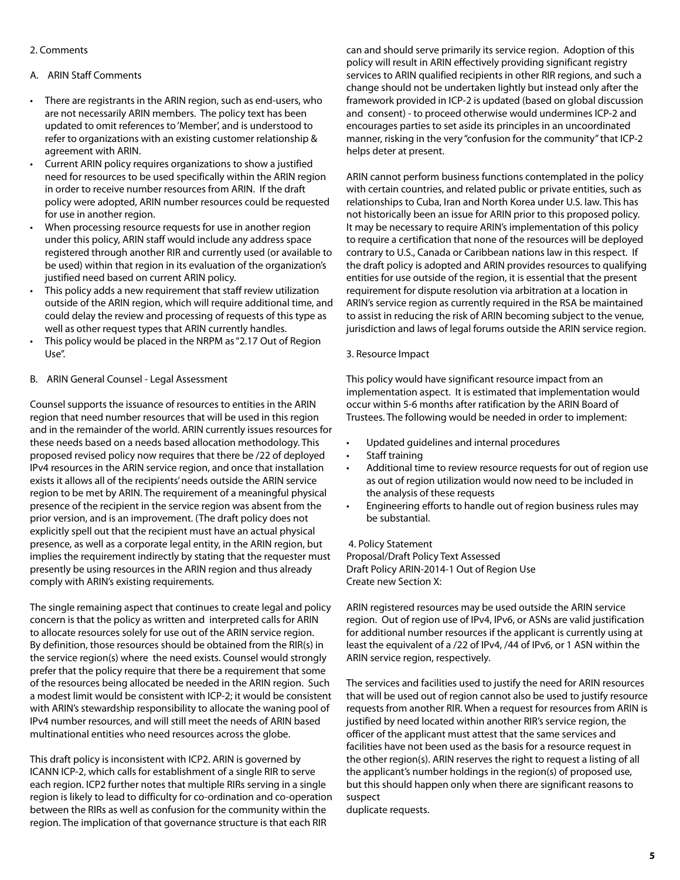2. Comments

A. ARIN Staff Comments

- There are registrants in the ARIN region, such as end-users, who are not necessarily ARIN members. The policy text has been updated to omit references to 'Member', and is understood to refer to organizations with an existing customer relationship & agreement with ARIN.
- Current ARIN policy requires organizations to show a justified need for resources to be used specifically within the ARIN region in order to receive number resources from ARIN. If the draft policy were adopted, ARIN number resources could be requested for use in another region.
- When processing resource requests for use in another region under this policy, ARIN staff would include any address space registered through another RIR and currently used (or available to be used) within that region in its evaluation of the organization's justified need based on current ARIN policy.
- This policy adds a new requirement that staff review utilization outside of the ARIN region, which will require additional time, and could delay the review and processing of requests of this type as well as other request types that ARIN currently handles.
- This policy would be placed in the NRPM as "2.17 Out of Region Use".

B. ARIN General Counsel - Legal Assessment

Counsel supports the issuance of resources to entities in the ARIN region that need number resources that will be used in this region and in the remainder of the world. ARIN currently issues resources for these needs based on a needs based allocation methodology. This proposed revised policy now requires that there be /22 of deployed IPv4 resources in the ARIN service region, and once that installation exists it allows all of the recipients' needs outside the ARIN service region to be met by ARIN. The requirement of a meaningful physical presence of the recipient in the service region was absent from the prior version, and is an improvement. (The draft policy does not explicitly spell out that the recipient must have an actual physical presence, as well as a corporate legal entity, in the ARIN region, but implies the requirement indirectly by stating that the requester must presently be using resources in the ARIN region and thus already comply with ARIN's existing requirements.

The single remaining aspect that continues to create legal and policy concern is that the policy as written and interpreted calls for ARIN to allocate resources solely for use out of the ARIN service region. By definition, those resources should be obtained from the RIR(s) in the service region(s) where the need exists. Counsel would strongly prefer that the policy require that there be a requirement that some of the resources being allocated be needed in the ARIN region. Such a modest limit would be consistent with ICP-2; it would be consistent with ARIN's stewardship responsibility to allocate the waning pool of IPv4 number resources, and will still meet the needs of ARIN based multinational entities who need resources across the globe.

This draft policy is inconsistent with ICP2. ARIN is governed by ICANN ICP-2, which calls for establishment of a single RIR to serve each region. ICP2 further notes that multiple RIRs serving in a single region is likely to lead to difficulty for co-ordination and co-operation between the RIRs as well as confusion for the community within the region. The implication of that governance structure is that each RIR can and should serve primarily its service region. Adoption of this policy will result in ARIN effectively providing significant registry services to ARIN qualified recipients in other RIR regions, and such a change should not be undertaken lightly but instead only after the framework provided in ICP-2 is updated (based on global discussion and consent) - to proceed otherwise would undermines ICP-2 and encourages parties to set aside its principles in an uncoordinated manner, risking in the very "confusion for the community" that ICP-2 helps deter at present.

ARIN cannot perform business functions contemplated in the policy with certain countries, and related public or private entities, such as relationships to Cuba, Iran and North Korea under U.S. law. This has not historically been an issue for ARIN prior to this proposed policy. It may be necessary to require ARIN's implementation of this policy to require a certification that none of the resources will be deployed contrary to U.S., Canada or Caribbean nations law in this respect. If the draft policy is adopted and ARIN provides resources to qualifying entities for use outside of the region, it is essential that the present requirement for dispute resolution via arbitration at a location in ARIN's service region as currently required in the RSA be maintained to assist in reducing the risk of ARIN becoming subject to the venue, jurisdiction and laws of legal forums outside the ARIN service region.

3. Resource Impact

This policy would have significant resource impact from an implementation aspect. It is estimated that implementation would occur within 5-6 months after ratification by the ARIN Board of Trustees. The following would be needed in order to implement:

- Updated guidelines and internal procedures
- Staff training
- Additional time to review resource requests for out of region use as out of region utilization would now need to be included in the analysis of these requests
- Engineering efforts to handle out of region business rules may be substantial.

4. Policy Statement
Proposal/Draft Policy Text Assessed
Draft Policy ARIN-2014-1 Out of Region Use
Create new Section X:

ARIN registered resources may be used outside the ARIN service region. Out of region use of IPv4, IPv6, or ASNs are valid justification for additional number resources if the applicant is currently using at least the equivalent of a /22 of IPv4, /44 of IPv6, or 1 ASN within the ARIN service region, respectively.

The services and facilities used to justify the need for ARIN resources that will be used out of region cannot also be used to justify resource requests from another RIR. When a request for resources from ARIN is justified by need located within another RIR's service region, the officer of the applicant must attest that the same services and facilities have not been used as the basis for a resource request in the other region(s). ARIN reserves the right to request a listing of all the applicant's number holdings in the region(s) of proposed use, but this should happen only when there are significant reasons to suspect
duplicate requests.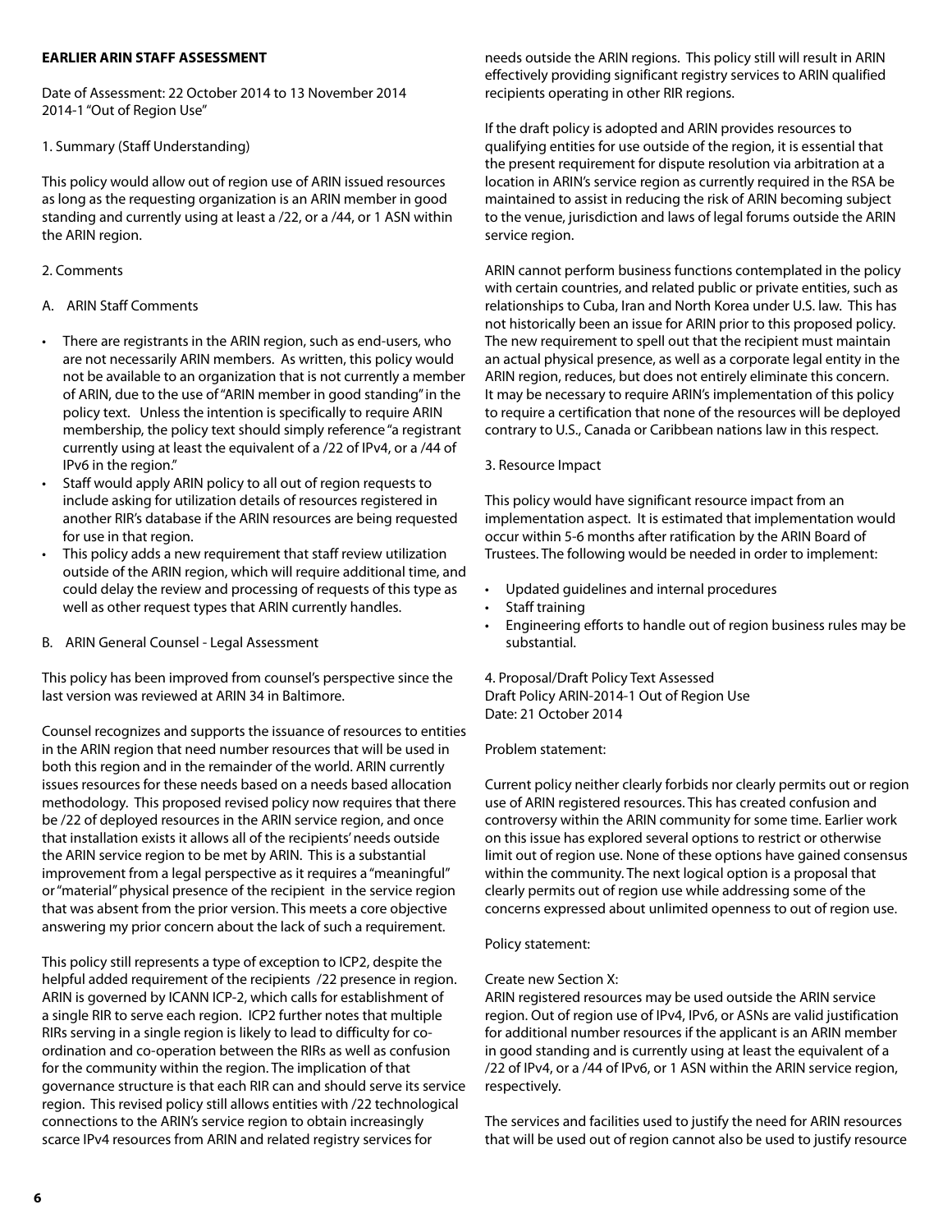**EARLIER ARIN STAFF ASSESSMENT**

Date of Assessment: 22 October 2014 to 13 November 2014
2014-1 "Out of Region Use"

1. Summary (Staff Understanding)

This policy would allow out of region use of ARIN issued resources as long as the requesting organization is an ARIN member in good standing and currently using at least a /22, or a /44, or 1 ASN within the ARIN region.

2. Comments

A. ARIN Staff Comments

- There are registrants in the ARIN region, such as end-users, who are not necessarily ARIN members. As written, this policy would not be available to an organization that is not currently a member of ARIN, due to the use of "ARIN member in good standing" in the policy text. Unless the intention is specifically to require ARIN membership, the policy text should simply reference "a registrant currently using at least the equivalent of a /22 of IPv4, or a /44 of IPv6 in the region."
- Staff would apply ARIN policy to all out of region requests to include asking for utilization details of resources registered in another RIR's database if the ARIN resources are being requested for use in that region.
- This policy adds a new requirement that staff review utilization outside of the ARIN region, which will require additional time, and could delay the review and processing of requests of this type as well as other request types that ARIN currently handles.

B. ARIN General Counsel - Legal Assessment

This policy has been improved from counsel's perspective since the last version was reviewed at ARIN 34 in Baltimore.

Counsel recognizes and supports the issuance of resources to entities in the ARIN region that need number resources that will be used in both this region and in the remainder of the world. ARIN currently issues resources for these needs based on a needs based allocation methodology. This proposed revised policy now requires that there be /22 of deployed resources in the ARIN service region, and once that installation exists it allows all of the recipients' needs outside the ARIN service region to be met by ARIN. This is a substantial improvement from a legal perspective as it requires a "meaningful" or "material" physical presence of the recipient in the service region that was absent from the prior version. This meets a core objective answering my prior concern about the lack of such a requirement.

This policy still represents a type of exception to ICP2, despite the helpful added requirement of the recipients /22 presence in region. ARIN is governed by ICANN ICP-2, which calls for establishment of a single RIR to serve each region. ICP2 further notes that multiple RIRs serving in a single region is likely to lead to difficulty for co-ordination and co-operation between the RIRs as well as confusion for the community within the region. The implication of that governance structure is that each RIR can and should serve its service region. This revised policy still allows entities with /22 technological connections to the ARIN's service region to obtain increasingly scarce IPv4 resources from ARIN and related registry services for needs outside the ARIN regions. This policy still will result in ARIN effectively providing significant registry services to ARIN qualified recipients operating in other RIR regions.

If the draft policy is adopted and ARIN provides resources to qualifying entities for use outside of the region, it is essential that the present requirement for dispute resolution via arbitration at a location in ARIN's service region as currently required in the RSA be maintained to assist in reducing the risk of ARIN becoming subject to the venue, jurisdiction and laws of legal forums outside the ARIN service region.

ARIN cannot perform business functions contemplated in the policy with certain countries, and related public or private entities, such as relationships to Cuba, Iran and North Korea under U.S. law. This has not historically been an issue for ARIN prior to this proposed policy. The new requirement to spell out that the recipient must maintain an actual physical presence, as well as a corporate legal entity in the ARIN region, reduces, but does not entirely eliminate this concern. It may be necessary to require ARIN's implementation of this policy to require a certification that none of the resources will be deployed contrary to U.S., Canada or Caribbean nations law in this respect.

3. Resource Impact

This policy would have significant resource impact from an implementation aspect. It is estimated that implementation would occur within 5-6 months after ratification by the ARIN Board of Trustees. The following would be needed in order to implement:

- Updated guidelines and internal procedures
- Staff training
- Engineering efforts to handle out of region business rules may be substantial.

4. Proposal/Draft Policy Text Assessed
Draft Policy ARIN-2014-1 Out of Region Use
Date: 21 October 2014

Problem statement:

Current policy neither clearly forbids nor clearly permits out or region use of ARIN registered resources. This has created confusion and controversy within the ARIN community for some time. Earlier work on this issue has explored several options to restrict or otherwise limit out of region use. None of these options have gained consensus within the community. The next logical option is a proposal that clearly permits out of region use while addressing some of the concerns expressed about unlimited openness to out of region use.

Policy statement:

Create new Section X:
ARIN registered resources may be used outside the ARIN service region. Out of region use of IPv4, IPv6, or ASNs are valid justification for additional number resources if the applicant is an ARIN member in good standing and is currently using at least the equivalent of a /22 of IPv4, or a /44 of IPv6, or 1 ASN within the ARIN service region, respectively.

The services and facilities used to justify the need for ARIN resources that will be used out of region cannot also be used to justify resource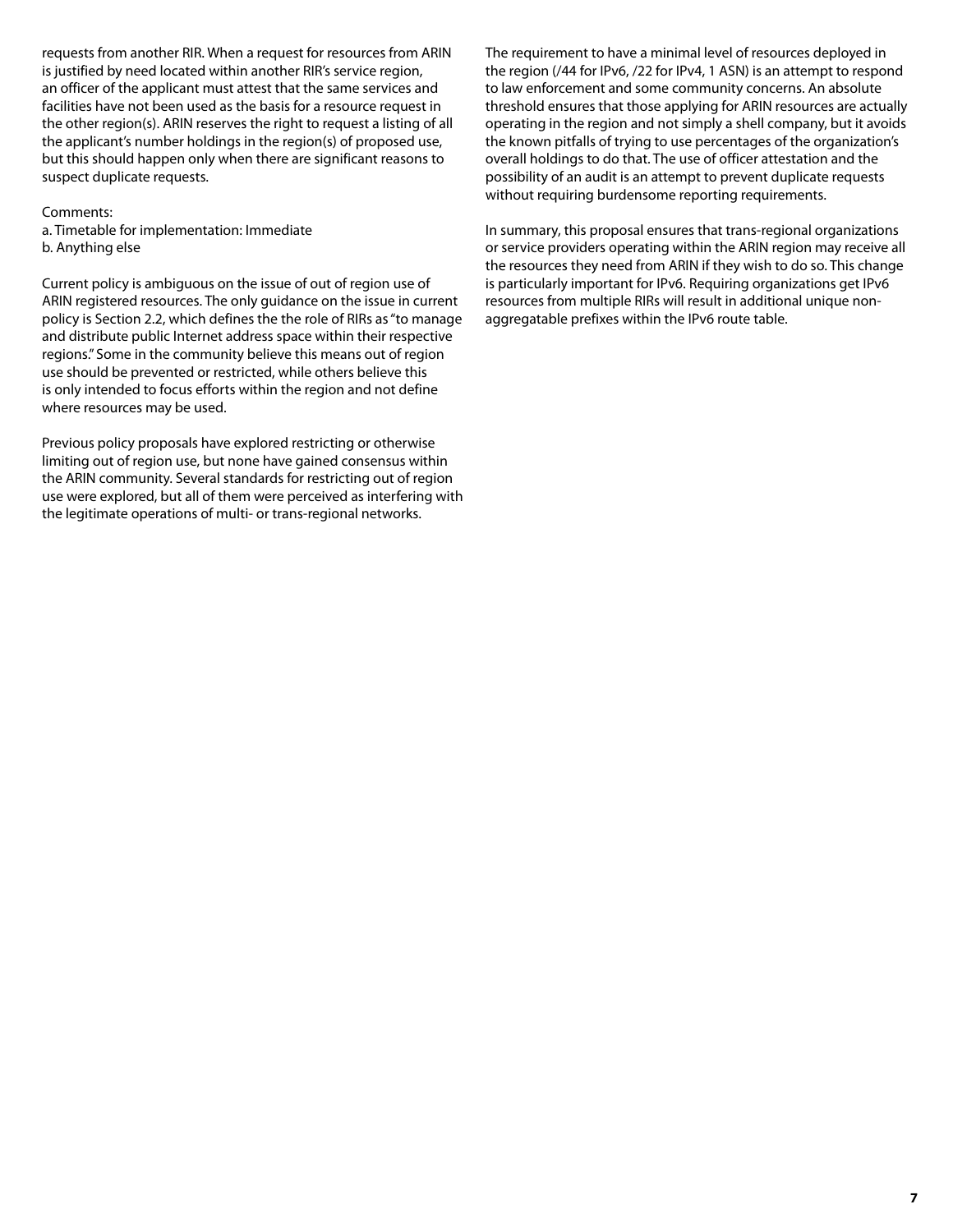requests from another RIR. When a request for resources from ARIN is justified by need located within another RIR's service region, an officer of the applicant must attest that the same services and facilities have not been used as the basis for a resource request in the other region(s). ARIN reserves the right to request a listing of all the applicant's number holdings in the region(s) of proposed use, but this should happen only when there are significant reasons to suspect duplicate requests.

Comments:
a. Timetable for implementation: Immediate
b. Anything else

Current policy is ambiguous on the issue of out of region use of ARIN registered resources. The only guidance on the issue in current policy is Section 2.2, which defines the the role of RIRs as "to manage and distribute public Internet address space within their respective regions." Some in the community believe this means out of region use should be prevented or restricted, while others believe this is only intended to focus efforts within the region and not define where resources may be used.

Previous policy proposals have explored restricting or otherwise limiting out of region use, but none have gained consensus within the ARIN community. Several standards for restricting out of region use were explored, but all of them were perceived as interfering with the legitimate operations of multi- or trans-regional networks.

The requirement to have a minimal level of resources deployed in the region (/44 for IPv6, /22 for IPv4, 1 ASN) is an attempt to respond to law enforcement and some community concerns. An absolute threshold ensures that those applying for ARIN resources are actually operating in the region and not simply a shell company, but it avoids the known pitfalls of trying to use percentages of the organization's overall holdings to do that. The use of officer attestation and the possibility of an audit is an attempt to prevent duplicate requests without requiring burdensome reporting requirements.

In summary, this proposal ensures that trans-regional organizations or service providers operating within the ARIN region may receive all the resources they need from ARIN if they wish to do so. This change is particularly important for IPv6. Requiring organizations get IPv6 resources from multiple RIRs will result in additional unique non-aggregatable prefixes within the IPv6 route table.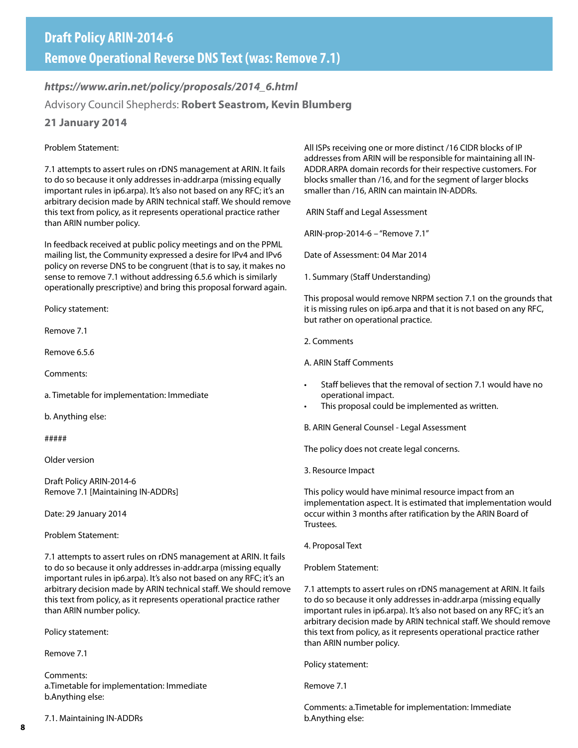# Draft Policy ARIN-2014-6
# Remove Operational Reverse DNS Text (was: Remove 7.1)

***https://www.arin.net/policy/proposals/2014_6.html***

Advisory Council Shepherds: **Robert Seastrom, Kevin Blumberg**

**21 January 2014**

Problem Statement:

7.1 attempts to assert rules on rDNS management at ARIN. It fails to do so because it only addresses in-addr.arpa (missing equally important rules in ip6.arpa). It's also not based on any RFC; it's an arbitrary decision made by ARIN technical staff. We should remove this text from policy, as it represents operational practice rather than ARIN number policy.

In feedback received at public policy meetings and on the PPML mailing list, the Community expressed a desire for IPv4 and IPv6 policy on reverse DNS to be congruent (that is to say, it makes no sense to remove 7.1 without addressing 6.5.6 which is similarly operationally prescriptive) and bring this proposal forward again.

Policy statement:

Remove 7.1

Remove 6.5.6

Comments:

a. Timetable for implementation: Immediate

b. Anything else:

#####

Older version

Draft Policy ARIN-2014-6
Remove 7.1 [Maintaining IN-ADDRs]

Date: 29 January 2014

Problem Statement:

7.1 attempts to assert rules on rDNS management at ARIN. It fails to do so because it only addresses in-addr.arpa (missing equally important rules in ip6.arpa). It's also not based on any RFC; it's an arbitrary decision made by ARIN technical staff. We should remove this text from policy, as it represents operational practice rather than ARIN number policy.

Policy statement:

Remove 7.1

Comments:
a.Timetable for implementation: Immediate
b.Anything else:

7.1. Maintaining IN-ADDRs

All ISPs receiving one or more distinct /16 CIDR blocks of IP addresses from ARIN will be responsible for maintaining all IN-ADDR.ARPA domain records for their respective customers. For blocks smaller than /16, and for the segment of larger blocks smaller than /16, ARIN can maintain IN-ADDRs.

ARIN Staff and Legal Assessment

ARIN-prop-2014-6 – "Remove 7.1"

Date of Assessment: 04 Mar 2014

1. Summary (Staff Understanding)

This proposal would remove NRPM section 7.1 on the grounds that it is missing rules on ip6.arpa and that it is not based on any RFC, but rather on operational practice.

2. Comments

A. ARIN Staff Comments

- Staff believes that the removal of section 7.1 would have no operational impact.
- This proposal could be implemented as written.

B. ARIN General Counsel - Legal Assessment

The policy does not create legal concerns.

3. Resource Impact

This policy would have minimal resource impact from an implementation aspect. It is estimated that implementation would occur within 3 months after ratification by the ARIN Board of Trustees.

4. Proposal Text

Problem Statement:

7.1 attempts to assert rules on rDNS management at ARIN. It fails to do so because it only addresses in-addr.arpa (missing equally important rules in ip6.arpa). It's also not based on any RFC; it's an arbitrary decision made by ARIN technical staff. We should remove this text from policy, as it represents operational practice rather than ARIN number policy.

Policy statement:

Remove 7.1

Comments: a.Timetable for implementation: Immediate
b.Anything else: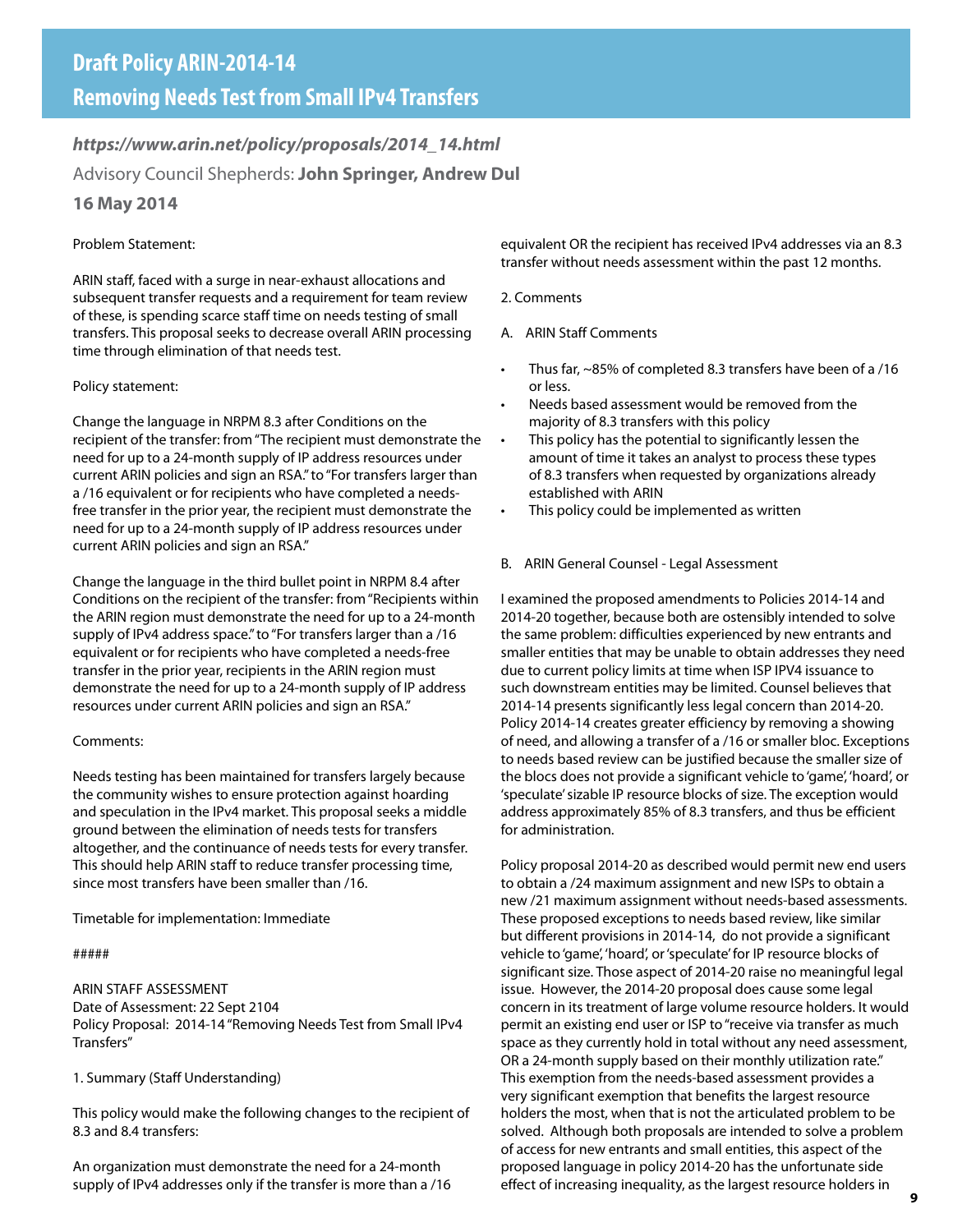# Draft Policy ARIN-2014-14

## Removing Needs Test from Small IPv4 Transfers

***https://www.arin.net/policy/proposals/2014_14.html***

Advisory Council Shepherds: **John Springer, Andrew Dul**

**16 May 2014**

Problem Statement:

ARIN staff, faced with a surge in near-exhaust allocations and subsequent transfer requests and a requirement for team review of these, is spending scarce staff time on needs testing of small transfers. This proposal seeks to decrease overall ARIN processing time through elimination of that needs test.

Policy statement:

Change the language in NRPM 8.3 after Conditions on the recipient of the transfer: from "The recipient must demonstrate the need for up to a 24-month supply of IP address resources under current ARIN policies and sign an RSA." to "For transfers larger than a /16 equivalent or for recipients who have completed a needs-free transfer in the prior year, the recipient must demonstrate the need for up to a 24-month supply of IP address resources under current ARIN policies and sign an RSA."

Change the language in the third bullet point in NRPM 8.4 after Conditions on the recipient of the transfer: from "Recipients within the ARIN region must demonstrate the need for up to a 24-month supply of IPv4 address space." to "For transfers larger than a /16 equivalent or for recipients who have completed a needs-free transfer in the prior year, recipients in the ARIN region must demonstrate the need for up to a 24-month supply of IP address resources under current ARIN policies and sign an RSA."

Comments:

Needs testing has been maintained for transfers largely because the community wishes to ensure protection against hoarding and speculation in the IPv4 market. This proposal seeks a middle ground between the elimination of needs tests for transfers altogether, and the continuance of needs tests for every transfer. This should help ARIN staff to reduce transfer processing time, since most transfers have been smaller than /16.

Timetable for implementation: Immediate

#####

ARIN STAFF ASSESSMENT
Date of Assessment: 22 Sept 2104
Policy Proposal: 2014-14 "Removing Needs Test from Small IPv4 Transfers"

1. Summary (Staff Understanding)

This policy would make the following changes to the recipient of 8.3 and 8.4 transfers:

An organization must demonstrate the need for a 24-month supply of IPv4 addresses only if the transfer is more than a /16 equivalent OR the recipient has received IPv4 addresses via an 8.3 transfer without needs assessment within the past 12 months.

2. Comments

A. ARIN Staff Comments

- Thus far, ~85% of completed 8.3 transfers have been of a /16 or less.
- Needs based assessment would be removed from the majority of 8.3 transfers with this policy
- This policy has the potential to significantly lessen the amount of time it takes an analyst to process these types of 8.3 transfers when requested by organizations already established with ARIN
- This policy could be implemented as written

B. ARIN General Counsel - Legal Assessment

I examined the proposed amendments to Policies 2014-14 and 2014-20 together, because both are ostensibly intended to solve the same problem: difficulties experienced by new entrants and smaller entities that may be unable to obtain addresses they need due to current policy limits at time when ISP IPV4 issuance to such downstream entities may be limited. Counsel believes that 2014-14 presents significantly less legal concern than 2014-20. Policy 2014-14 creates greater efficiency by removing a showing of need, and allowing a transfer of a /16 or smaller bloc. Exceptions to needs based review can be justified because the smaller size of the blocs does not provide a significant vehicle to 'game', 'hoard', or 'speculate' sizable IP resource blocks of size. The exception would address approximately 85% of 8.3 transfers, and thus be efficient for administration.

Policy proposal 2014-20 as described would permit new end users to obtain a /24 maximum assignment and new ISPs to obtain a new /21 maximum assignment without needs-based assessments. These proposed exceptions to needs based review, like similar but different provisions in 2014-14, do not provide a significant vehicle to 'game', 'hoard', or 'speculate' for IP resource blocks of significant size. Those aspect of 2014-20 raise no meaningful legal issue. However, the 2014-20 proposal does cause some legal concern in its treatment of large volume resource holders. It would permit an existing end user or ISP to "receive via transfer as much space as they currently hold in total without any need assessment, OR a 24-month supply based on their monthly utilization rate." This exemption from the needs-based assessment provides a very significant exemption that benefits the largest resource holders the most, when that is not the articulated problem to be solved. Although both proposals are intended to solve a problem of access for new entrants and small entities, this aspect of the proposed language in policy 2014-20 has the unfortunate side effect of increasing inequality, as the largest resource holders in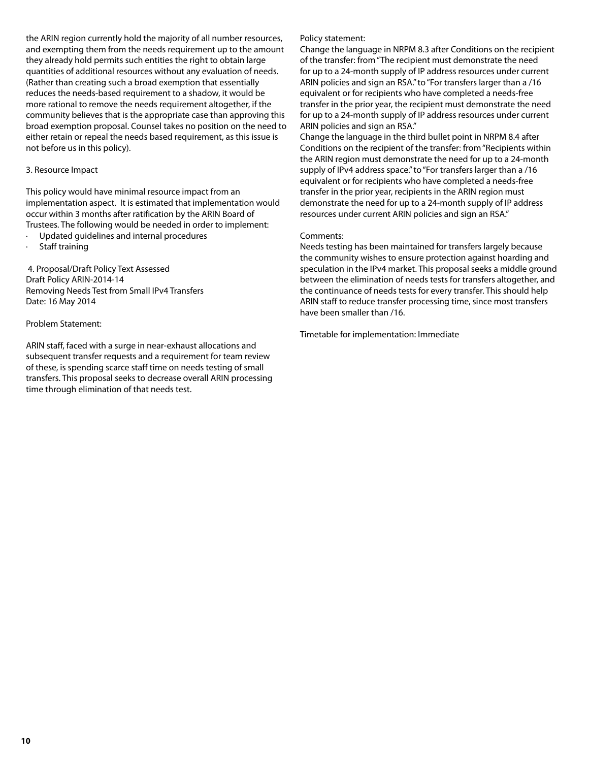the ARIN region currently hold the majority of all number resources, and exempting them from the needs requirement up to the amount they already hold permits such entities the right to obtain large quantities of additional resources without any evaluation of needs. (Rather than creating such a broad exemption that essentially reduces the needs-based requirement to a shadow, it would be more rational to remove the needs requirement altogether, if the community believes that is the appropriate case than approving this broad exemption proposal. Counsel takes no position on the need to either retain or repeal the needs based requirement, as this issue is not before us in this policy).

3. Resource Impact

This policy would have minimal resource impact from an implementation aspect. It is estimated that implementation would occur within 3 months after ratification by the ARIN Board of Trustees. The following would be needed in order to implement:

- Updated guidelines and internal procedures
- Staff training

4. Proposal/Draft Policy Text Assessed
Draft Policy ARIN-2014-14
Removing Needs Test from Small IPv4 Transfers
Date: 16 May 2014

Problem Statement:

ARIN staff, faced with a surge in near-exhaust allocations and subsequent transfer requests and a requirement for team review of these, is spending scarce staff time on needs testing of small transfers. This proposal seeks to decrease overall ARIN processing time through elimination of that needs test.

Policy statement:
Change the language in NRPM 8.3 after Conditions on the recipient of the transfer: from "The recipient must demonstrate the need for up to a 24-month supply of IP address resources under current ARIN policies and sign an RSA." to "For transfers larger than a /16 equivalent or for recipients who have completed a needs-free transfer in the prior year, the recipient must demonstrate the need for up to a 24-month supply of IP address resources under current ARIN policies and sign an RSA."
Change the language in the third bullet point in NRPM 8.4 after Conditions on the recipient of the transfer: from "Recipients within the ARIN region must demonstrate the need for up to a 24-month supply of IPv4 address space." to "For transfers larger than a /16 equivalent or for recipients who have completed a needs-free transfer in the prior year, recipients in the ARIN region must demonstrate the need for up to a 24-month supply of IP address resources under current ARIN policies and sign an RSA."

Comments:
Needs testing has been maintained for transfers largely because the community wishes to ensure protection against hoarding and speculation in the IPv4 market. This proposal seeks a middle ground between the elimination of needs tests for transfers altogether, and the continuance of needs tests for every transfer. This should help ARIN staff to reduce transfer processing time, since most transfers have been smaller than /16.

Timetable for implementation: Immediate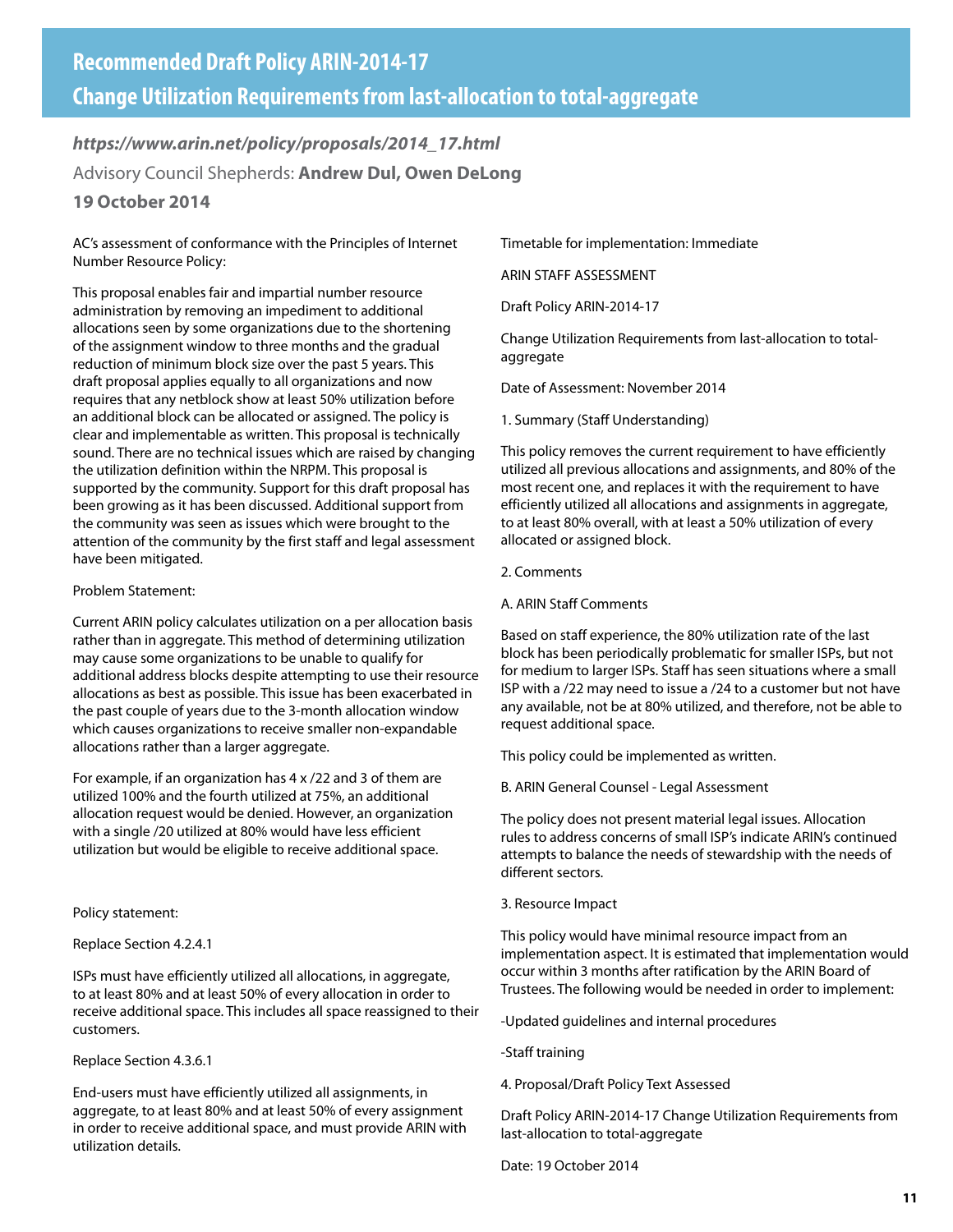# Recommended Draft Policy ARIN-2014-17

## Change Utilization Requirements from last-allocation to total-aggregate

***https://www.arin.net/policy/proposals/2014_17.html***

Advisory Council Shepherds: **Andrew Dul, Owen DeLong**

**19 October 2014**

AC's assessment of conformance with the Principles of Internet Number Resource Policy:

This proposal enables fair and impartial number resource administration by removing an impediment to additional allocations seen by some organizations due to the shortening of the assignment window to three months and the gradual reduction of minimum block size over the past 5 years. This draft proposal applies equally to all organizations and now requires that any netblock show at least 50% utilization before an additional block can be allocated or assigned. The policy is clear and implementable as written. This proposal is technically sound. There are no technical issues which are raised by changing the utilization definition within the NRPM. This proposal is supported by the community. Support for this draft proposal has been growing as it has been discussed. Additional support from the community was seen as issues which were brought to the attention of the community by the first staff and legal assessment have been mitigated.

Problem Statement:

Current ARIN policy calculates utilization on a per allocation basis rather than in aggregate. This method of determining utilization may cause some organizations to be unable to qualify for additional address blocks despite attempting to use their resource allocations as best as possible. This issue has been exacerbated in the past couple of years due to the 3-month allocation window which causes organizations to receive smaller non-expandable allocations rather than a larger aggregate.

For example, if an organization has 4 x /22 and 3 of them are utilized 100% and the fourth utilized at 75%, an additional allocation request would be denied. However, an organization with a single /20 utilized at 80% would have less efficient utilization but would be eligible to receive additional space.

Policy statement:

Replace Section 4.2.4.1

ISPs must have efficiently utilized all allocations, in aggregate, to at least 80% and at least 50% of every allocation in order to receive additional space. This includes all space reassigned to their customers.

Replace Section 4.3.6.1

End-users must have efficiently utilized all assignments, in aggregate, to at least 80% and at least 50% of every assignment in order to receive additional space, and must provide ARIN with utilization details.

Timetable for implementation: Immediate

ARIN STAFF ASSESSMENT

Draft Policy ARIN-2014-17

Change Utilization Requirements from last-allocation to total-aggregate

Date of Assessment: November 2014

1. Summary (Staff Understanding)

This policy removes the current requirement to have efficiently utilized all previous allocations and assignments, and 80% of the most recent one, and replaces it with the requirement to have efficiently utilized all allocations and assignments in aggregate, to at least 80% overall, with at least a 50% utilization of every allocated or assigned block.

2. Comments

A. ARIN Staff Comments

Based on staff experience, the 80% utilization rate of the last block has been periodically problematic for smaller ISPs, but not for medium to larger ISPs. Staff has seen situations where a small ISP with a /22 may need to issue a /24 to a customer but not have any available, not be at 80% utilized, and therefore, not be able to request additional space.

This policy could be implemented as written.

B. ARIN General Counsel - Legal Assessment

The policy does not present material legal issues. Allocation rules to address concerns of small ISP's indicate ARIN's continued attempts to balance the needs of stewardship with the needs of different sectors.

3. Resource Impact

This policy would have minimal resource impact from an implementation aspect. It is estimated that implementation would occur within 3 months after ratification by the ARIN Board of Trustees. The following would be needed in order to implement:

-Updated guidelines and internal procedures

-Staff training

4. Proposal/Draft Policy Text Assessed

Draft Policy ARIN-2014-17 Change Utilization Requirements from last-allocation to total-aggregate

Date: 19 October 2014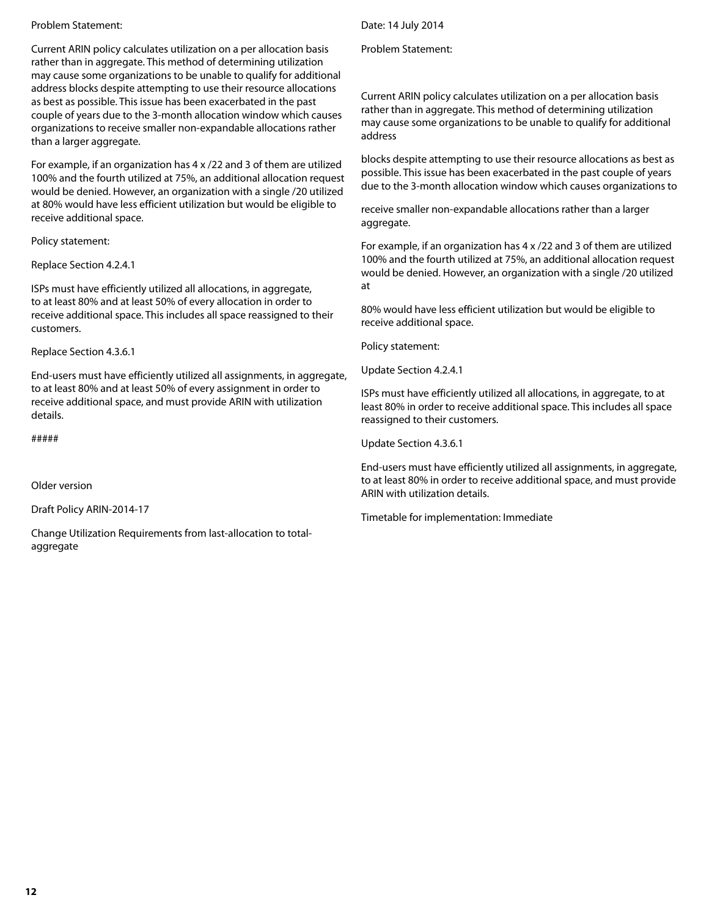Problem Statement:

Current ARIN policy calculates utilization on a per allocation basis rather than in aggregate. This method of determining utilization may cause some organizations to be unable to qualify for additional address blocks despite attempting to use their resource allocations as best as possible. This issue has been exacerbated in the past couple of years due to the 3-month allocation window which causes organizations to receive smaller non-expandable allocations rather than a larger aggregate.

For example, if an organization has 4 x /22 and 3 of them are utilized 100% and the fourth utilized at 75%, an additional allocation request would be denied. However, an organization with a single /20 utilized at 80% would have less efficient utilization but would be eligible to receive additional space.

Policy statement:

Replace Section 4.2.4.1

ISPs must have efficiently utilized all allocations, in aggregate, to at least 80% and at least 50% of every allocation in order to receive additional space. This includes all space reassigned to their customers.

Replace Section 4.3.6.1

End-users must have efficiently utilized all assignments, in aggregate, to at least 80% and at least 50% of every assignment in order to receive additional space, and must provide ARIN with utilization details.

#####

Older version

Draft Policy ARIN-2014-17

Change Utilization Requirements from last-allocation to total-aggregate

Date: 14 July 2014

Problem Statement:

Current ARIN policy calculates utilization on a per allocation basis rather than in aggregate. This method of determining utilization may cause some organizations to be unable to qualify for additional address

blocks despite attempting to use their resource allocations as best as possible. This issue has been exacerbated in the past couple of years due to the 3-month allocation window which causes organizations to

receive smaller non-expandable allocations rather than a larger aggregate.

For example, if an organization has 4 x /22 and 3 of them are utilized 100% and the fourth utilized at 75%, an additional allocation request would be denied. However, an organization with a single /20 utilized at

80% would have less efficient utilization but would be eligible to receive additional space.

Policy statement:

Update Section 4.2.4.1

ISPs must have efficiently utilized all allocations, in aggregate, to at least 80% in order to receive additional space. This includes all space reassigned to their customers.

Update Section 4.3.6.1

End-users must have efficiently utilized all assignments, in aggregate, to at least 80% in order to receive additional space, and must provide ARIN with utilization details.

Timetable for implementation: Immediate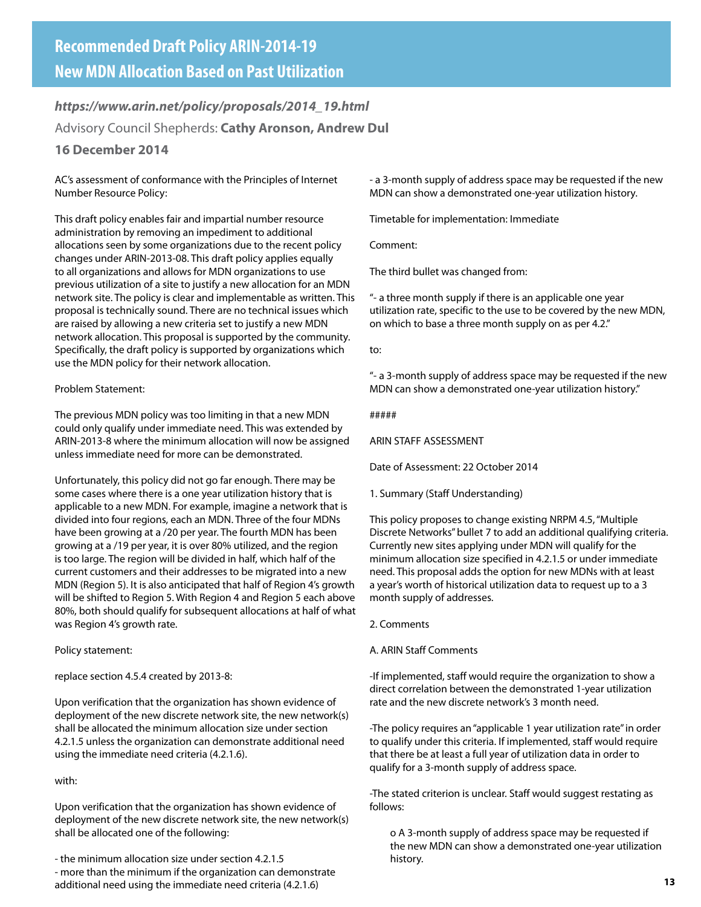# Recommended Draft Policy ARIN-2014-19
# New MDN Allocation Based on Past Utilization

***https://www.arin.net/policy/proposals/2014_19.html***

Advisory Council Shepherds: **Cathy Aronson, Andrew Dul**

**16 December 2014**

AC's assessment of conformance with the Principles of Internet Number Resource Policy:

This draft policy enables fair and impartial number resource administration by removing an impediment to additional allocations seen by some organizations due to the recent policy changes under ARIN-2013-08. This draft policy applies equally to all organizations and allows for MDN organizations to use previous utilization of a site to justify a new allocation for an MDN network site. The policy is clear and implementable as written. This proposal is technically sound. There are no technical issues which are raised by allowing a new criteria set to justify a new MDN network allocation. This proposal is supported by the community. Specifically, the draft policy is supported by organizations which use the MDN policy for their network allocation.

Problem Statement:

The previous MDN policy was too limiting in that a new MDN could only qualify under immediate need. This was extended by ARIN-2013-8 where the minimum allocation will now be assigned unless immediate need for more can be demonstrated.

Unfortunately, this policy did not go far enough. There may be some cases where there is a one year utilization history that is applicable to a new MDN. For example, imagine a network that is divided into four regions, each an MDN. Three of the four MDNs have been growing at a /20 per year. The fourth MDN has been growing at a /19 per year, it is over 80% utilized, and the region is too large. The region will be divided in half, which half of the current customers and their addresses to be migrated into a new MDN (Region 5). It is also anticipated that half of Region 4's growth will be shifted to Region 5. With Region 4 and Region 5 each above 80%, both should qualify for subsequent allocations at half of what was Region 4's growth rate.

Policy statement:

replace section 4.5.4 created by 2013-8:

Upon verification that the organization has shown evidence of deployment of the new discrete network site, the new network(s) shall be allocated the minimum allocation size under section 4.2.1.5 unless the organization can demonstrate additional need using the immediate need criteria (4.2.1.6).

with:

Upon verification that the organization has shown evidence of deployment of the new discrete network site, the new network(s) shall be allocated one of the following:

- the minimum allocation size under section 4.2.1.5
- more than the minimum if the organization can demonstrate additional need using the immediate need criteria (4.2.1.6)
- a 3-month supply of address space may be requested if the new MDN can show a demonstrated one-year utilization history.

Timetable for implementation: Immediate

Comment:

The third bullet was changed from:

"- a three month supply if there is an applicable one year utilization rate, specific to the use to be covered by the new MDN, on which to base a three month supply on as per 4.2."

to:

"- a 3-month supply of address space may be requested if the new MDN can show a demonstrated one-year utilization history."

#####

ARIN STAFF ASSESSMENT

Date of Assessment: 22 October 2014

1. Summary (Staff Understanding)

This policy proposes to change existing NRPM 4.5, "Multiple Discrete Networks" bullet 7 to add an additional qualifying criteria. Currently new sites applying under MDN will qualify for the minimum allocation size specified in 4.2.1.5 or under immediate need. This proposal adds the option for new MDNs with at least a year's worth of historical utilization data to request up to a 3 month supply of addresses.

2. Comments

A. ARIN Staff Comments

-If implemented, staff would require the organization to show a direct correlation between the demonstrated 1-year utilization rate and the new discrete network's 3 month need.

-The policy requires an "applicable 1 year utilization rate" in order to qualify under this criteria. If implemented, staff would require that there be at least a full year of utilization data in order to qualify for a 3-month supply of address space.

-The stated criterion is unclear. Staff would suggest restating as follows:

o A 3-month supply of address space may be requested if the new MDN can show a demonstrated one-year utilization history.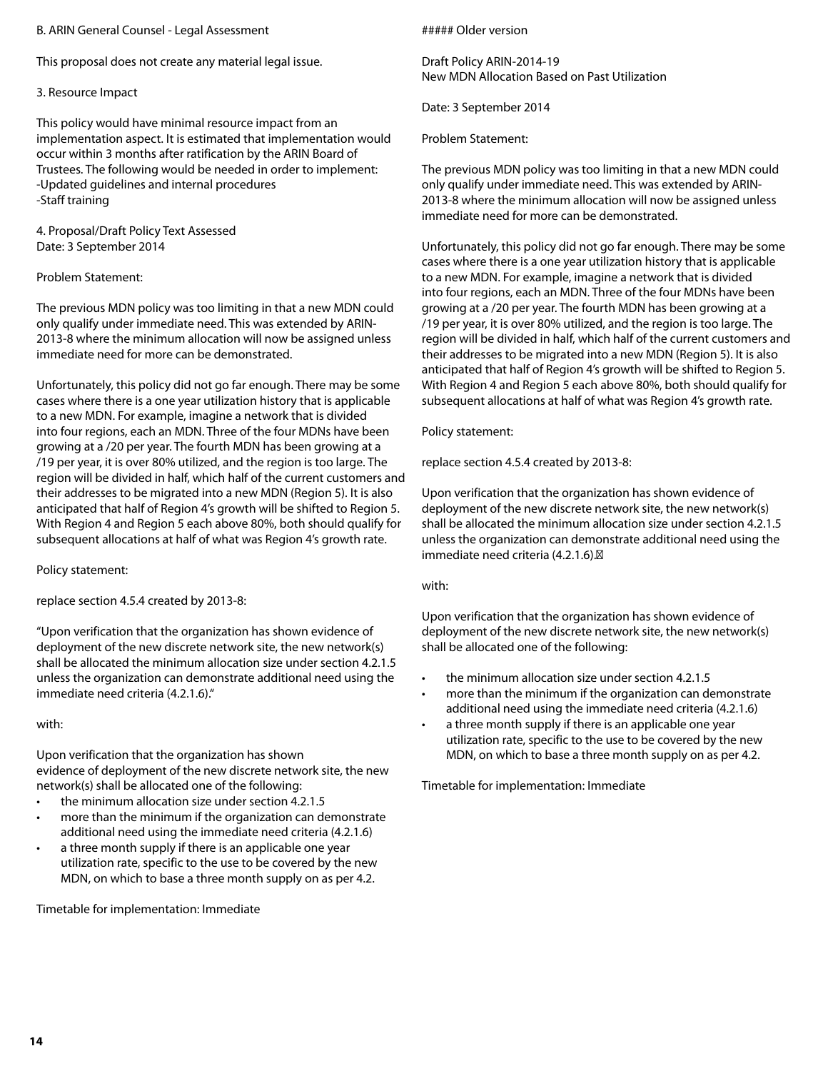B. ARIN General Counsel - Legal Assessment

This proposal does not create any material legal issue.

3. Resource Impact

This policy would have minimal resource impact from an implementation aspect. It is estimated that implementation would occur within 3 months after ratification by the ARIN Board of Trustees. The following would be needed in order to implement:
-Updated guidelines and internal procedures
-Staff training

4. Proposal/Draft Policy Text Assessed
Date: 3 September 2014

Problem Statement:

The previous MDN policy was too limiting in that a new MDN could only qualify under immediate need. This was extended by ARIN-2013-8 where the minimum allocation will now be assigned unless immediate need for more can be demonstrated.

Unfortunately, this policy did not go far enough. There may be some cases where there is a one year utilization history that is applicable to a new MDN. For example, imagine a network that is divided into four regions, each an MDN. Three of the four MDNs have been growing at a /20 per year. The fourth MDN has been growing at a /19 per year, it is over 80% utilized, and the region is too large. The region will be divided in half, which half of the current customers and their addresses to be migrated into a new MDN (Region 5). It is also anticipated that half of Region 4's growth will be shifted to Region 5. With Region 4 and Region 5 each above 80%, both should qualify for subsequent allocations at half of what was Region 4's growth rate.

Policy statement:

replace section 4.5.4 created by 2013-8:

"Upon verification that the organization has shown evidence of deployment of the new discrete network site, the new network(s) shall be allocated the minimum allocation size under section 4.2.1.5 unless the organization can demonstrate additional need using the immediate need criteria (4.2.1.6)."

with:

Upon verification that the organization has shown evidence of deployment of the new discrete network site, the new network(s) shall be allocated one of the following:

- the minimum allocation size under section 4.2.1.5
- more than the minimum if the organization can demonstrate additional need using the immediate need criteria (4.2.1.6)
- a three month supply if there is an applicable one year utilization rate, specific to the use to be covered by the new MDN, on which to base a three month supply on as per 4.2.

Timetable for implementation: Immediate

##### Older version

Draft Policy ARIN-2014-19
New MDN Allocation Based on Past Utilization

Date: 3 September 2014

Problem Statement:

The previous MDN policy was too limiting in that a new MDN could only qualify under immediate need. This was extended by ARIN-2013-8 where the minimum allocation will now be assigned unless immediate need for more can be demonstrated.

Unfortunately, this policy did not go far enough. There may be some cases where there is a one year utilization history that is applicable to a new MDN. For example, imagine a network that is divided into four regions, each an MDN. Three of the four MDNs have been growing at a /20 per year. The fourth MDN has been growing at a /19 per year, it is over 80% utilized, and the region is too large. The region will be divided in half, which half of the current customers and their addresses to be migrated into a new MDN (Region 5). It is also anticipated that half of Region 4's growth will be shifted to Region 5. With Region 4 and Region 5 each above 80%, both should qualify for subsequent allocations at half of what was Region 4's growth rate.

Policy statement:

replace section 4.5.4 created by 2013-8:

Upon verification that the organization has shown evidence of deployment of the new discrete network site, the new network(s) shall be allocated the minimum allocation size under section 4.2.1.5 unless the organization can demonstrate additional need using the immediate need criteria (4.2.1.6).

with:

Upon verification that the organization has shown evidence of deployment of the new discrete network site, the new network(s) shall be allocated one of the following:

- the minimum allocation size under section 4.2.1.5
- more than the minimum if the organization can demonstrate additional need using the immediate need criteria (4.2.1.6)
- a three month supply if there is an applicable one year utilization rate, specific to the use to be covered by the new MDN, on which to base a three month supply on as per 4.2.

Timetable for implementation: Immediate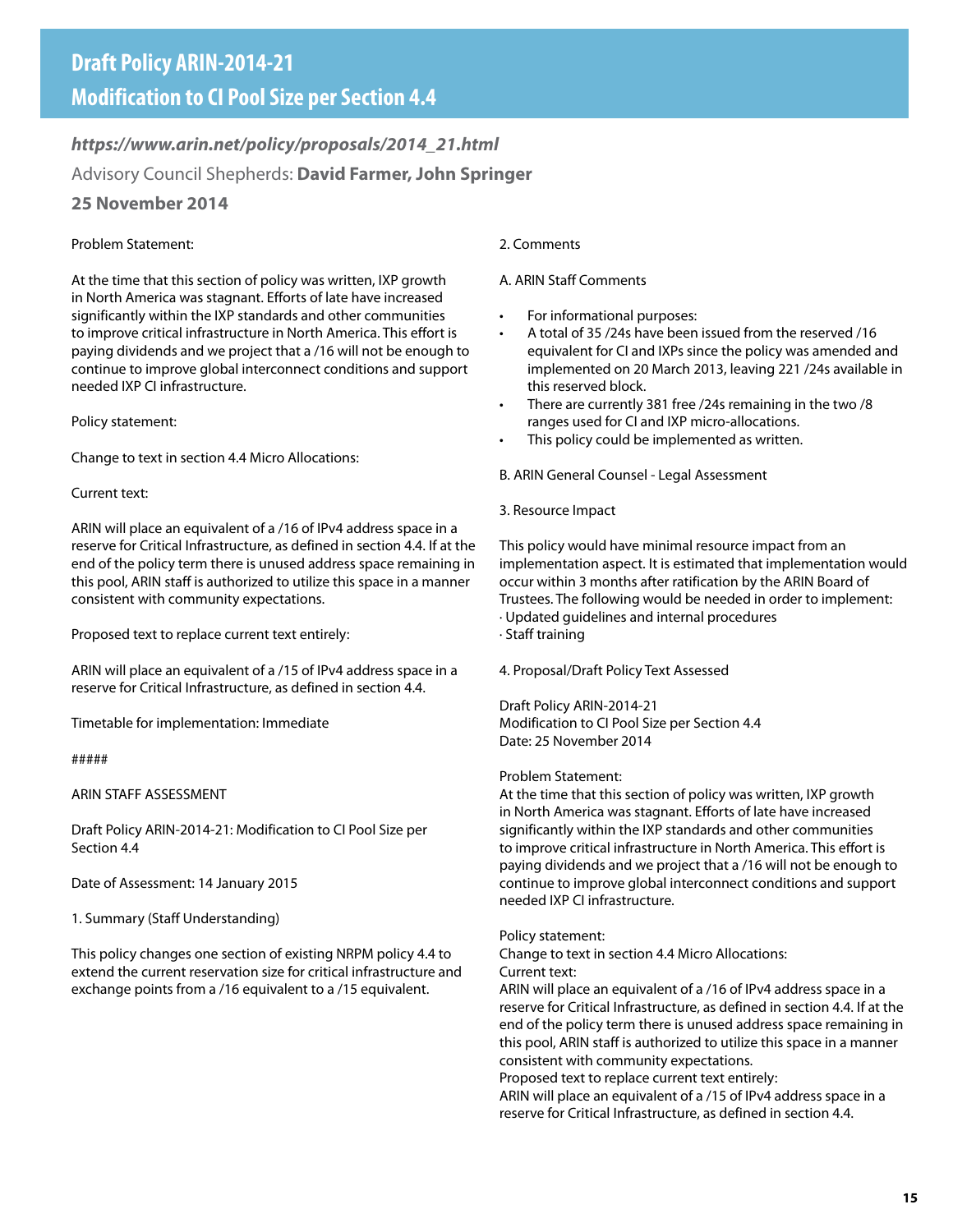# Draft Policy ARIN-2014-21
# Modification to CI Pool Size per Section 4.4

***https://www.arin.net/policy/proposals/2014_21.html***

Advisory Council Shepherds: **David Farmer, John Springer**

**25 November 2014**

Problem Statement:

At the time that this section of policy was written, IXP growth in North America was stagnant. Efforts of late have increased significantly within the IXP standards and other communities to improve critical infrastructure in North America. This effort is paying dividends and we project that a /16 will not be enough to continue to improve global interconnect conditions and support needed IXP CI infrastructure.

Policy statement:

Change to text in section 4.4 Micro Allocations:

Current text:

ARIN will place an equivalent of a /16 of IPv4 address space in a reserve for Critical Infrastructure, as defined in section 4.4. If at the end of the policy term there is unused address space remaining in this pool, ARIN staff is authorized to utilize this space in a manner consistent with community expectations.

Proposed text to replace current text entirely:

ARIN will place an equivalent of a /15 of IPv4 address space in a reserve for Critical Infrastructure, as defined in section 4.4.

Timetable for implementation: Immediate

#####

ARIN STAFF ASSESSMENT

Draft Policy ARIN-2014-21: Modification to CI Pool Size per Section 4.4

Date of Assessment: 14 January 2015

1. Summary (Staff Understanding)

This policy changes one section of existing NRPM policy 4.4 to extend the current reservation size for critical infrastructure and exchange points from a /16 equivalent to a /15 equivalent.

2. Comments

A. ARIN Staff Comments

- For informational purposes:
- A total of 35 /24s have been issued from the reserved /16 equivalent for CI and IXPs since the policy was amended and implemented on 20 March 2013, leaving 221 /24s available in this reserved block.
- There are currently 381 free /24s remaining in the two /8 ranges used for CI and IXP micro-allocations.
- This policy could be implemented as written.

B. ARIN General Counsel - Legal Assessment

3. Resource Impact

This policy would have minimal resource impact from an implementation aspect. It is estimated that implementation would occur within 3 months after ratification by the ARIN Board of Trustees. The following would be needed in order to implement:
· Updated guidelines and internal procedures
· Staff training

4. Proposal/Draft Policy Text Assessed

Draft Policy ARIN-2014-21
Modification to CI Pool Size per Section 4.4
Date: 25 November 2014

Problem Statement:
At the time that this section of policy was written, IXP growth in North America was stagnant. Efforts of late have increased significantly within the IXP standards and other communities to improve critical infrastructure in North America. This effort is paying dividends and we project that a /16 will not be enough to continue to improve global interconnect conditions and support needed IXP CI infrastructure.

Policy statement:
Change to text in section 4.4 Micro Allocations:
Current text:
ARIN will place an equivalent of a /16 of IPv4 address space in a reserve for Critical Infrastructure, as defined in section 4.4. If at the end of the policy term there is unused address space remaining in this pool, ARIN staff is authorized to utilize this space in a manner consistent with community expectations.
Proposed text to replace current text entirely:
ARIN will place an equivalent of a /15 of IPv4 address space in a reserve for Critical Infrastructure, as defined in section 4.4.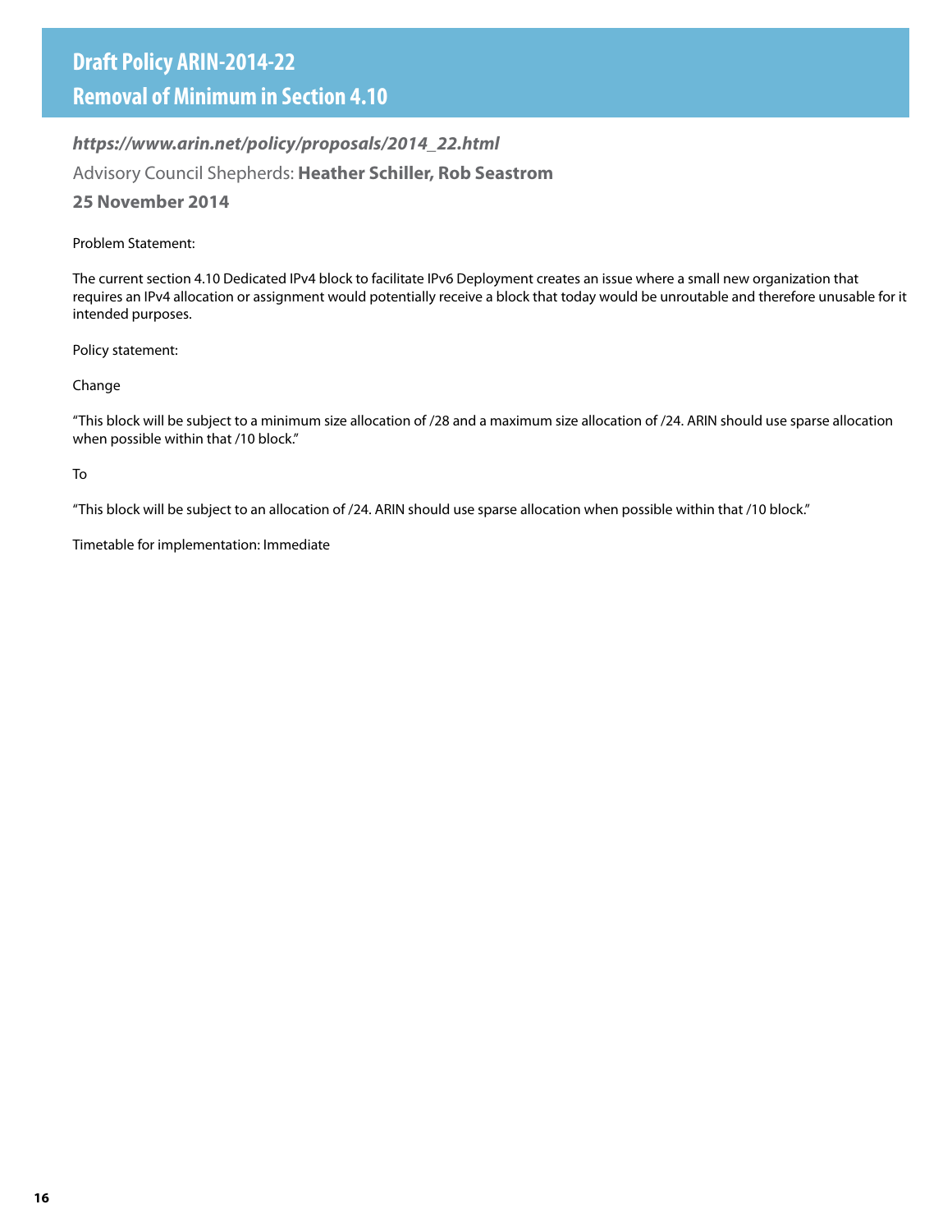# Draft Policy ARIN-2014-22
# Removal of Minimum in Section 4.10

***https://www.arin.net/policy/proposals/2014_22.html***

Advisory Council Shepherds: **Heather Schiller, Rob Seastrom**

**25 November 2014**

Problem Statement:

The current section 4.10 Dedicated IPv4 block to facilitate IPv6 Deployment creates an issue where a small new organization that requires an IPv4 allocation or assignment would potentially receive a block that today would be unroutable and therefore unusable for it intended purposes.

Policy statement:

Change

"This block will be subject to a minimum size allocation of /28 and a maximum size allocation of /24. ARIN should use sparse allocation when possible within that /10 block."

To

"This block will be subject to an allocation of /24. ARIN should use sparse allocation when possible within that /10 block."

Timetable for implementation: Immediate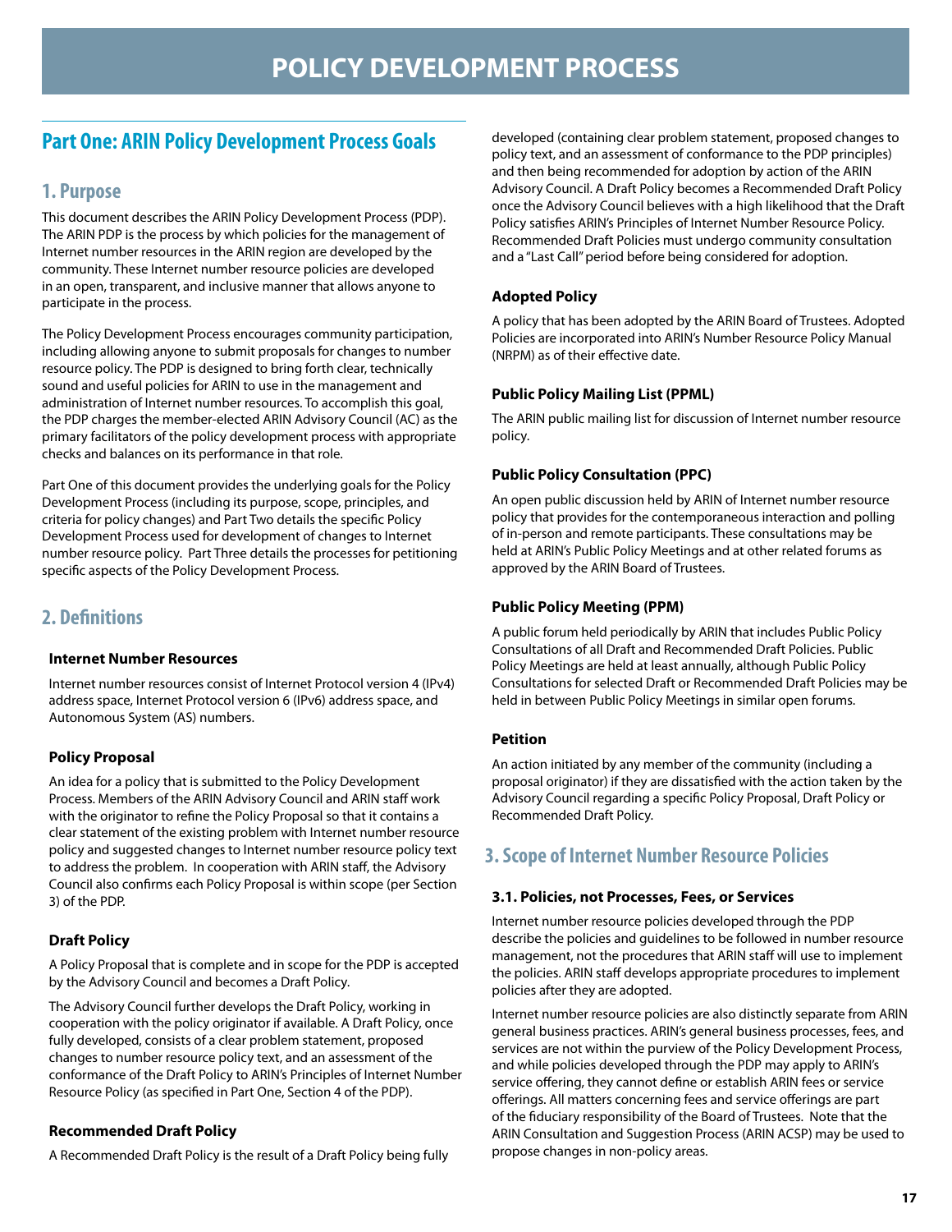# POLICY DEVELOPMENT PROCESS

## Part One: ARIN Policy Development Process Goals

### 1. Purpose

This document describes the ARIN Policy Development Process (PDP). The ARIN PDP is the process by which policies for the management of Internet number resources in the ARIN region are developed by the community. These Internet number resource policies are developed in an open, transparent, and inclusive manner that allows anyone to participate in the process.

The Policy Development Process encourages community participation, including allowing anyone to submit proposals for changes to number resource policy. The PDP is designed to bring forth clear, technically sound and useful policies for ARIN to use in the management and administration of Internet number resources. To accomplish this goal, the PDP charges the member-elected ARIN Advisory Council (AC) as the primary facilitators of the policy development process with appropriate checks and balances on its performance in that role.

Part One of this document provides the underlying goals for the Policy Development Process (including its purpose, scope, principles, and criteria for policy changes) and Part Two details the specific Policy Development Process used for development of changes to Internet number resource policy. Part Three details the processes for petitioning specific aspects of the Policy Development Process.

### 2. Definitions

#### Internet Number Resources

Internet number resources consist of Internet Protocol version 4 (IPv4) address space, Internet Protocol version 6 (IPv6) address space, and Autonomous System (AS) numbers.

#### Policy Proposal

An idea for a policy that is submitted to the Policy Development Process. Members of the ARIN Advisory Council and ARIN staff work with the originator to refine the Policy Proposal so that it contains a clear statement of the existing problem with Internet number resource policy and suggested changes to Internet number resource policy text to address the problem. In cooperation with ARIN staff, the Advisory Council also confirms each Policy Proposal is within scope (per Section 3) of the PDP.

#### Draft Policy

A Policy Proposal that is complete and in scope for the PDP is accepted by the Advisory Council and becomes a Draft Policy.

The Advisory Council further develops the Draft Policy, working in cooperation with the policy originator if available. A Draft Policy, once fully developed, consists of a clear problem statement, proposed changes to number resource policy text, and an assessment of the conformance of the Draft Policy to ARIN's Principles of Internet Number Resource Policy (as specified in Part One, Section 4 of the PDP).

#### Recommended Draft Policy

A Recommended Draft Policy is the result of a Draft Policy being fully developed (containing clear problem statement, proposed changes to policy text, and an assessment of conformance to the PDP principles) and then being recommended for adoption by action of the ARIN Advisory Council. A Draft Policy becomes a Recommended Draft Policy once the Advisory Council believes with a high likelihood that the Draft Policy satisfies ARIN's Principles of Internet Number Resource Policy. Recommended Draft Policies must undergo community consultation and a "Last Call" period before being considered for adoption.

#### Adopted Policy

A policy that has been adopted by the ARIN Board of Trustees. Adopted Policies are incorporated into ARIN's Number Resource Policy Manual (NRPM) as of their effective date.

#### Public Policy Mailing List (PPML)

The ARIN public mailing list for discussion of Internet number resource policy.

#### Public Policy Consultation (PPC)

An open public discussion held by ARIN of Internet number resource policy that provides for the contemporaneous interaction and polling of in-person and remote participants. These consultations may be held at ARIN's Public Policy Meetings and at other related forums as approved by the ARIN Board of Trustees.

#### Public Policy Meeting (PPM)

A public forum held periodically by ARIN that includes Public Policy Consultations of all Draft and Recommended Draft Policies. Public Policy Meetings are held at least annually, although Public Policy Consultations for selected Draft or Recommended Draft Policies may be held in between Public Policy Meetings in similar open forums.

#### Petition

An action initiated by any member of the community (including a proposal originator) if they are dissatisfied with the action taken by the Advisory Council regarding a specific Policy Proposal, Draft Policy or Recommended Draft Policy.

### 3. Scope of Internet Number Resource Policies

#### 3.1. Policies, not Processes, Fees, or Services

Internet number resource policies developed through the PDP describe the policies and guidelines to be followed in number resource management, not the procedures that ARIN staff will use to implement the policies. ARIN staff develops appropriate procedures to implement policies after they are adopted.

Internet number resource policies are also distinctly separate from ARIN general business practices. ARIN's general business processes, fees, and services are not within the purview of the Policy Development Process, and while policies developed through the PDP may apply to ARIN's service offering, they cannot define or establish ARIN fees or service offerings. All matters concerning fees and service offerings are part of the fiduciary responsibility of the Board of Trustees. Note that the ARIN Consultation and Suggestion Process (ARIN ACSP) may be used to propose changes in non-policy areas.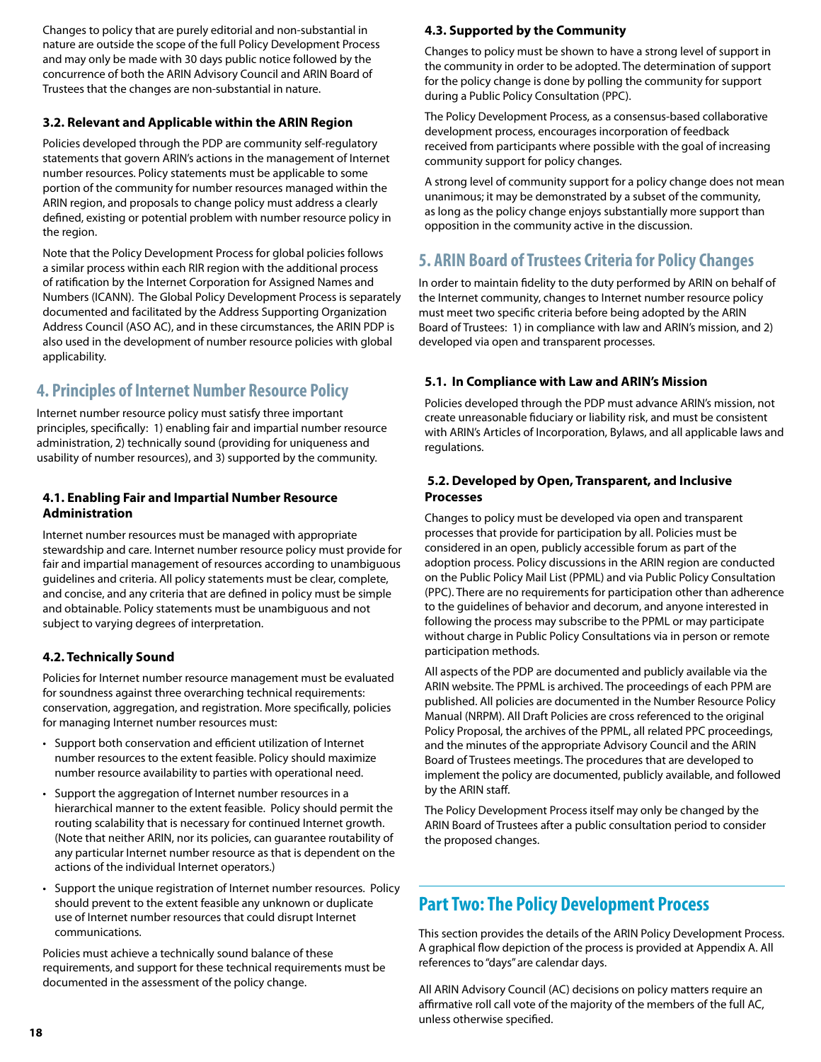Changes to policy that are purely editorial and non-substantial in nature are outside the scope of the full Policy Development Process and may only be made with 30 days public notice followed by the concurrence of both the ARIN Advisory Council and ARIN Board of Trustees that the changes are non-substantial in nature.

### 3.2. Relevant and Applicable within the ARIN Region

Policies developed through the PDP are community self-regulatory statements that govern ARIN's actions in the management of Internet number resources. Policy statements must be applicable to some portion of the community for number resources managed within the ARIN region, and proposals to change policy must address a clearly defined, existing or potential problem with number resource policy in the region.

Note that the Policy Development Process for global policies follows a similar process within each RIR region with the additional process of ratification by the Internet Corporation for Assigned Names and Numbers (ICANN). The Global Policy Development Process is separately documented and facilitated by the Address Supporting Organization Address Council (ASO AC), and in these circumstances, the ARIN PDP is also used in the development of number resource policies with global applicability.

## 4. Principles of Internet Number Resource Policy

Internet number resource policy must satisfy three important principles, specifically: 1) enabling fair and impartial number resource administration, 2) technically sound (providing for uniqueness and usability of number resources), and 3) supported by the community.

### 4.1. Enabling Fair and Impartial Number Resource Administration

Internet number resources must be managed with appropriate stewardship and care. Internet number resource policy must provide for fair and impartial management of resources according to unambiguous guidelines and criteria. All policy statements must be clear, complete, and concise, and any criteria that are defined in policy must be simple and obtainable. Policy statements must be unambiguous and not subject to varying degrees of interpretation.

### 4.2. Technically Sound

Policies for Internet number resource management must be evaluated for soundness against three overarching technical requirements: conservation, aggregation, and registration. More specifically, policies for managing Internet number resources must:

- Support both conservation and efficient utilization of Internet number resources to the extent feasible. Policy should maximize number resource availability to parties with operational need.
- Support the aggregation of Internet number resources in a hierarchical manner to the extent feasible. Policy should permit the routing scalability that is necessary for continued Internet growth. (Note that neither ARIN, nor its policies, can guarantee routability of any particular Internet number resource as that is dependent on the actions of the individual Internet operators.)
- Support the unique registration of Internet number resources. Policy should prevent to the extent feasible any unknown or duplicate use of Internet number resources that could disrupt Internet communications.

Policies must achieve a technically sound balance of these requirements, and support for these technical requirements must be documented in the assessment of the policy change.

### 4.3. Supported by the Community

Changes to policy must be shown to have a strong level of support in the community in order to be adopted. The determination of support for the policy change is done by polling the community for support during a Public Policy Consultation (PPC).

The Policy Development Process, as a consensus-based collaborative development process, encourages incorporation of feedback received from participants where possible with the goal of increasing community support for policy changes.

A strong level of community support for a policy change does not mean unanimous; it may be demonstrated by a subset of the community, as long as the policy change enjoys substantially more support than opposition in the community active in the discussion.

## 5. ARIN Board of Trustees Criteria for Policy Changes

In order to maintain fidelity to the duty performed by ARIN on behalf of the Internet community, changes to Internet number resource policy must meet two specific criteria before being adopted by the ARIN Board of Trustees: 1) in compliance with law and ARIN's mission, and 2) developed via open and transparent processes.

### 5.1. In Compliance with Law and ARIN's Mission

Policies developed through the PDP must advance ARIN's mission, not create unreasonable fiduciary or liability risk, and must be consistent with ARIN's Articles of Incorporation, Bylaws, and all applicable laws and regulations.

### 5.2. Developed by Open, Transparent, and Inclusive Processes

Changes to policy must be developed via open and transparent processes that provide for participation by all. Policies must be considered in an open, publicly accessible forum as part of the adoption process. Policy discussions in the ARIN region are conducted on the Public Policy Mail List (PPML) and via Public Policy Consultation (PPC). There are no requirements for participation other than adherence to the guidelines of behavior and decorum, and anyone interested in following the process may subscribe to the PPML or may participate without charge in Public Policy Consultations via in person or remote participation methods.

All aspects of the PDP are documented and publicly available via the ARIN website. The PPML is archived. The proceedings of each PPM are published. All policies are documented in the Number Resource Policy Manual (NRPM). All Draft Policies are cross referenced to the original Policy Proposal, the archives of the PPML, all related PPC proceedings, and the minutes of the appropriate Advisory Council and the ARIN Board of Trustees meetings. The procedures that are developed to implement the policy are documented, publicly available, and followed by the ARIN staff.

The Policy Development Process itself may only be changed by the ARIN Board of Trustees after a public consultation period to consider the proposed changes.

# Part Two: The Policy Development Process

This section provides the details of the ARIN Policy Development Process. A graphical flow depiction of the process is provided at Appendix A. All references to "days" are calendar days.

All ARIN Advisory Council (AC) decisions on policy matters require an affirmative roll call vote of the majority of the members of the full AC, unless otherwise specified.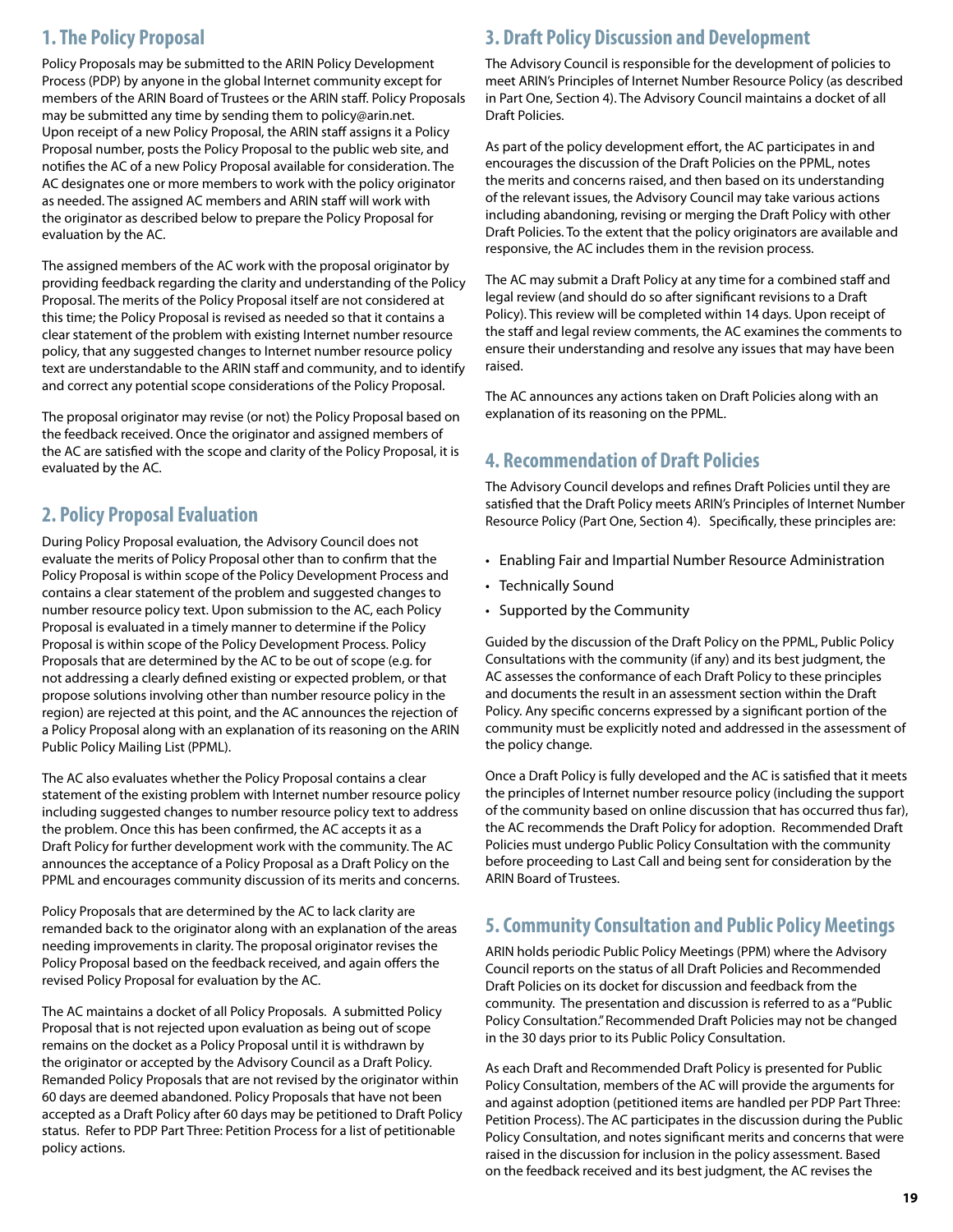## 1. The Policy Proposal

Policy Proposals may be submitted to the ARIN Policy Development Process (PDP) by anyone in the global Internet community except for members of the ARIN Board of Trustees or the ARIN staff. Policy Proposals may be submitted any time by sending them to policy@arin.net. Upon receipt of a new Policy Proposal, the ARIN staff assigns it a Policy Proposal number, posts the Policy Proposal to the public web site, and notifies the AC of a new Policy Proposal available for consideration. The AC designates one or more members to work with the policy originator as needed. The assigned AC members and ARIN staff will work with the originator as described below to prepare the Policy Proposal for evaluation by the AC.

The assigned members of the AC work with the proposal originator by providing feedback regarding the clarity and understanding of the Policy Proposal. The merits of the Policy Proposal itself are not considered at this time; the Policy Proposal is revised as needed so that it contains a clear statement of the problem with existing Internet number resource policy, that any suggested changes to Internet number resource policy text are understandable to the ARIN staff and community, and to identify and correct any potential scope considerations of the Policy Proposal.

The proposal originator may revise (or not) the Policy Proposal based on the feedback received. Once the originator and assigned members of the AC are satisfied with the scope and clarity of the Policy Proposal, it is evaluated by the AC.

## 2. Policy Proposal Evaluation

During Policy Proposal evaluation, the Advisory Council does not evaluate the merits of Policy Proposal other than to confirm that the Policy Proposal is within scope of the Policy Development Process and contains a clear statement of the problem and suggested changes to number resource policy text. Upon submission to the AC, each Policy Proposal is evaluated in a timely manner to determine if the Policy Proposal is within scope of the Policy Development Process. Policy Proposals that are determined by the AC to be out of scope (e.g. for not addressing a clearly defined existing or expected problem, or that propose solutions involving other than number resource policy in the region) are rejected at this point, and the AC announces the rejection of a Policy Proposal along with an explanation of its reasoning on the ARIN Public Policy Mailing List (PPML).

The AC also evaluates whether the Policy Proposal contains a clear statement of the existing problem with Internet number resource policy including suggested changes to number resource policy text to address the problem. Once this has been confirmed, the AC accepts it as a Draft Policy for further development work with the community. The AC announces the acceptance of a Policy Proposal as a Draft Policy on the PPML and encourages community discussion of its merits and concerns.

Policy Proposals that are determined by the AC to lack clarity are remanded back to the originator along with an explanation of the areas needing improvements in clarity. The proposal originator revises the Policy Proposal based on the feedback received, and again offers the revised Policy Proposal for evaluation by the AC.

The AC maintains a docket of all Policy Proposals. A submitted Policy Proposal that is not rejected upon evaluation as being out of scope remains on the docket as a Policy Proposal until it is withdrawn by the originator or accepted by the Advisory Council as a Draft Policy. Remanded Policy Proposals that are not revised by the originator within 60 days are deemed abandoned. Policy Proposals that have not been accepted as a Draft Policy after 60 days may be petitioned to Draft Policy status. Refer to PDP Part Three: Petition Process for a list of petitionable policy actions.

## 3. Draft Policy Discussion and Development

The Advisory Council is responsible for the development of policies to meet ARIN's Principles of Internet Number Resource Policy (as described in Part One, Section 4). The Advisory Council maintains a docket of all Draft Policies.

As part of the policy development effort, the AC participates in and encourages the discussion of the Draft Policies on the PPML, notes the merits and concerns raised, and then based on its understanding of the relevant issues, the Advisory Council may take various actions including abandoning, revising or merging the Draft Policy with other Draft Policies. To the extent that the policy originators are available and responsive, the AC includes them in the revision process.

The AC may submit a Draft Policy at any time for a combined staff and legal review (and should do so after significant revisions to a Draft Policy). This review will be completed within 14 days. Upon receipt of the staff and legal review comments, the AC examines the comments to ensure their understanding and resolve any issues that may have been raised.

The AC announces any actions taken on Draft Policies along with an explanation of its reasoning on the PPML.

## 4. Recommendation of Draft Policies

The Advisory Council develops and refines Draft Policies until they are satisfied that the Draft Policy meets ARIN's Principles of Internet Number Resource Policy (Part One, Section 4). Specifically, these principles are:

- Enabling Fair and Impartial Number Resource Administration
- Technically Sound
- Supported by the Community

Guided by the discussion of the Draft Policy on the PPML, Public Policy Consultations with the community (if any) and its best judgment, the AC assesses the conformance of each Draft Policy to these principles and documents the result in an assessment section within the Draft Policy. Any specific concerns expressed by a significant portion of the community must be explicitly noted and addressed in the assessment of the policy change.

Once a Draft Policy is fully developed and the AC is satisfied that it meets the principles of Internet number resource policy (including the support of the community based on online discussion that has occurred thus far), the AC recommends the Draft Policy for adoption. Recommended Draft Policies must undergo Public Policy Consultation with the community before proceeding to Last Call and being sent for consideration by the ARIN Board of Trustees.

## 5. Community Consultation and Public Policy Meetings

ARIN holds periodic Public Policy Meetings (PPM) where the Advisory Council reports on the status of all Draft Policies and Recommended Draft Policies on its docket for discussion and feedback from the community. The presentation and discussion is referred to as a "Public Policy Consultation." Recommended Draft Policies may not be changed in the 30 days prior to its Public Policy Consultation.

As each Draft and Recommended Draft Policy is presented for Public Policy Consultation, members of the AC will provide the arguments for and against adoption (petitioned items are handled per PDP Part Three: Petition Process). The AC participates in the discussion during the Public Policy Consultation, and notes significant merits and concerns that were raised in the discussion for inclusion in the policy assessment. Based on the feedback received and its best judgment, the AC revises the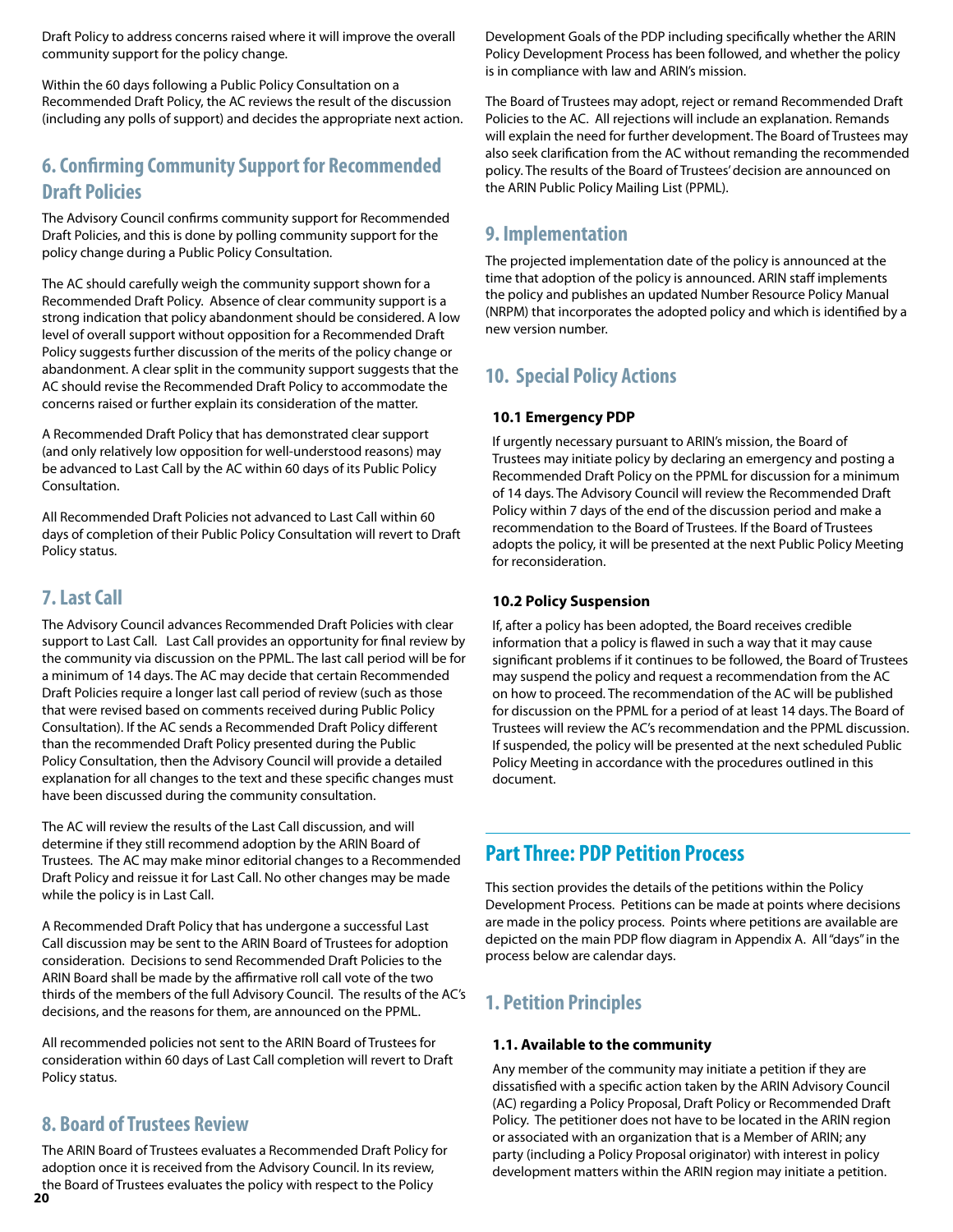Draft Policy to address concerns raised where it will improve the overall community support for the policy change.

Within the 60 days following a Public Policy Consultation on a Recommended Draft Policy, the AC reviews the result of the discussion (including any polls of support) and decides the appropriate next action.

## 6. Confirming Community Support for Recommended Draft Policies

The Advisory Council confirms community support for Recommended Draft Policies, and this is done by polling community support for the policy change during a Public Policy Consultation.

The AC should carefully weigh the community support shown for a Recommended Draft Policy. Absence of clear community support is a strong indication that policy abandonment should be considered. A low level of overall support without opposition for a Recommended Draft Policy suggests further discussion of the merits of the policy change or abandonment. A clear split in the community support suggests that the AC should revise the Recommended Draft Policy to accommodate the concerns raised or further explain its consideration of the matter.

A Recommended Draft Policy that has demonstrated clear support (and only relatively low opposition for well-understood reasons) may be advanced to Last Call by the AC within 60 days of its Public Policy Consultation.

All Recommended Draft Policies not advanced to Last Call within 60 days of completion of their Public Policy Consultation will revert to Draft Policy status.

## 7. Last Call

The Advisory Council advances Recommended Draft Policies with clear support to Last Call. Last Call provides an opportunity for final review by the community via discussion on the PPML. The last call period will be for a minimum of 14 days. The AC may decide that certain Recommended Draft Policies require a longer last call period of review (such as those that were revised based on comments received during Public Policy Consultation). If the AC sends a Recommended Draft Policy different than the recommended policy presented during the Public Policy Consultation, then the Advisory Council will provide a detailed explanation for all changes to the text and these specific changes must have been discussed during the community consultation.

The AC will review the results of the Last Call discussion, and will determine if they still recommend adoption by the ARIN Board of Trustees. The AC may make minor editorial changes to a Recommended Draft Policy and reissue it for Last Call. No other changes may be made while the policy is in Last Call.

A Recommended Draft Policy that has undergone a successful Last Call discussion may be sent to the ARIN Board of Trustees for adoption consideration. Decisions to send Recommended Draft Policies to the ARIN Board shall be made by the affirmative roll call vote of the two thirds of the members of the full Advisory Council. The results of the AC's decisions, and the reasons for them, are announced on the PPML.

All recommended policies not sent to the ARIN Board of Trustees for consideration within 60 days of Last Call completion will revert to Draft Policy status.

## 8. Board of Trustees Review

The ARIN Board of Trustees evaluates a Recommended Draft Policy for adoption once it is received from the Advisory Council. In its review, the Board of Trustees evaluates the policy with respect to the Policy Development Goals of the PDP including specifically whether the ARIN Policy Development Process has been followed, and whether the policy is in compliance with law and ARIN's mission.

The Board of Trustees may adopt, reject or remand Recommended Draft Policies to the AC. All rejections will include an explanation. Remands will explain the need for further development. The Board of Trustees may also seek clarification from the AC without remanding the recommended policy. The results of the Board of Trustees' decision are announced on the ARIN Public Policy Mailing List (PPML).

## 9. Implementation

The projected implementation date of the policy is announced at the time that adoption of the policy is announced. ARIN staff implements the policy and publishes an updated Number Resource Policy Manual (NRPM) that incorporates the adopted policy and which is identified by a new version number.

## 10. Special Policy Actions

### 10.1 Emergency PDP

If urgently necessary pursuant to ARIN's mission, the Board of Trustees may initiate policy by declaring an emergency and posting a Recommended Draft Policy on the PPML for discussion for a minimum of 14 days. The Advisory Council will review the Recommended Draft Policy within 7 days of the end of the discussion period and make a recommendation to the Board of Trustees. If the Board of Trustees adopts the policy, it will be presented at the next Public Policy Meeting for reconsideration.

### 10.2 Policy Suspension

If, after a policy has been adopted, the Board receives credible information that a policy is flawed in such a way that it may cause significant problems if it continues to be followed, the Board of Trustees may suspend the policy and request a recommendation from the AC on how to proceed. The recommendation of the AC will be published for discussion on the PPML for a period of at least 14 days. The Board of Trustees will review the AC's recommendation and the PPML discussion. If suspended, the policy will be presented at the next scheduled Public Policy Meeting in accordance with the procedures outlined in this document.

# Part Three: PDP Petition Process

This section provides the details of the petitions within the Policy Development Process. Petitions can be made at points where decisions are made in the policy process. Points where petitions are available are depicted on the main PDP flow diagram in Appendix A. All "days" in the process below are calendar days.

## 1. Petition Principles

### 1.1. Available to the community

Any member of the community may initiate a petition if they are dissatisfied with a specific action taken by the ARIN Advisory Council (AC) regarding a Policy Proposal, Draft Policy or Recommended Draft Policy. The petitioner does not have to be located in the ARIN region or associated with an organization that is a Member of ARIN; any party (including a Policy Proposal originator) with interest in policy development matters within the ARIN region may initiate a petition.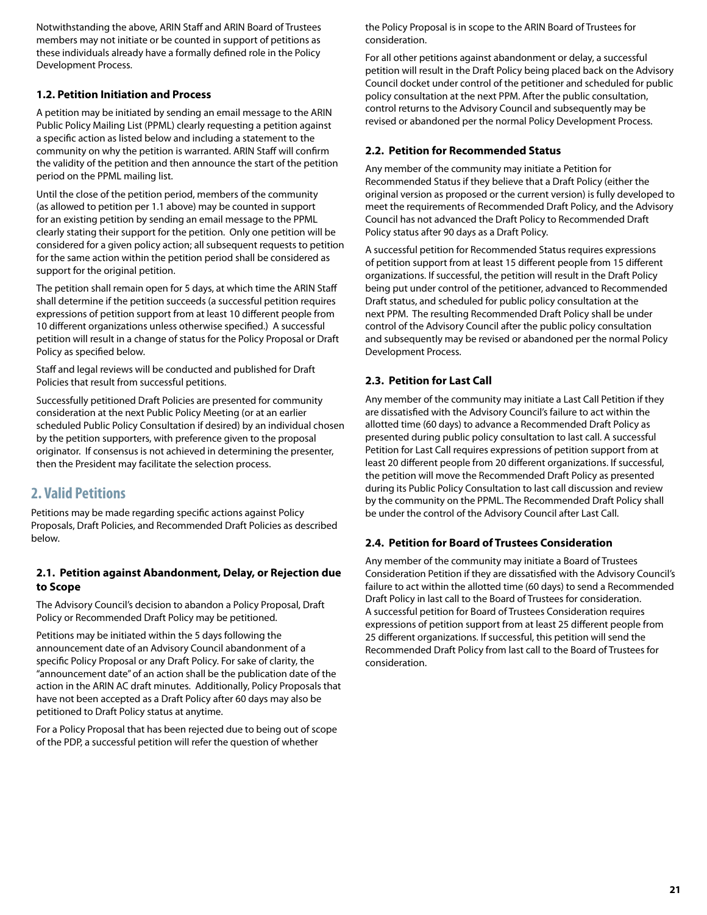Notwithstanding the above, ARIN Staff and ARIN Board of Trustees members may not initiate or be counted in support of petitions as these individuals already have a formally defined role in the Policy Development Process.

### 1.2. Petition Initiation and Process

A petition may be initiated by sending an email message to the ARIN Public Policy Mailing List (PPML) clearly requesting a petition against a specific action as listed below and including a statement to the community on why the petition is warranted. ARIN Staff will confirm the validity of the petition and then announce the start of the petition period on the PPML mailing list.

Until the close of the petition period, members of the community (as allowed to petition per 1.1 above) may be counted in support for an existing petition by sending an email message to the PPML clearly stating their support for the petition. Only one petition will be considered for a given policy action; all subsequent requests to petition for the same action within the petition period shall be considered as support for the original petition.

The petition shall remain open for 5 days, at which time the ARIN Staff shall determine if the petition succeeds (a successful petition requires expressions of petition support from at least 10 different people from 10 different organizations unless otherwise specified.) A successful petition will result in a change of status for the Policy Proposal or Draft Policy as specified below.

Staff and legal reviews will be conducted and published for Draft Policies that result from successful petitions.

Successfully petitioned Draft Policies are presented for community consideration at the next Public Policy Meeting (or at an earlier scheduled Public Policy Consultation if desired) by an individual chosen by the petition supporters, with preference given to the proposal originator. If consensus is not achieved in determining the presenter, then the President may facilitate the selection process.

## 2. Valid Petitions

Petitions may be made regarding specific actions against Policy Proposals, Draft Policies, and Recommended Draft Policies as described below.

### 2.1. Petition against Abandonment, Delay, or Rejection due to Scope

The Advisory Council's decision to abandon a Policy Proposal, Draft Policy or Recommended Draft Policy may be petitioned.

Petitions may be initiated within the 5 days following the announcement date of an Advisory Council abandonment of a specific Policy Proposal or any Draft Policy. For sake of clarity, the "announcement date" of an action shall be the publication date of the action in the ARIN AC draft minutes. Additionally, Policy Proposals that have not been accepted as a Draft Policy after 60 days may also be petitioned to Draft Policy status at anytime.

For a Policy Proposal that has been rejected due to being out of scope of the PDP, a successful petition will refer the question of whether the Policy Proposal is in scope to the ARIN Board of Trustees for consideration.

For all other petitions against abandonment or delay, a successful petition will result in the Draft Policy being placed back on the Advisory Council docket under control of the petitioner and scheduled for public policy consultation at the next PPM. After the public consultation, control returns to the Advisory Council and subsequently may be revised or abandoned per the normal Policy Development Process.

### 2.2. Petition for Recommended Status

Any member of the community may initiate a Petition for Recommended Status if they believe that a Draft Policy (either the original version as proposed or the current version) is fully developed to meet the requirements of Recommended Draft Policy, and the Advisory Council has not advanced the Draft Policy to Recommended Draft Policy status after 90 days as a Draft Policy.

A successful petition for Recommended Status requires expressions of petition support from at least 15 different people from 15 different organizations. If successful, the petition will result in the Draft Policy being put under control of the petitioner, advanced to Recommended Draft status, and scheduled for public policy consultation at the next PPM. The resulting Recommended Draft Policy shall be under control of the Advisory Council after the public policy consultation and subsequently may be revised or abandoned per the normal Policy Development Process.

### 2.3. Petition for Last Call

Any member of the community may initiate a Last Call Petition if they are dissatisfied with the Advisory Council's failure to act within the allotted time (60 days) to advance a Recommended Draft Policy as presented during public policy consultation to last call. A successful Petition for Last Call requires expressions of petition support from at least 20 different people from 20 different organizations. If successful, the petition will move the Recommended Draft Policy as presented during its Public Policy Consultation to last call discussion and review by the community on the PPML. The Recommended Draft Policy shall be under the control of the Advisory Council after Last Call.

### 2.4. Petition for Board of Trustees Consideration

Any member of the community may initiate a Board of Trustees Consideration Petition if they are dissatisfied with the Advisory Council's failure to act within the allotted time (60 days) to send a Recommended Draft Policy in last call to the Board of Trustees for consideration. A successful petition for Board of Trustees Consideration requires expressions of petition support from at least 25 different people from 25 different organizations. If successful, this petition will send the Recommended Draft Policy from last call to the Board of Trustees for consideration.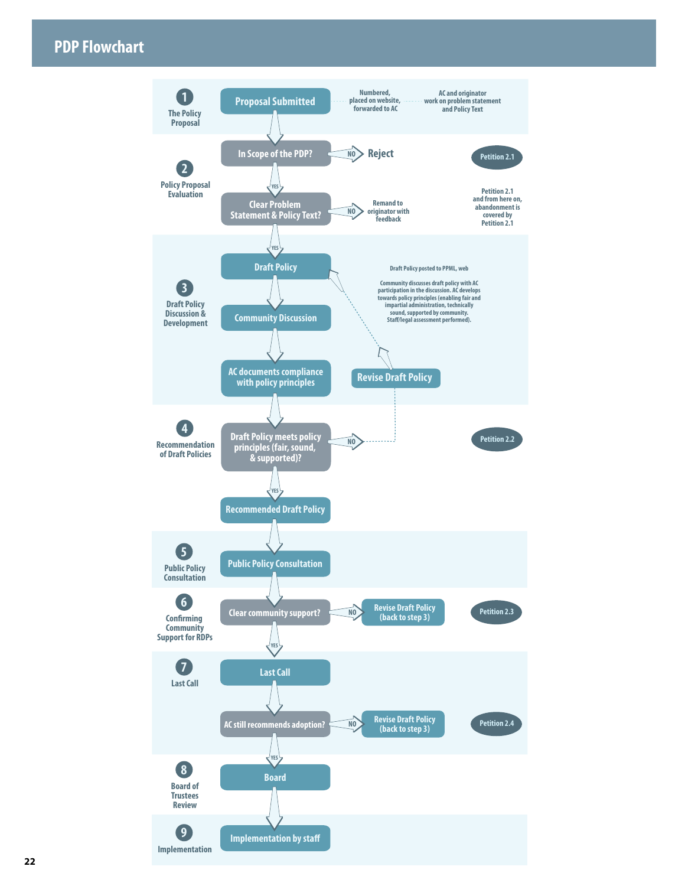# PDP Flowchart

## 1 The Policy Proposal

**Proposal Submitted** → Numbered, placed on website, forwarded to AC → AC and originator work on problem statement and Policy Text

## 2 Policy Proposal Evaluation

**In Scope of the PDP?**
- NO → Reject (Petition 2.1)
- YES → **Clear Problem Statement & Policy Text?**
  - NO → Remand to originator with feedback (Petition 2.1 and from here on, abandonment is covered by Petition 2.1)
  - YES → Draft Policy

## 3 Draft Policy Discussion & Development

**Draft Policy** → **Community Discussion** → **AC documents compliance with policy principles**

Draft Policy posted to PPML, web

Community discusses draft policy with AC participation in the discussion. AC develops towards policy principles (enabling fair and impartial administration, technically sound, supported by community. Staff/legal assessment performed).

**Revise Draft Policy** → back to Draft Policy

## 4 Recommendation of Draft Policies

**Draft Policy meets policy principles (fair, sound, & supported)?**
- NO → Revise Draft Policy (Petition 2.2)
- YES → **Recommended Draft Policy**

## 5 Public Policy Consultation

**Public Policy Consultation**

## 6 Confirming Community Support for RDPs

**Clear community support?**
- NO → Revise Draft Policy (back to step 3) (Petition 2.3)
- YES → Last Call

## 7 Last Call

**Last Call** → **AC still recommends adoption?**
- NO → Revise Draft Policy (back to step 3) (Petition 2.4)
- YES → Board

## 8 Board of Trustees Review

**Board**

## 9 Implementation

**Implementation by staff**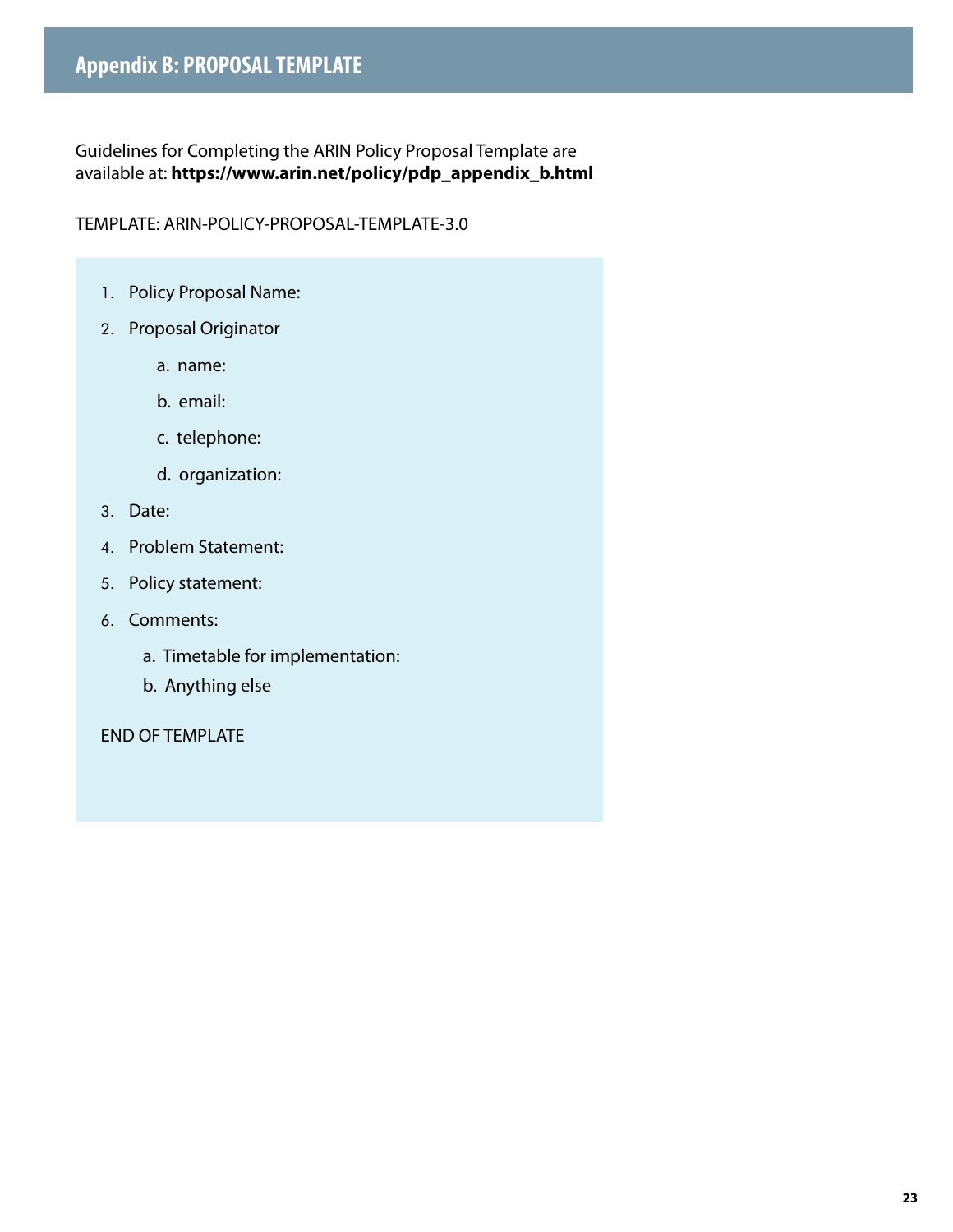# Appendix B: PROPOSAL TEMPLATE

Guidelines for Completing the ARIN Policy Proposal Template are available at: **https://www.arin.net/policy/pdp_appendix_b.html**

TEMPLATE: ARIN-POLICY-PROPOSAL-TEMPLATE-3.0

1. Policy Proposal Name:
2. Proposal Originator
   a. name:
   b. email:
   c. telephone:
   d. organization:
3. Date:
4. Problem Statement:
5. Policy statement:
6. Comments:
   a. Timetable for implementation:
   b. Anything else

END OF TEMPLATE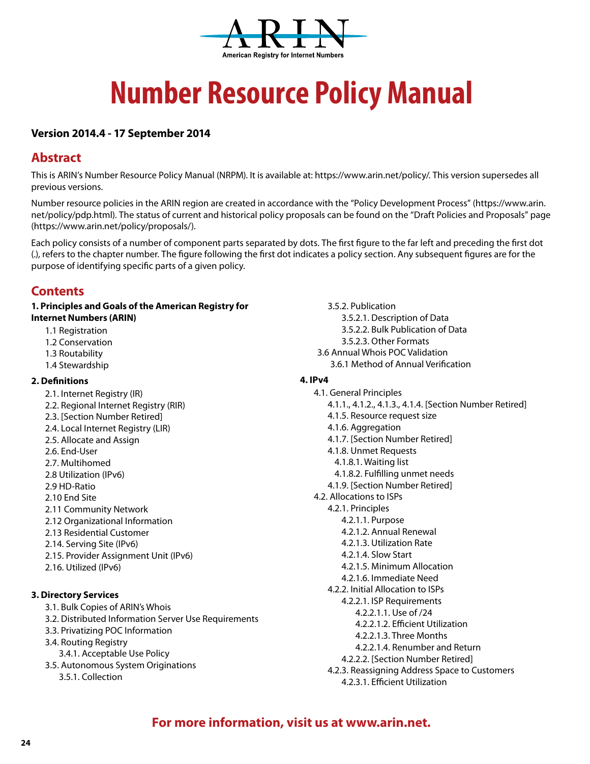ARIN

American Registry for Internet Numbers

# Number Resource Policy Manual

**Version 2014.4 - 17 September 2014**

## Abstract

This is ARIN's Number Resource Policy Manual (NRPM). It is available at: https://www.arin.net/policy/. This version supersedes all previous versions.

Number resource policies in the ARIN region are created in accordance with the "Policy Development Process" (https://www.arin.net/policy/pdp.html). The status of current and historical policy proposals can be found on the "Draft Policies and Proposals" page (https://www.arin.net/policy/proposals/).

Each policy consists of a number of component parts separated by dots. The first figure to the far left and preceding the first dot (.), refers to the chapter number. The figure following the first dot indicates a policy section. Any subsequent figures are for the purpose of identifying specific parts of a given policy.

## Contents

**1. Principles and Goals of the American Registry for Internet Numbers (ARIN)**

- 1.1 Registration
- 1.2 Conservation
- 1.3 Routability
- 1.4 Stewardship

**2. Definitions**

- 2.1. Internet Registry (IR)
- 2.2. Regional Internet Registry (RIR)
- 2.3. [Section Number Retired]
- 2.4. Local Internet Registry (LIR)
- 2.5. Allocate and Assign
- 2.6. End-User
- 2.7. Multihomed
- 2.8 Utilization (IPv6)
- 2.9 HD-Ratio
- 2.10 End Site
- 2.11 Community Network
- 2.12 Organizational Information
- 2.13 Residential Customer
- 2.14. Serving Site (IPv6)
- 2.15. Provider Assignment Unit (IPv6)
- 2.16. Utilized (IPv6)

**3. Directory Services**

- 3.1. Bulk Copies of ARIN's Whois
- 3.2. Distributed Information Server Use Requirements
- 3.3. Privatizing POC Information
- 3.4. Routing Registry
  - 3.4.1. Acceptable Use Policy
- 3.5. Autonomous System Originations
  - 3.5.1. Collection
  - 3.5.2. Publication
    - 3.5.2.1. Description of Data
    - 3.5.2.2. Bulk Publication of Data
    - 3.5.2.3. Other Formats
- 3.6 Annual Whois POC Validation
  - 3.6.1 Method of Annual Verification

**4. IPv4**

- 4.1. General Principles
  - 4.1.1., 4.1.2., 4.1.3., 4.1.4. [Section Number Retired]
  - 4.1.5. Resource request size
  - 4.1.6. Aggregation
  - 4.1.7. [Section Number Retired]
  - 4.1.8. Unmet Requests
    - 4.1.8.1. Waiting list
    - 4.1.8.2. Fulfilling unmet needs
  - 4.1.9. [Section Number Retired]
- 4.2. Allocations to ISPs
  - 4.2.1. Principles
    - 4.2.1.1. Purpose
    - 4.2.1.2. Annual Renewal
    - 4.2.1.3. Utilization Rate
    - 4.2.1.4. Slow Start
    - 4.2.1.5. Minimum Allocation
    - 4.2.1.6. Immediate Need
  - 4.2.2. Initial Allocation to ISPs
    - 4.2.2.1. ISP Requirements
      - 4.2.2.1.1. Use of /24
      - 4.2.2.1.2. Efficient Utilization
      - 4.2.2.1.3. Three Months
      - 4.2.2.1.4. Renumber and Return
    - 4.2.2.2. [Section Number Retired]
  - 4.2.3. Reassigning Address Space to Customers
    - 4.2.3.1. Efficient Utilization

**For more information, visit us at www.arin.net.**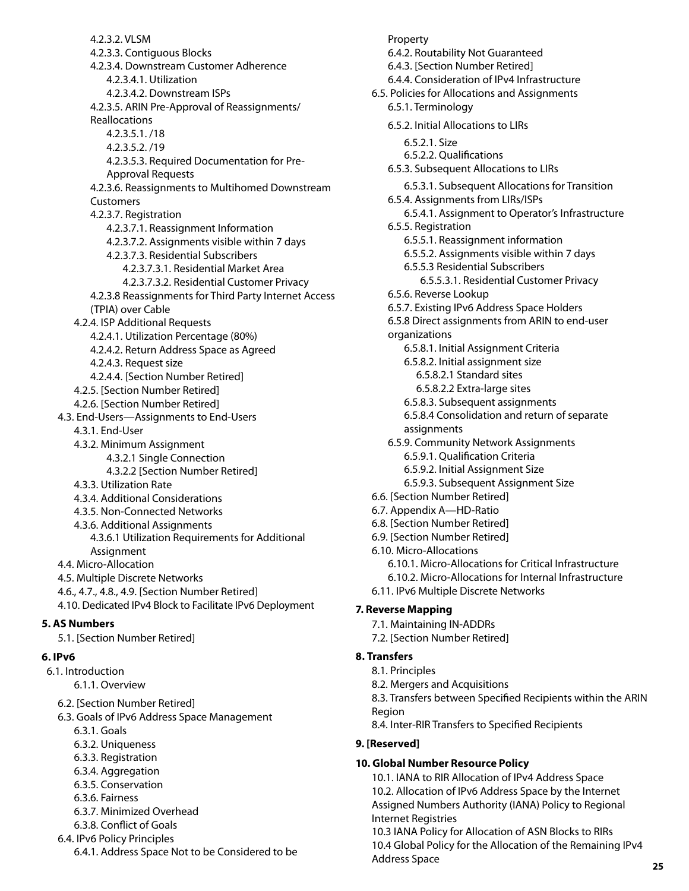- 4.2.3.2. VLSM
- 4.2.3.3. Contiguous Blocks
- 4.2.3.4. Downstream Customer Adherence
  - 4.2.3.4.1. Utilization
  - 4.2.3.4.2. Downstream ISPs
- 4.2.3.5. ARIN Pre-Approval of Reassignments/ Reallocations
  - 4.2.3.5.1. /18
  - 4.2.3.5.2. /19
  - 4.2.3.5.3. Required Documentation for Pre-Approval Requests
- 4.2.3.6. Reassignments to Multihomed Downstream Customers
- 4.2.3.7. Registration
  - 4.2.3.7.1. Reassignment Information
  - 4.2.3.7.2. Assignments visible within 7 days
  - 4.2.3.7.3. Residential Subscribers
    - 4.2.3.7.3.1. Residential Market Area
    - 4.2.3.7.3.2. Residential Customer Privacy
- 4.2.3.8 Reassignments for Third Party Internet Access (TPIA) over Cable
- 4.2.4. ISP Additional Requests
  - 4.2.4.1. Utilization Percentage (80%)
  - 4.2.4.2. Return Address Space as Agreed
  - 4.2.4.3. Request size
  - 4.2.4.4. [Section Number Retired]
- 4.2.5. [Section Number Retired]
- 4.2.6. [Section Number Retired]
- 4.3. End-Users—Assignments to End-Users
  - 4.3.1. End-User
  - 4.3.2. Minimum Assignment
    - 4.3.2.1 Single Connection
    - 4.3.2.2 [Section Number Retired]
  - 4.3.3. Utilization Rate
  - 4.3.4. Additional Considerations
  - 4.3.5. Non-Connected Networks
  - 4.3.6. Additional Assignments
    - 4.3.6.1 Utilization Requirements for Additional Assignment
- 4.4. Micro-Allocation
- 4.5. Multiple Discrete Networks
- 4.6., 4.7., 4.8., 4.9. [Section Number Retired]
- 4.10. Dedicated IPv4 Block to Facilitate IPv6 Deployment

**5. AS Numbers**

- 5.1. [Section Number Retired]

**6. IPv6**

- 6.1. Introduction
  - 6.1.1. Overview
- 6.2. [Section Number Retired]
- 6.3. Goals of IPv6 Address Space Management
  - 6.3.1. Goals
  - 6.3.2. Uniqueness
  - 6.3.3. Registration
  - 6.3.4. Aggregation
  - 6.3.5. Conservation
  - 6.3.6. Fairness
  - 6.3.7. Minimized Overhead
  - 6.3.8. Conflict of Goals
- 6.4. IPv6 Policy Principles
  - 6.4.1. Address Space Not to be Considered to be Property
  - 6.4.2. Routability Not Guaranteed
  - 6.4.3. [Section Number Retired]
  - 6.4.4. Consideration of IPv4 Infrastructure
- 6.5. Policies for Allocations and Assignments
  - 6.5.1. Terminology
  - 6.5.2. Initial Allocations to LIRs
    - 6.5.2.1. Size
    - 6.5.2.2. Qualifications
  - 6.5.3. Subsequent Allocations to LIRs
    - 6.5.3.1. Subsequent Allocations for Transition
  - 6.5.4. Assignments from LIRs/ISPs
    - 6.5.4.1. Assignment to Operator's Infrastructure
  - 6.5.5. Registration
    - 6.5.5.1. Reassignment information
    - 6.5.5.2. Assignments visible within 7 days
    - 6.5.5.3 Residential Subscribers
      - 6.5.5.3.1. Residential Customer Privacy
  - 6.5.6. Reverse Lookup
  - 6.5.7. Existing IPv6 Address Space Holders
  - 6.5.8 Direct assignments from ARIN to end-user organizations
    - 6.5.8.1. Initial Assignment Criteria
    - 6.5.8.2. Initial assignment size
      - 6.5.8.2.1 Standard sites
      - 6.5.8.2.2 Extra-large sites
    - 6.5.8.3. Subsequent assignments
    - 6.5.8.4 Consolidation and return of separate assignments
  - 6.5.9. Community Network Assignments
    - 6.5.9.1. Qualification Criteria
    - 6.5.9.2. Initial Assignment Size
    - 6.5.9.3. Subsequent Assignment Size
- 6.6. [Section Number Retired]
- 6.7. Appendix A—HD-Ratio
- 6.8. [Section Number Retired]
- 6.9. [Section Number Retired]
- 6.10. Micro-Allocations
  - 6.10.1. Micro-Allocations for Critical Infrastructure
  - 6.10.2. Micro-Allocations for Internal Infrastructure
- 6.11. IPv6 Multiple Discrete Networks

**7. Reverse Mapping**

- 7.1. Maintaining IN-ADDRs
- 7.2. [Section Number Retired]

**8. Transfers**

- 8.1. Principles
- 8.2. Mergers and Acquisitions
- 8.3. Transfers between Specified Recipients within the ARIN Region
- 8.4. Inter-RIR Transfers to Specified Recipients

**9. [Reserved]**

**10. Global Number Resource Policy**

- 10.1. IANA to RIR Allocation of IPv4 Address Space
- 10.2. Allocation of IPv6 Address Space by the Internet Assigned Numbers Authority (IANA) Policy to Regional Internet Registries
- 10.3 IANA Policy for Allocation of ASN Blocks to RIRs
- 10.4 Global Policy for the Allocation of the Remaining IPv4 Address Space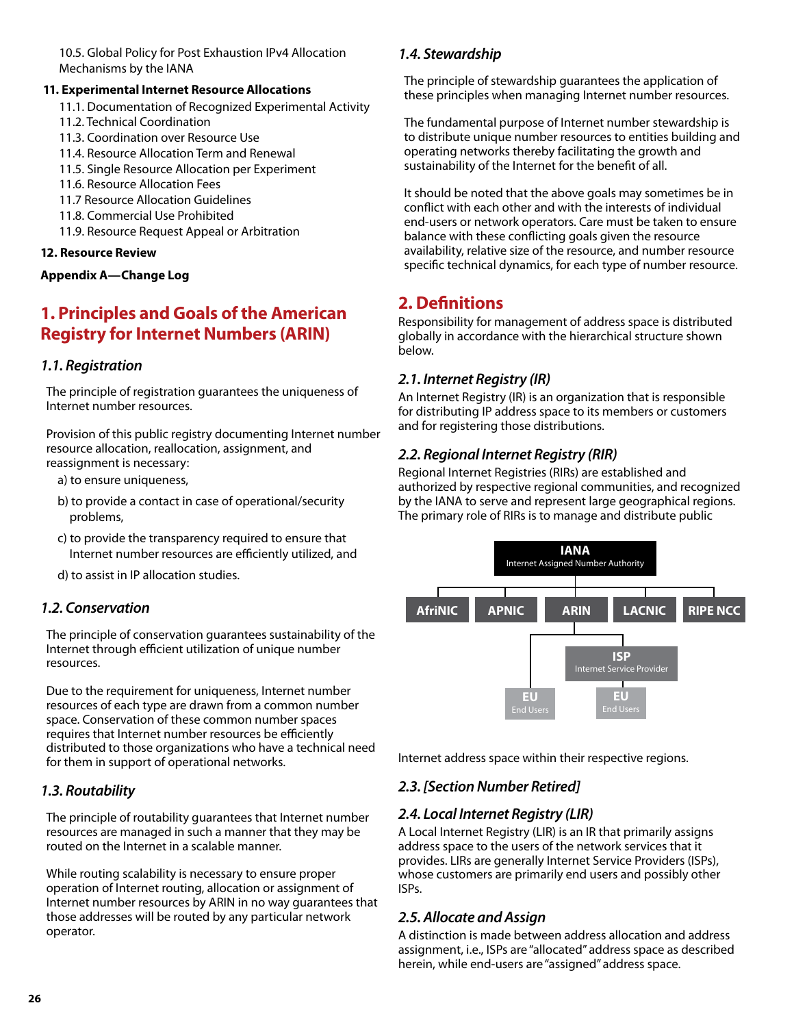10.5. Global Policy for Post Exhaustion IPv4 Allocation Mechanisms by the IANA

**11. Experimental Internet Resource Allocations**

11.1. Documentation of Recognized Experimental Activity
11.2. Technical Coordination
11.3. Coordination over Resource Use
11.4. Resource Allocation Term and Renewal
11.5. Single Resource Allocation per Experiment
11.6. Resource Allocation Fees
11.7 Resource Allocation Guidelines
11.8. Commercial Use Prohibited
11.9. Resource Request Appeal or Arbitration

**12. Resource Review**

**Appendix A—Change Log**

# 1. Principles and Goals of the American Registry for Internet Numbers (ARIN)

### *1.1. Registration*

The principle of registration guarantees the uniqueness of Internet number resources.

Provision of this public registry documenting Internet number resource allocation, reallocation, assignment, and reassignment is necessary:

a) to ensure uniqueness,

b) to provide a contact in case of operational/security problems,

c) to provide the transparency required to ensure that Internet number resources are efficiently utilized, and

d) to assist in IP allocation studies.

### *1.2. Conservation*

The principle of conservation guarantees sustainability of the Internet through efficient utilization of unique number resources.

Due to the requirement for uniqueness, Internet number resources of each type are drawn from a common number space. Conservation of these common number spaces requires that Internet number resources be efficiently distributed to those organizations who have a technical need for them in support of operational networks.

### *1.3. Routability*

The principle of routability guarantees that Internet number resources are managed in such a manner that they may be routed on the Internet in a scalable manner.

While routing scalability is necessary to ensure proper operation of Internet routing, allocation or assignment of Internet number resources by ARIN in no way guarantees that those addresses will be routed by any particular network operator.

### *1.4. Stewardship*

The principle of stewardship guarantees the application of these principles when managing Internet number resources.

The fundamental purpose of Internet number stewardship is to distribute unique number resources to entities building and operating networks thereby facilitating the growth and sustainability of the Internet for the benefit of all.

It should be noted that the above goals may sometimes be in conflict with each other and with the interests of individual end-users or network operators. Care must be taken to ensure balance with these conflicting goals given the resource availability, relative size of the resource, and number resource specific technical dynamics, for each type of number resource.

# 2. Definitions

Responsibility for management of address space is distributed globally in accordance with the hierarchical structure shown below.

### *2.1. Internet Registry (IR)*

An Internet Registry (IR) is an organization that is responsible for distributing IP address space to its members or customers and for registering those distributions.

### *2.2. Regional Internet Registry (RIR)*

Regional Internet Registries (RIRs) are established and authorized by respective regional communities, and recognized by the IANA to serve and represent large geographical regions. The primary role of RIRs is to manage and distribute public Internet address space within their respective regions.

IANA
Internet Assigned Number Authority

AfriNIC | APNIC | ARIN | LACNIC | RIPE NCC

ISP
Internet Service Provider

EU
End Users

EU
End Users

### *2.3. [Section Number Retired]*

### *2.4. Local Internet Registry (LIR)*

A Local Internet Registry (LIR) is an IR that primarily assigns address space to the users of the network services that it provides. LIRs are generally Internet Service Providers (ISPs), whose customers are primarily end users and possibly other ISPs.

### *2.5. Allocate and Assign*

A distinction is made between address allocation and address assignment, i.e., ISPs are "allocated" address space as described herein, while end-users are "assigned" address space.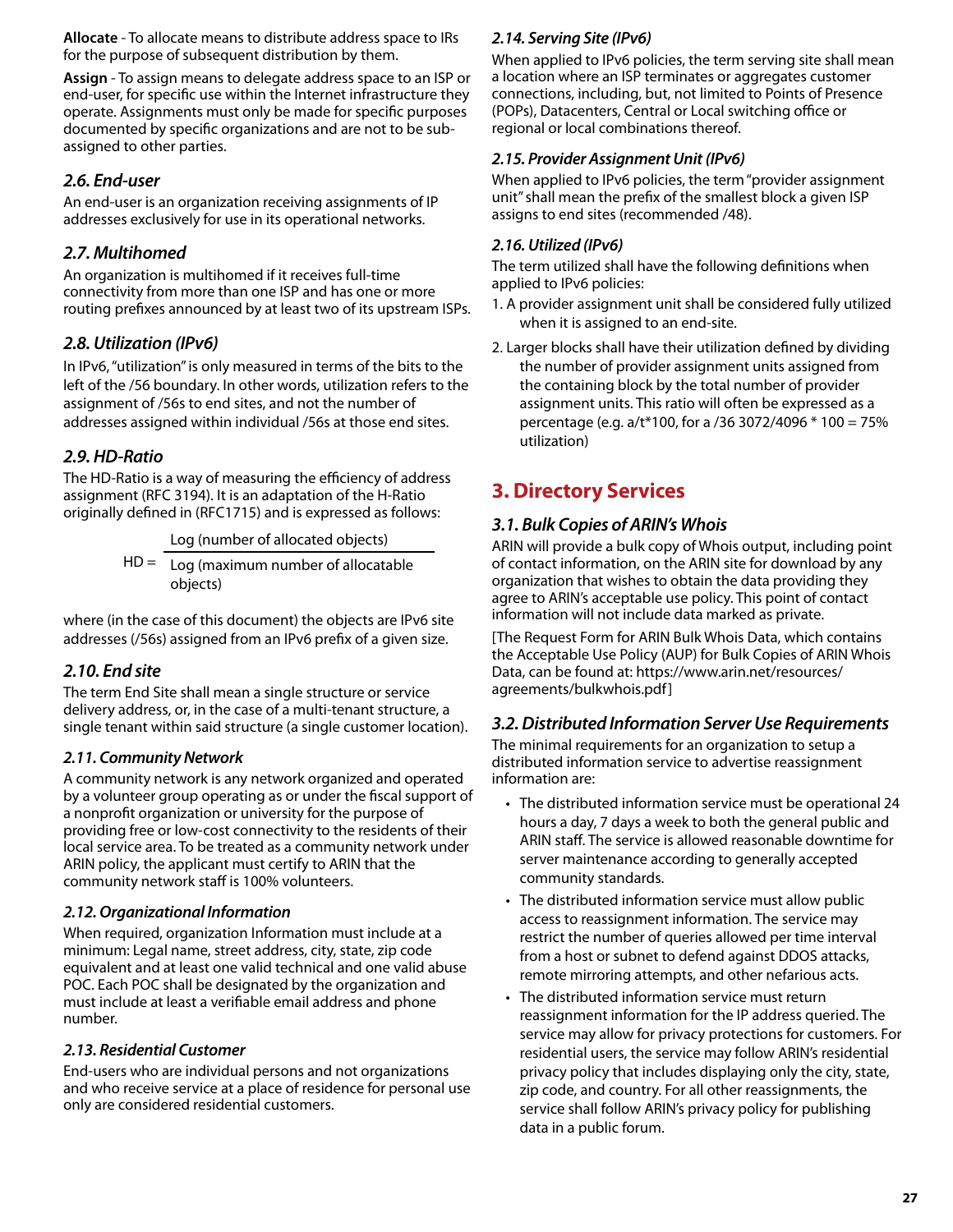**Allocate** - To allocate means to distribute address space to IRs for the purpose of subsequent distribution by them.

**Assign** - To assign means to delegate address space to an ISP or end-user, for specific use within the Internet infrastructure they operate. Assignments must only be made for specific purposes documented by specific organizations and are not to be sub-assigned to other parties.

### *2.6. End-user*

An end-user is an organization receiving assignments of IP addresses exclusively for use in its operational networks.

### *2.7. Multihomed*

An organization is multihomed if it receives full-time connectivity from more than one ISP and has one or more routing prefixes announced by at least two of its upstream ISPs.

### *2.8. Utilization (IPv6)*

In IPv6, "utilization" is only measured in terms of the bits to the left of the /56 boundary. In other words, utilization refers to the assignment of /56s to end sites, and not the number of addresses assigned within individual /56s at those end sites.

### *2.9. HD-Ratio*

The HD-Ratio is a way of measuring the efficiency of address assignment (RFC 3194). It is an adaptation of the H-Ratio originally defined in (RFC1715) and is expressed as follows:

$$HD = \frac{\text{Log (number of allocated objects)}}{\text{Log (maximum number of allocatable objects)}}$$

where (in the case of this document) the objects are IPv6 site addresses (/56s) assigned from an IPv6 prefix of a given size.

### *2.10. End site*

The term End Site shall mean a single structure or service delivery address, or, in the case of a multi-tenant structure, a single tenant within said structure (a single customer location).

### *2.11. Community Network*

A community network is any network organized and operated by a volunteer group operating as or under the fiscal support of a nonprofit organization or university for the purpose of providing free or low-cost connectivity to the residents of their local service area. To be treated as a community network under ARIN policy, the applicant must certify to ARIN that the community network staff is 100% volunteers.

### *2.12. Organizational Information*

When required, organization Information must include at a minimum: Legal name, street address, city, state, zip code equivalent and at least one valid technical and one valid abuse POC. Each POC shall be designated by the organization and must include at least a verifiable email address and phone number.

### *2.13. Residential Customer*

End-users who are individual persons and not organizations and who receive service at a place of residence for personal use only are considered residential customers.

### *2.14. Serving Site (IPv6)*

When applied to IPv6 policies, the term serving site shall mean a location where an ISP terminates or aggregates customer connections, including, but, not limited to Points of Presence (POPs), Datacenters, Central or Local switching office or regional or local combinations thereof.

### *2.15. Provider Assignment Unit (IPv6)*

When applied to IPv6 policies, the term "provider assignment unit" shall mean the prefix of the smallest block a given ISP assigns to end sites (recommended /48).

### *2.16. Utilized (IPv6)*

The term utilized shall have the following definitions when applied to IPv6 policies:

1. A provider assignment unit shall be considered fully utilized when it is assigned to an end-site.
2. Larger blocks shall have their utilization defined by dividing the number of provider assignment units assigned from the containing block by the total number of provider assignment units. This ratio will often be expressed as a percentage (e.g. a/t*100, for a /36 3072/4096 * 100 = 75% utilization)

## 3. Directory Services

### *3.1. Bulk Copies of ARIN's Whois*

ARIN will provide a bulk copy of Whois output, including point of contact information, on the ARIN site for download by any organization that wishes to obtain the data providing they agree to ARIN's acceptable use policy. This point of contact information will not include data marked as private.

[The Request Form for ARIN Bulk Whois Data, which contains the Acceptable Use Policy (AUP) for Bulk Copies of ARIN Whois Data, can be found at: https://www.arin.net/resources/agreements/bulkwhois.pdf]

### *3.2. Distributed Information Server Use Requirements*

The minimal requirements for an organization to setup a distributed information service to advertise reassignment information are:

- The distributed information service must be operational 24 hours a day, 7 days a week to both the general public and ARIN staff. The service is allowed reasonable downtime for server maintenance according to generally accepted community standards.
- The distributed information service must allow public access to reassignment information. The service may restrict the number of queries allowed per time interval from a host or subnet to defend against DDOS attacks, remote mirroring attempts, and other nefarious acts.
- The distributed information service must return reassignment information for the IP address queried. The service may allow for privacy protections for customers. For residential users, the service may follow ARIN's residential privacy policy that includes displaying only the city, state, zip code, and country. For all other reassignments, the service shall follow ARIN's privacy policy for publishing data in a public forum.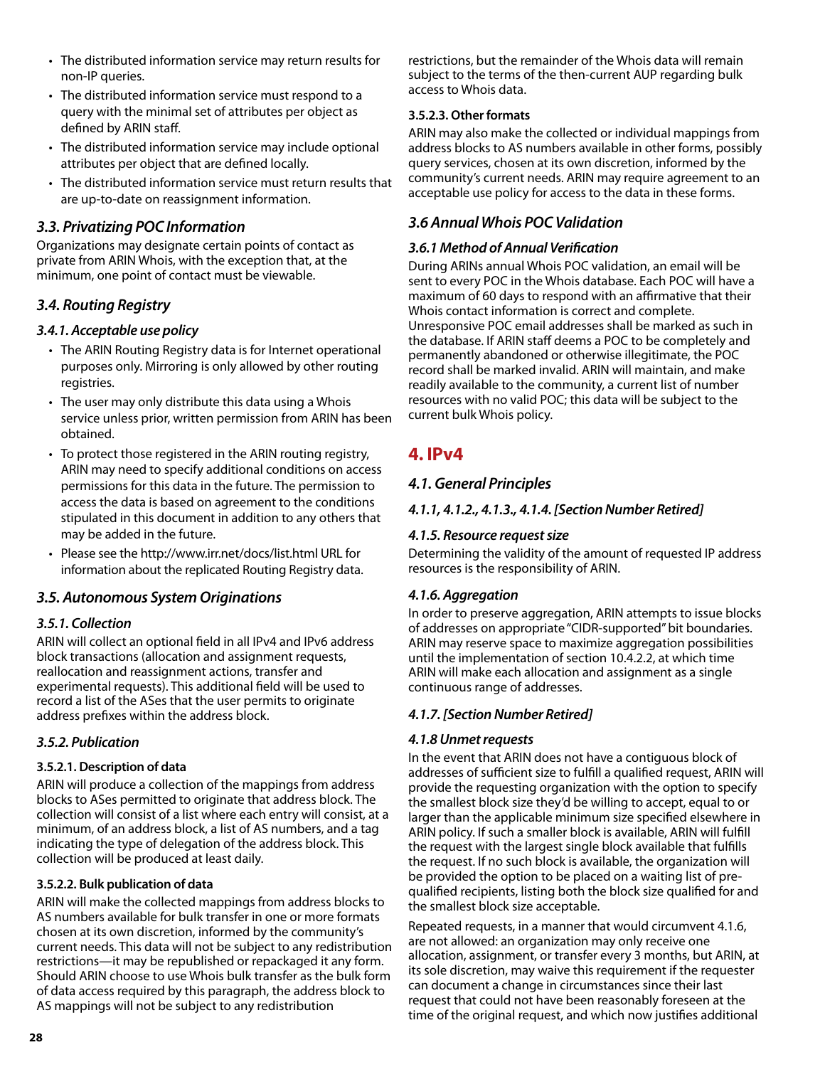- The distributed information service may return results for non-IP queries.
- The distributed information service must respond to a query with the minimal set of attributes per object as defined by ARIN staff.
- The distributed information service may include optional attributes per object that are defined locally.
- The distributed information service must return results that are up-to-date on reassignment information.

### 3.3. Privatizing POC Information

Organizations may designate certain points of contact as private from ARIN Whois, with the exception that, at the minimum, one point of contact must be viewable.

### 3.4. Routing Registry

#### 3.4.1. Acceptable use policy

- The ARIN Routing Registry data is for Internet operational purposes only. Mirroring is only allowed by other routing registries.
- The user may only distribute this data using a Whois service unless prior, written permission from ARIN has been obtained.
- To protect those registered in the ARIN routing registry, ARIN may need to specify additional conditions on access permissions for this data in the future. The permission to access the data is based on agreement to the conditions stipulated in this document in addition to any others that may be added in the future.
- Please see the http://www.irr.net/docs/list.html URL for information about the replicated Routing Registry data.

### 3.5. Autonomous System Originations

#### 3.5.1. Collection

ARIN will collect an optional field in all IPv4 and IPv6 address block transactions (allocation and assignment requests, reallocation and reassignment actions, transfer and experimental requests). This additional field will be used to record a list of the ASes that the user permits to originate address prefixes within the address block.

#### 3.5.2. Publication

**3.5.2.1. Description of data**

ARIN will produce a collection of the mappings from address blocks to ASes permitted to originate that address block. The collection will consist of a list where each entry will consist, at a minimum, of an address block, a list of AS numbers, and a tag indicating the type of delegation of the address block. This collection will be produced at least daily.

**3.5.2.2. Bulk publication of data**

ARIN will make the collected mappings from address blocks to AS numbers available for bulk transfer in one or more formats chosen at its own discretion, informed by the community's current needs. This data will not be subject to any redistribution restrictions—it may be republished or repackaged it any form. Should ARIN choose to use Whois bulk transfer as the bulk form of data access required by this paragraph, the address block to AS mappings will not be subject to any redistribution restrictions, but the remainder of the Whois data will remain subject to the terms of the then-current AUP regarding bulk access to Whois data.

**3.5.2.3. Other formats**

ARIN may also make the collected or individual mappings from address blocks to AS numbers available in other forms, possibly query services, chosen at its own discretion, informed by the community's current needs. ARIN may require agreement to an acceptable use policy for access to the data in these forms.

### 3.6 Annual Whois POC Validation

#### 3.6.1 Method of Annual Verification

During ARINs annual Whois POC validation, an email will be sent to every POC in the Whois database. Each POC will have a maximum of 60 days to respond with an affirmative that their Whois contact information is correct and complete. Unresponsive POC email addresses shall be marked as such in the database. If ARIN staff deems a POC to be completely and permanently abandoned or otherwise illegitimate, the POC record shall be marked invalid. ARIN will maintain, and make readily available to the community, a current list of number resources with no valid POC; this data will be subject to the current bulk Whois policy.

## 4. IPv4

### 4.1. General Principles

#### 4.1.1, 4.1.2., 4.1.3., 4.1.4. [Section Number Retired]

#### 4.1.5. Resource request size

Determining the validity of the amount of requested IP address resources is the responsibility of ARIN.

#### 4.1.6. Aggregation

In order to preserve aggregation, ARIN attempts to issue blocks of addresses on appropriate "CIDR-supported" bit boundaries. ARIN may reserve space to maximize aggregation possibilities until the implementation of section 10.4.2.2, at which time ARIN will make each allocation and assignment as a single continuous range of addresses.

#### 4.1.7. [Section Number Retired]

#### 4.1.8 Unmet requests

In the event that ARIN does not have a contiguous block of addresses of sufficient size to fulfill a qualified request, ARIN will provide the requesting organization with the option to specify the smallest block size they'd be willing to accept, equal to or larger than the applicable minimum size specified elsewhere in ARIN policy. If such a smaller block is available, ARIN will fulfill the request with the largest single block available that fulfills the request. If no such block is available, the organization will be provided the option to be placed on a waiting list of pre-qualified recipients, listing both the block size qualified for and the smallest block size acceptable.

Repeated requests, in a manner that would circumvent 4.1.6, are not allowed: an organization may only receive one allocation, assignment, or transfer every 3 months, but ARIN, at its sole discretion, may waive this requirement if the requester can document a change in circumstances since their last request that could not have been reasonably foreseen at the time of the original request, and which now justifies additional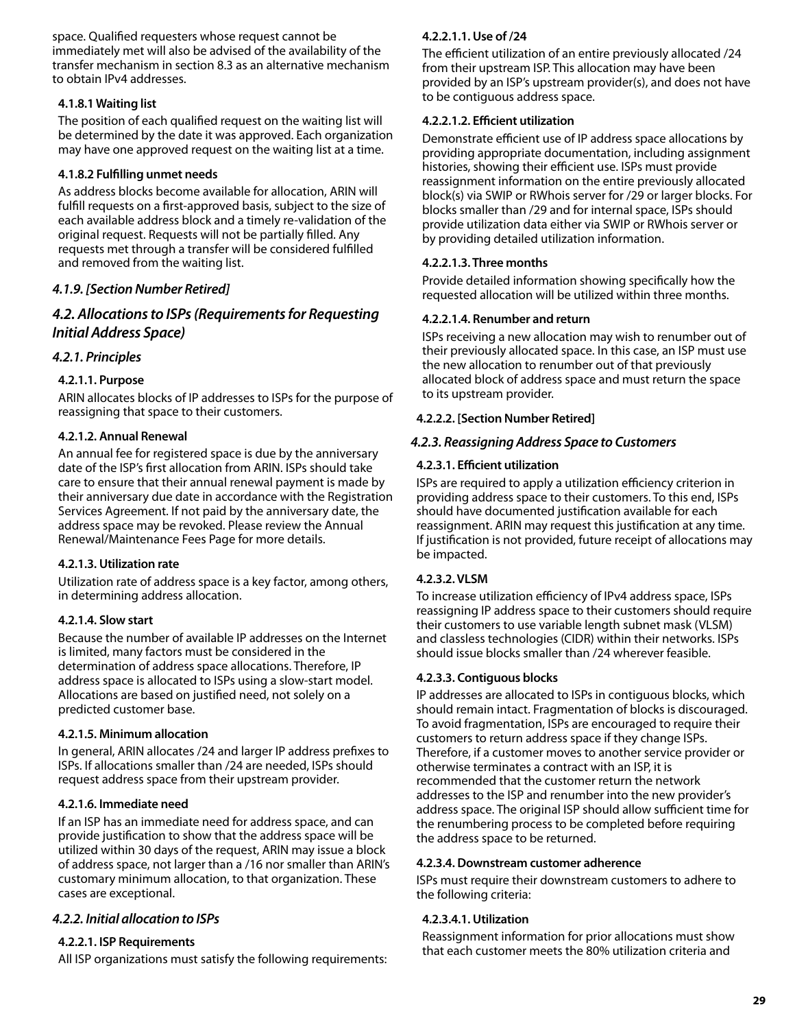space. Qualified requesters whose request cannot be immediately met will also be advised of the availability of the transfer mechanism in section 8.3 as an alternative mechanism to obtain IPv4 addresses.

#### 4.1.8.1 Waiting list

The position of each qualified request on the waiting list will be determined by the date it was approved. Each organization may have one approved request on the waiting list at a time.

#### 4.1.8.2 Fulfilling unmet needs

As address blocks become available for allocation, ARIN will fulfill requests on a first-approved basis, subject to the size of each available address block and a timely re-validation of the original request. Requests will not be partially filled. Any requests met through a transfer will be considered fulfilled and removed from the waiting list.

### *4.1.9. [Section Number Retired]*

## *4.2. Allocations to ISPs (Requirements for Requesting Initial Address Space)*

### *4.2.1. Principles*

#### 4.2.1.1. Purpose

ARIN allocates blocks of IP addresses to ISPs for the purpose of reassigning that space to their customers.

#### 4.2.1.2. Annual Renewal

An annual fee for registered space is due by the anniversary date of the ISP's first allocation from ARIN. ISPs should take care to ensure that their annual renewal payment is made by their anniversary due date in accordance with the Registration Services Agreement. If not paid by the anniversary date, the address space may be revoked. Please review the Annual Renewal/Maintenance Fees Page for more details.

#### 4.2.1.3. Utilization rate

Utilization rate of address space is a key factor, among others, in determining address allocation.

#### 4.2.1.4. Slow start

Because the number of available IP addresses on the Internet is limited, many factors must be considered in the determination of address space allocations. Therefore, IP address space is allocated to ISPs using a slow-start model. Allocations are based on justified need, not solely on a predicted customer base.

#### 4.2.1.5. Minimum allocation

In general, ARIN allocates /24 and larger IP address prefixes to ISPs. If allocations smaller than /24 are needed, ISPs should request address space from their upstream provider.

#### 4.2.1.6. Immediate need

If an ISP has an immediate need for address space, and can provide justification to show that the address space will be utilized within 30 days of the request, ARIN may issue a block of address space, not larger than a /16 nor smaller than ARIN's customary minimum allocation, to that organization. These cases are exceptional.

### *4.2.2. Initial allocation to ISPs*

#### 4.2.2.1. ISP Requirements

All ISP organizations must satisfy the following requirements:

#### 4.2.2.1.1. Use of /24

The efficient utilization of an entire previously allocated /24 from their upstream ISP. This allocation may have been provided by an ISP's upstream provider(s), and does not have to be contiguous address space.

#### 4.2.2.1.2. Efficient utilization

Demonstrate efficient use of IP address space allocations by providing appropriate documentation, including assignment histories, showing their efficient use. ISPs must provide reassignment information on the entire previously allocated block(s) via SWIP or RWhois server for /29 or larger blocks. For blocks smaller than /29 and for internal space, ISPs should provide utilization data either via SWIP or RWhois server or by providing detailed utilization information.

#### 4.2.2.1.3. Three months

Provide detailed information showing specifically how the requested allocation will be utilized within three months.

#### 4.2.2.1.4. Renumber and return

ISPs receiving a new allocation may wish to renumber out of their previously allocated space. In this case, an ISP must use the new allocation to renumber out of that previously allocated block of address space and must return the space to its upstream provider.

#### 4.2.2.2. [Section Number Retired]

### *4.2.3. Reassigning Address Space to Customers*

#### 4.2.3.1. Efficient utilization

ISPs are required to apply a utilization efficiency criterion in providing address space to their customers. To this end, ISPs should have documented justification available for each reassignment. ARIN may request this justification at any time. If justification is not provided, future receipt of allocations may be impacted.

#### 4.2.3.2. VLSM

To increase utilization efficiency of IPv4 address space, ISPs reassigning IP address space to their customers should require their customers to use variable length subnet mask (VLSM) and classless technologies (CIDR) within their networks. ISPs should issue blocks smaller than /24 wherever feasible.

#### 4.2.3.3. Contiguous blocks

IP addresses are allocated to ISPs in contiguous blocks, which should remain intact. Fragmentation of blocks is discouraged. To avoid fragmentation, ISPs are encouraged to require their customers to return address space if they change ISPs. Therefore, if a customer moves to another service provider or otherwise terminates a contract with an ISP, it is recommended that the customer return the network addresses to the ISP and renumber into the new provider's address space. The original ISP should allow sufficient time for the renumbering process to be completed before requiring the address space to be returned.

#### 4.2.3.4. Downstream customer adherence

ISPs must require their downstream customers to adhere to the following criteria:

#### 4.2.3.4.1. Utilization

Reassignment information for prior allocations must show that each customer meets the 80% utilization criteria and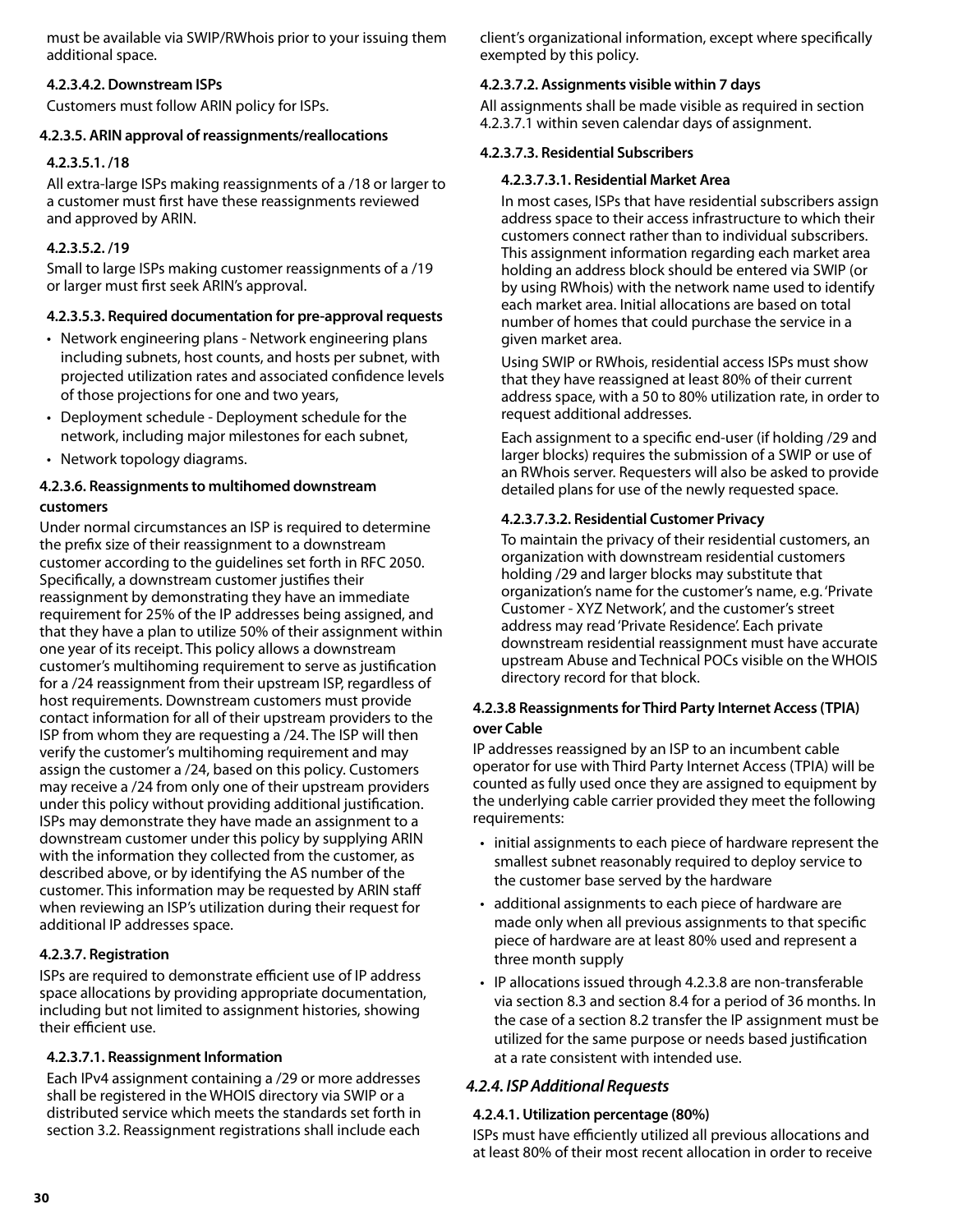must be available via SWIP/RWhois prior to your issuing them additional space.

#### 4.2.3.4.2. Downstream ISPs

Customers must follow ARIN policy for ISPs.

### 4.2.3.5. ARIN approval of reassignments/reallocations

#### 4.2.3.5.1. /18

All extra-large ISPs making reassignments of a /18 or larger to a customer must first have these reassignments reviewed and approved by ARIN.

#### 4.2.3.5.2. /19

Small to large ISPs making customer reassignments of a /19 or larger must first seek ARIN's approval.

#### 4.2.3.5.3. Required documentation for pre-approval requests

- Network engineering plans - Network engineering plans including subnets, host counts, and hosts per subnet, with projected utilization rates and associated confidence levels of those projections for one and two years,
- Deployment schedule - Deployment schedule for the network, including major milestones for each subnet,
- Network topology diagrams.

### 4.2.3.6. Reassignments to multihomed downstream customers

Under normal circumstances an ISP is required to determine the prefix size of their reassignment to a downstream customer according to the guidelines set forth in RFC 2050. Specifically, a downstream customer justifies their reassignment by demonstrating they have an immediate requirement for 25% of the IP addresses being assigned, and that they have a plan to utilize 50% of their assignment within one year of its receipt. This policy allows a downstream customer's multihoming requirement to serve as justification for a /24 reassignment from their upstream ISP, regardless of host requirements. Downstream customers must provide contact information for all of their upstream providers to the ISP from whom they are requesting a /24. The ISP will then verify the customer's multihoming requirement and may assign the customer a /24, based on this policy. Customers may receive a /24 from only one of their upstream providers under this policy without providing additional justification. ISPs may demonstrate they have made an assignment to a downstream customer under this policy by supplying ARIN with the information they collected from the customer, as described above, or by identifying the AS number of the customer. This information may be requested by ARIN staff when reviewing an ISP's utilization during their request for additional IP addresses space.

### 4.2.3.7. Registration

ISPs are required to demonstrate efficient use of IP address space allocations by providing appropriate documentation, including but not limited to assignment histories, showing their efficient use.

#### 4.2.3.7.1. Reassignment Information

Each IPv4 assignment containing a /29 or more addresses shall be registered in the WHOIS directory via SWIP or a distributed service which meets the standards set forth in section 3.2. Reassignment registrations shall include each client's organizational information, except where specifically exempted by this policy.

#### 4.2.3.7.2. Assignments visible within 7 days

All assignments shall be made visible as required in section 4.2.3.7.1 within seven calendar days of assignment.

#### 4.2.3.7.3. Residential Subscribers

##### 4.2.3.7.3.1. Residential Market Area

In most cases, ISPs that have residential subscribers assign address space to their access infrastructure to which their customers connect rather than to individual subscribers. This assignment information regarding each market area holding an address block should be entered via SWIP (or by using RWhois) with the network name used to identify each market area. Initial allocations are based on total number of homes that could purchase the service in a given market area.

Using SWIP or RWhois, residential access ISPs must show that they have reassigned at least 80% of their current address space, with a 50 to 80% utilization rate, in order to request additional addresses.

Each assignment to a specific end-user (if holding /29 and larger blocks) requires the submission of a SWIP or use of an RWhois server. Requesters will also be asked to provide detailed plans for use of the newly requested space.

##### 4.2.3.7.3.2. Residential Customer Privacy

To maintain the privacy of their residential customers, an organization with downstream residential customers holding /29 and larger blocks may substitute that organization's name for the customer's name, e.g. 'Private Customer - XYZ Network', and the customer's street address may read 'Private Residence'. Each private downstream residential reassignment must have accurate upstream Abuse and Technical POCs visible on the WHOIS directory record for that block.

### 4.2.3.8 Reassignments for Third Party Internet Access (TPIA) over Cable

IP addresses reassigned by an ISP to an incumbent cable operator for use with Third Party Internet Access (TPIA) will be counted as fully used once they are assigned to equipment by the underlying cable carrier provided they meet the following requirements:

- initial assignments to each piece of hardware represent the smallest subnet reasonably required to deploy service to the customer base served by the hardware
- additional assignments to each piece of hardware are made only when all previous assignments to that specific piece of hardware are at least 80% used and represent a three month supply
- IP allocations issued through 4.2.3.8 are non-transferable via section 8.3 and section 8.4 for a period of 36 months. In the case of a section 8.2 transfer the IP assignment must be utilized for the same purpose or needs based justification at a rate consistent with intended use.

## *4.2.4. ISP Additional Requests*

### 4.2.4.1. Utilization percentage (80%)

ISPs must have efficiently utilized all previous allocations and at least 80% of their most recent allocation in order to receive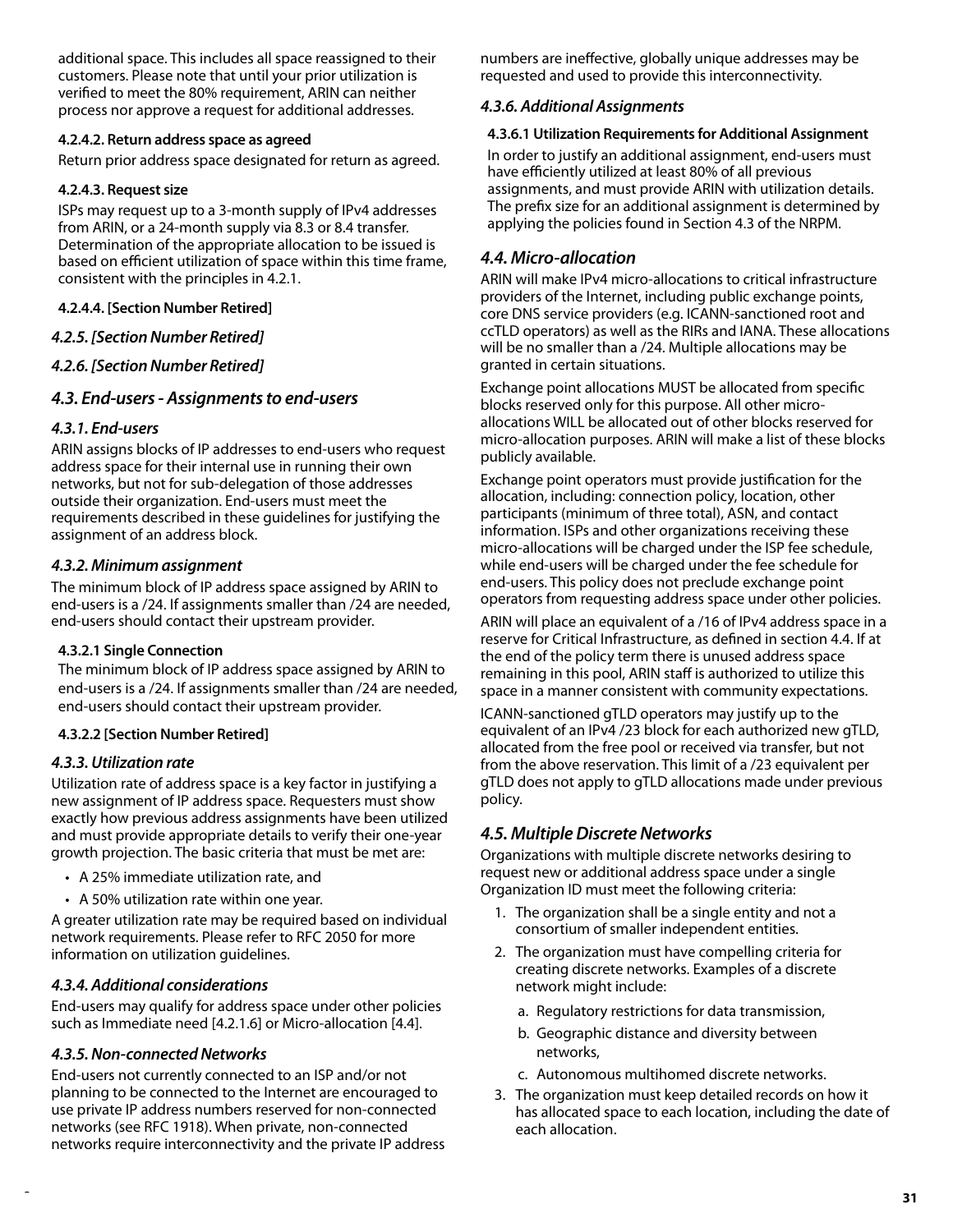additional space. This includes all space reassigned to their customers. Please note that until your prior utilization is verified to meet the 80% requirement, ARIN can neither process nor approve a request for additional addresses.

#### 4.2.4.2. Return address space as agreed

Return prior address space designated for return as agreed.

#### 4.2.4.3. Request size

ISPs may request up to a 3-month supply of IPv4 addresses from ARIN, or a 24-month supply via 8.3 or 8.4 transfer. Determination of the appropriate allocation to be issued is based on efficient utilization of space within this time frame, consistent with the principles in 4.2.1.

#### 4.2.4.4. [Section Number Retired]

### 4.2.5. [Section Number Retired]

### 4.2.6. [Section Number Retired]

## 4.3. End-users - Assignments to end-users

### 4.3.1. End-users

ARIN assigns blocks of IP addresses to end-users who request address space for their internal use in running their own networks, but not for sub-delegation of those addresses outside their organization. End-users must meet the requirements described in these guidelines for justifying the assignment of an address block.

### 4.3.2. Minimum assignment

The minimum block of IP address space assigned by ARIN to end-users is a /24. If assignments smaller than /24 are needed, end-users should contact their upstream provider.

#### 4.3.2.1 Single Connection

The minimum block of IP address space assigned by ARIN to end-users is a /24. If assignments smaller than /24 are needed, end-users should contact their upstream provider.

#### 4.3.2.2 [Section Number Retired]

### 4.3.3. Utilization rate

Utilization rate of address space is a key factor in justifying a new assignment of IP address space. Requesters must show exactly how previous address assignments have been utilized and must provide appropriate details to verify their one-year growth projection. The basic criteria that must be met are:

- A 25% immediate utilization rate, and
- A 50% utilization rate within one year.

A greater utilization rate may be required based on individual network requirements. Please refer to RFC 2050 for more information on utilization guidelines.

### 4.3.4. Additional considerations

End-users may qualify for address space under other policies such as Immediate need [4.2.1.6] or Micro-allocation [4.4].

### 4.3.5. Non-connected Networks

End-users not currently connected to an ISP and/or not planning to be connected to the Internet are encouraged to use private IP address numbers reserved for non-connected networks (see RFC 1918). When private, non-connected networks require interconnectivity and the private IP address numbers are ineffective, globally unique addresses may be requested and used to provide this interconnectivity.

### 4.3.6. Additional Assignments

#### 4.3.6.1 Utilization Requirements for Additional Assignment

In order to justify an additional assignment, end-users must have efficiently utilized at least 80% of all previous assignments, and must provide ARIN with utilization details. The prefix size for an additional assignment is determined by applying the policies found in Section 4.3 of the NRPM.

## 4.4. Micro-allocation

ARIN will make IPv4 micro-allocations to critical infrastructure providers of the Internet, including public exchange points, core DNS service providers (e.g. ICANN-sanctioned root and ccTLD operators) as well as the RIRs and IANA. These allocations will be no smaller than a /24. Multiple allocations may be granted in certain situations.

Exchange point allocations MUST be allocated from specific blocks reserved only for this purpose. All other micro-allocations WILL be allocated out of other blocks reserved for micro-allocation purposes. ARIN will make a list of these blocks publicly available.

Exchange point operators must provide justification for the allocation, including: connection policy, location, other participants (minimum of three total), ASN, and contact information. ISPs and other organizations receiving these micro-allocations will be charged under the ISP fee schedule, while end-users will be charged under the fee schedule for end-users. This policy does not preclude exchange point operators from requesting address space under other policies.

ARIN will place an equivalent of a /16 of IPv4 address space in a reserve for Critical Infrastructure, as defined in section 4.4. If at the end of the policy term there is unused address space remaining in this pool, ARIN staff is authorized to utilize this space in a manner consistent with community expectations.

ICANN-sanctioned gTLD operators may justify up to the equivalent of an IPv4 /23 block for each authorized new gTLD, allocated from the free pool or received via transfer, but not from the above reservation. This limit of a /23 equivalent per gTLD does not apply to gTLD allocations made under previous policy.

## 4.5. Multiple Discrete Networks

Organizations with multiple discrete networks desiring to request new or additional address space under a single Organization ID must meet the following criteria:

1. The organization shall be a single entity and not a consortium of smaller independent entities.
2. The organization must have compelling criteria for creating discrete networks. Examples of a discrete network might include:
   a. Regulatory restrictions for data transmission,
   b. Geographic distance and diversity between networks,
   c. Autonomous multihomed discrete networks.
3. The organization must keep detailed records on how it has allocated space to each location, including the date of each allocation.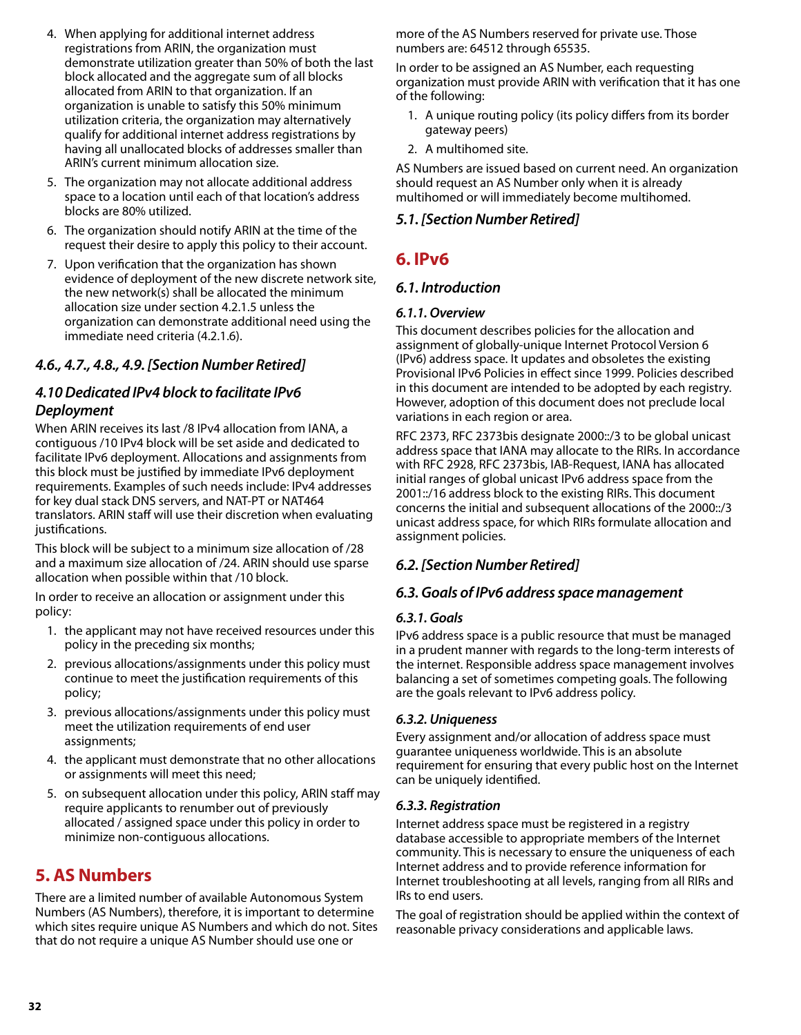4. When applying for additional internet address registrations from ARIN, the organization must demonstrate utilization greater than 50% of both the last block allocated and the aggregate sum of all blocks allocated from ARIN to that organization. If an organization is unable to satisfy this 50% minimum utilization criteria, the organization may alternatively qualify for additional internet address registrations by having all unallocated blocks of addresses smaller than ARIN's current minimum allocation size.
5. The organization may not allocate additional address space to a location until each of that location's address blocks are 80% utilized.
6. The organization should notify ARIN at the time of the request their desire to apply this policy to their account.
7. Upon verification that the organization has shown evidence of deployment of the new discrete network site, the new network(s) shall be allocated the minimum allocation size under section 4.2.1.5 unless the organization can demonstrate additional need using the immediate need criteria (4.2.1.6).

### *4.6., 4.7., 4.8., 4.9. [Section Number Retired]*

### *4.10 Dedicated IPv4 block to facilitate IPv6 Deployment*

When ARIN receives its last /8 IPv4 allocation from IANA, a contiguous /10 IPv4 block will be set aside and dedicated to facilitate IPv6 deployment. Allocations and assignments from this block must be justified by immediate IPv6 deployment requirements. Examples of such needs include: IPv4 addresses for key dual stack DNS servers, and NAT-PT or NAT464 translators. ARIN staff will use their discretion when evaluating justifications.

This block will be subject to a minimum size allocation of /28 and a maximum size allocation of /24. ARIN should use sparse allocation when possible within that /10 block.

In order to receive an allocation or assignment under this policy:

1. the applicant may not have received resources under this policy in the preceding six months;
2. previous allocations/assignments under this policy must continue to meet the justification requirements of this policy;
3. previous allocations/assignments under this policy must meet the utilization requirements of end user assignments;
4. the applicant must demonstrate that no other allocations or assignments will meet this need;
5. on subsequent allocation under this policy, ARIN staff may require applicants to renumber out of previously allocated / assigned space under this policy in order to minimize non-contiguous allocations.

## 5. AS Numbers

There are a limited number of available Autonomous System Numbers (AS Numbers), therefore, it is important to determine which sites require unique AS Numbers and which do not. Sites that do not require a unique AS Number should use one or more of the AS Numbers reserved for private use. Those numbers are: 64512 through 65535.

In order to be assigned an AS Number, each requesting organization must provide ARIN with verification that it has one of the following:

1. A unique routing policy (its policy differs from its border gateway peers)
2. A multihomed site.

AS Numbers are issued based on current need. An organization should request an AS Number only when it is already multihomed or will immediately become multihomed.

### *5.1. [Section Number Retired]*

## 6. IPv6

### *6.1. Introduction*

#### *6.1.1. Overview*

This document describes policies for the allocation and assignment of globally-unique Internet Protocol Version 6 (IPv6) address space. It updates and obsoletes the existing Provisional IPv6 Policies in effect since 1999. Policies described in this document are intended to be adopted by each registry. However, adoption of this document does not preclude local variations in each region or area.

RFC 2373, RFC 2373bis designate 2000::/3 to be global unicast address space that IANA may allocate to the RIRs. In accordance with RFC 2928, RFC 2373bis, IAB-Request, IANA has allocated initial ranges of global unicast IPv6 address space from the 2001::/16 address block to the existing RIRs. This document concerns the initial and subsequent allocations of the 2000::/3 unicast address space, for which RIRs formulate allocation and assignment policies.

### *6.2. [Section Number Retired]*

### *6.3. Goals of IPv6 address space management*

#### *6.3.1. Goals*

IPv6 address space is a public resource that must be managed in a prudent manner with regards to the long-term interests of the internet. Responsible address space management involves balancing a set of sometimes competing goals. The following are the goals relevant to IPv6 address policy.

#### *6.3.2. Uniqueness*

Every assignment and/or allocation of address space must guarantee uniqueness worldwide. This is an absolute requirement for ensuring that every public host on the Internet can be uniquely identified.

#### *6.3.3. Registration*

Internet address space must be registered in a registry database accessible to appropriate members of the Internet community. This is necessary to ensure the uniqueness of each Internet address and to provide reference information for Internet troubleshooting at all levels, ranging from all RIRs and IRs to end users.

The goal of registration should be applied within the context of reasonable privacy considerations and applicable laws.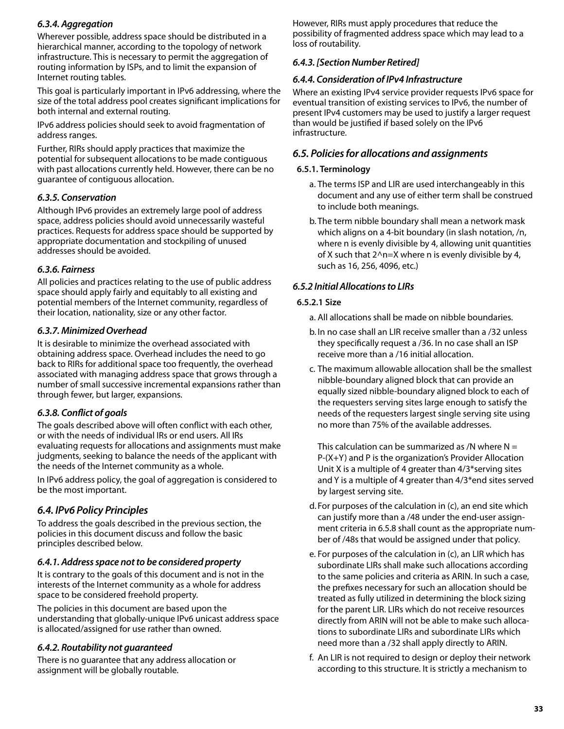### 6.3.4. Aggregation

Wherever possible, address space should be distributed in a hierarchical manner, according to the topology of network infrastructure. This is necessary to permit the aggregation of routing information by ISPs, and to limit the expansion of Internet routing tables.

This goal is particularly important in IPv6 addressing, where the size of the total address pool creates significant implications for both internal and external routing.

IPv6 address policies should seek to avoid fragmentation of address ranges.

Further, RIRs should apply practices that maximize the potential for subsequent allocations to be made contiguous with past allocations currently held. However, there can be no guarantee of contiguous allocation.

### 6.3.5. Conservation

Although IPv6 provides an extremely large pool of address space, address policies should avoid unnecessarily wasteful practices. Requests for address space should be supported by appropriate documentation and stockpiling of unused addresses should be avoided.

### 6.3.6. Fairness

All policies and practices relating to the use of public address space should apply fairly and equitably to all existing and potential members of the Internet community, regardless of their location, nationality, size or any other factor.

### 6.3.7. Minimized Overhead

It is desirable to minimize the overhead associated with obtaining address space. Overhead includes the need to go back to RIRs for additional space too frequently, the overhead associated with managing address space that grows through a number of small successive incremental expansions rather than through fewer, but larger, expansions.

### 6.3.8. Conflict of goals

The goals described above will often conflict with each other, or with the needs of individual IRs or end users. All IRs evaluating requests for allocations and assignments must make judgments, seeking to balance the needs of the applicant with the needs of the Internet community as a whole.

In IPv6 address policy, the goal of aggregation is considered to be the most important.

## 6.4. IPv6 Policy Principles

To address the goals described in the previous section, the policies in this document discuss and follow the basic principles described below.

### 6.4.1. Address space not to be considered property

It is contrary to the goals of this document and is not in the interests of the Internet community as a whole for address space to be considered freehold property.

The policies in this document are based upon the understanding that globally-unique IPv6 unicast address space is allocated/assigned for use rather than owned.

### 6.4.2. Routability not guaranteed

There is no guarantee that any address allocation or assignment will be globally routable.

However, RIRs must apply procedures that reduce the possibility of fragmented address space which may lead to a loss of routability.

### 6.4.3. [Section Number Retired]

### 6.4.4. Consideration of IPv4 Infrastructure

Where an existing IPv4 service provider requests IPv6 space for eventual transition of existing services to IPv6, the number of present IPv4 customers may be used to justify a larger request than would be justified if based solely on the IPv6 infrastructure.

## 6.5. Policies for allocations and assignments

**6.5.1. Terminology**

a. The terms ISP and LIR are used interchangeably in this document and any use of either term shall be construed to include both meanings.

b. The term nibble boundary shall mean a network mask which aligns on a 4-bit boundary (in slash notation, /n, where n is evenly divisible by 4, allowing unit quantities of X such that 2^n=X where n is evenly divisible by 4, such as 16, 256, 4096, etc.)

### 6.5.2 Initial Allocations to LIRs

**6.5.2.1 Size**

a. All allocations shall be made on nibble boundaries.

b. In no case shall an LIR receive smaller than a /32 unless they specifically request a /36. In no case shall an ISP receive more than a /16 initial allocation.

c. The maximum allowable allocation shall be the smallest nibble-boundary aligned block that can provide an equally sized nibble-boundary aligned block to each of the requesters serving sites large enough to satisfy the needs of the requesters largest single serving site using no more than 75% of the available addresses.

   This calculation can be summarized as /N where N = P-(X+Y) and P is the organization's Provider Allocation Unit X is a multiple of 4 greater than 4/3*serving sites and Y is a multiple of 4 greater than 4/3*end sites served by largest serving site.

d. For purposes of the calculation in (c), an end site which can justify more than a /48 under the end-user assignment criteria in 6.5.8 shall count as the appropriate number of /48s that would be assigned under that policy.

e. For purposes of the calculation in (c), an LIR which has subordinate LIRs shall make such allocations according to the same policies and criteria as ARIN. In such a case, the prefixes necessary for such an allocation should be treated as fully utilized in determining the block sizing for the parent LIR. LIRs which do not receive resources directly from ARIN will not be able to make such allocations to subordinate LIRs and subordinate LIRs which need more than a /32 shall apply directly to ARIN.

f. An LIR is not required to design or deploy their network according to this structure. It is strictly a mechanism to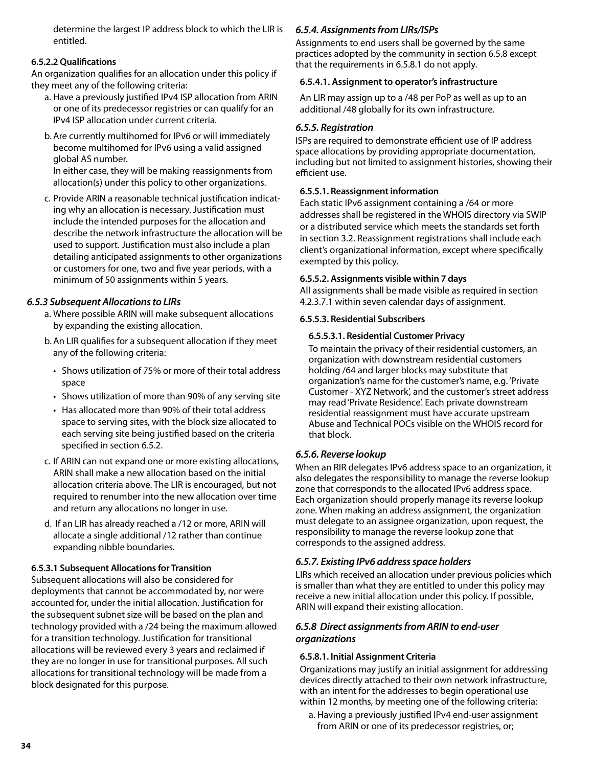determine the largest IP address block to which the LIR is entitled.

#### 6.5.2.2 Qualifications

An organization qualifies for an allocation under this policy if they meet any of the following criteria:

a. Have a previously justified IPv4 ISP allocation from ARIN or one of its predecessor registries or can qualify for an IPv4 ISP allocation under current criteria.

b. Are currently multihomed for IPv6 or will immediately become multihomed for IPv6 using a valid assigned global AS number.
   In either case, they will be making reassignments from allocation(s) under this policy to other organizations.

c. Provide ARIN a reasonable technical justification indicating why an allocation is necessary. Justification must include the intended purposes for the allocation and describe the network infrastructure the allocation will be used to support. Justification must also include a plan detailing anticipated assignments to other organizations or customers for one, two and five year periods, with a minimum of 50 assignments within 5 years.

### *6.5.3 Subsequent Allocations to LIRs*

a. Where possible ARIN will make subsequent allocations by expanding the existing allocation.

b. An LIR qualifies for a subsequent allocation if they meet any of the following criteria:
   - Shows utilization of 75% or more of their total address space
   - Shows utilization of more than 90% of any serving site
   - Has allocated more than 90% of their total address space to serving sites, with the block size allocated to each serving site being justified based on the criteria specified in section 6.5.2.

c. If ARIN can not expand one or more existing allocations, ARIN shall make a new allocation based on the initial allocation criteria above. The LIR is encouraged, but not required to renumber into the new allocation over time and return any allocations no longer in use.

d. If an LIR has already reached a /12 or more, ARIN will allocate a single additional /12 rather than continue expanding nibble boundaries.

#### 6.5.3.1 Subsequent Allocations for Transition

Subsequent allocations will also be considered for deployments that cannot be accommodated by, nor were accounted for, under the initial allocation. Justification for the subsequent subnet size will be based on the plan and technology provided with a /24 being the maximum allowed for a transition technology. Justification for transitional allocations will be reviewed every 3 years and reclaimed if they are no longer in use for transitional purposes. All such allocations for transitional technology will be made from a block designated for this purpose.

### *6.5.4. Assignments from LIRs/ISPs*

Assignments to end users shall be governed by the same practices adopted by the community in section 6.5.8 except that the requirements in 6.5.8.1 do not apply.

#### 6.5.4.1. Assignment to operator's infrastructure

An LIR may assign up to a /48 per PoP as well as up to an additional /48 globally for its own infrastructure.

### *6.5.5. Registration*

ISPs are required to demonstrate efficient use of IP address space allocations by providing appropriate documentation, including but not limited to assignment histories, showing their efficient use.

#### 6.5.5.1. Reassignment information

Each static IPv6 assignment containing a /64 or more addresses shall be registered in the WHOIS directory via SWIP or a distributed service which meets the standards set forth in section 3.2. Reassignment registrations shall include each client's organizational information, except where specifically exempted by this policy.

#### 6.5.5.2. Assignments visible within 7 days

All assignments shall be made visible as required in section 4.2.3.7.1 within seven calendar days of assignment.

#### 6.5.5.3. Residential Subscribers

##### 6.5.5.3.1. Residential Customer Privacy

To maintain the privacy of their residential customers, an organization with downstream residential customers holding /64 and larger blocks may substitute that organization's name for the customer's name, e.g. 'Private Customer - XYZ Network', and the customer's street address may read 'Private Residence'. Each private downstream residential reassignment must have accurate upstream Abuse and Technical POCs visible on the WHOIS record for that block.

### *6.5.6. Reverse lookup*

When an RIR delegates IPv6 address space to an organization, it also delegates the responsibility to manage the reverse lookup zone that corresponds to the allocated IPv6 address space. Each organization should properly manage its reverse lookup zone. When making an address assignment, the organization must delegate to an assignee organization, upon request, the responsibility to manage the reverse lookup zone that corresponds to the assigned address.

### *6.5.7. Existing IPv6 address space holders*

LIRs which received an allocation under previous policies which is smaller than what they are entitled to under this policy may receive a new initial allocation under this policy. If possible, ARIN will expand their existing allocation.

### *6.5.8 Direct assignments from ARIN to end-user organizations*

#### 6.5.8.1. Initial Assignment Criteria

Organizations may justify an initial assignment for addressing devices directly attached to their own network infrastructure, with an intent for the addresses to begin operational use within 12 months, by meeting one of the following criteria:

a. Having a previously justified IPv4 end-user assignment from ARIN or one of its predecessor registries, or;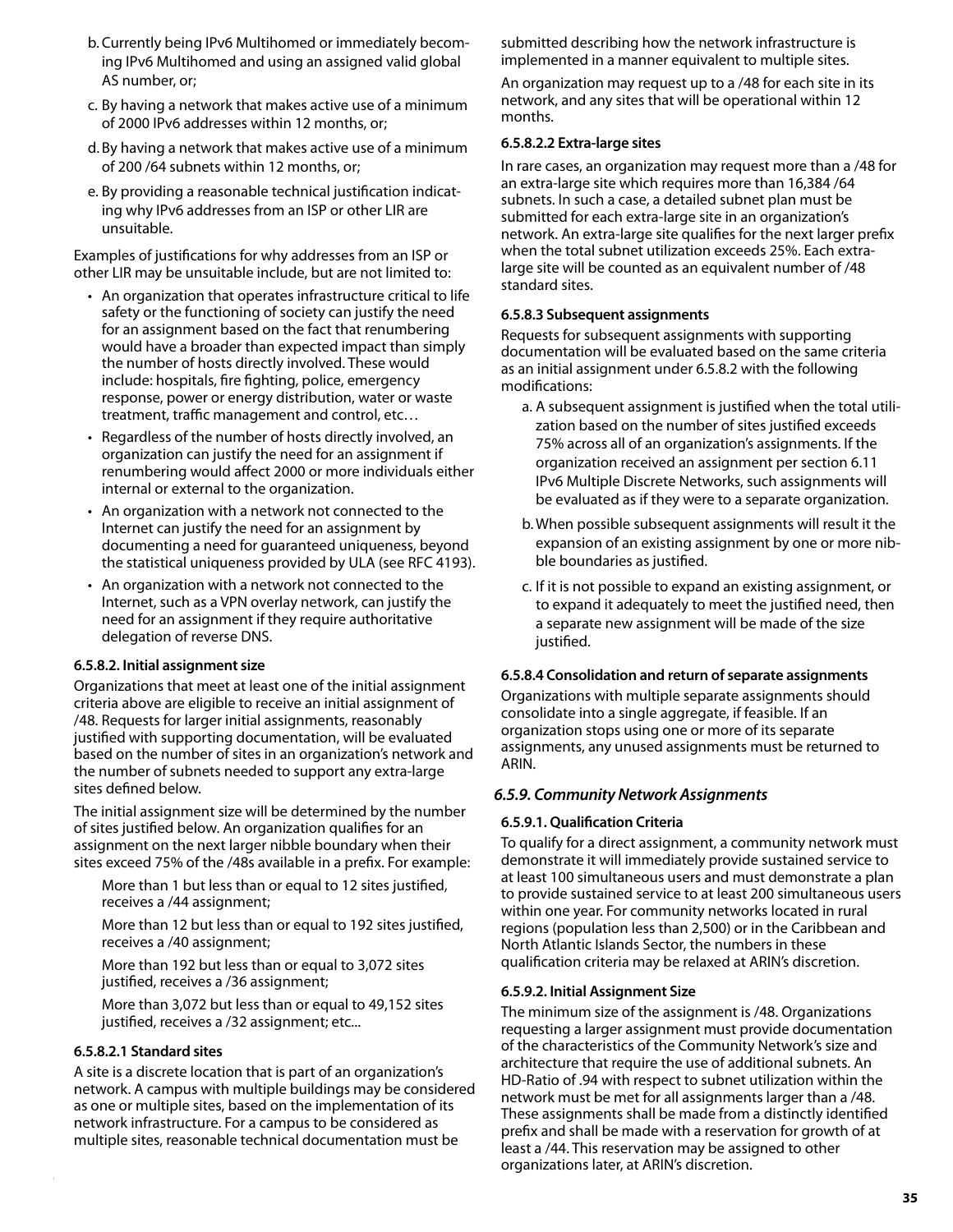b. Currently being IPv6 Multihomed or immediately becoming IPv6 Multihomed and using an assigned valid global AS number, or;

c. By having a network that makes active use of a minimum of 2000 IPv6 addresses within 12 months, or;

d. By having a network that makes active use of a minimum of 200 /64 subnets within 12 months, or;

e. By providing a reasonable technical justification indicating why IPv6 addresses from an ISP or other LIR are unsuitable.

Examples of justifications for why addresses from an ISP or other LIR may be unsuitable include, but are not limited to:

- An organization that operates infrastructure critical to life safety or the functioning of society can justify the need for an assignment based on the fact that renumbering would have a broader than expected impact than simply the number of hosts directly involved. These would include: hospitals, fire fighting, police, emergency response, power or energy distribution, water or waste treatment, traffic management and control, etc…
- Regardless of the number of hosts directly involved, an organization can justify the need for an assignment if renumbering would affect 2000 or more individuals either internal or external to the organization.
- An organization with a network not connected to the Internet can justify the need for an assignment by documenting a need for guaranteed uniqueness, beyond the statistical uniqueness provided by ULA (see RFC 4193).
- An organization with a network not connected to the Internet, such as a VPN overlay network, can justify the need for an assignment if they require authoritative delegation of reverse DNS.

**6.5.8.2. Initial assignment size**

Organizations that meet at least one of the initial assignment criteria above are eligible to receive an initial assignment of /48. Requests for larger initial assignments, reasonably justified with supporting documentation, will be evaluated based on the number of sites in an organization's network and the number of subnets needed to support any extra-large sites defined below.

The initial assignment size will be determined by the number of sites justified below. An organization qualifies for an assignment on the next larger nibble boundary when their sites exceed 75% of the /48s available in a prefix. For example:

More than 1 but less than or equal to 12 sites justified, receives a /44 assignment;

More than 12 but less than or equal to 192 sites justified, receives a /40 assignment;

More than 192 but less than or equal to 3,072 sites justified, receives a /36 assignment;

More than 3,072 but less than or equal to 49,152 sites justified, receives a /32 assignment; etc...

**6.5.8.2.1 Standard sites**

A site is a discrete location that is part of an organization's network. A campus with multiple buildings may be considered as one or multiple sites, based on the implementation of its network infrastructure. For a campus to be considered as multiple sites, reasonable technical documentation must be submitted describing how the network infrastructure is implemented in a manner equivalent to multiple sites.

An organization may request up to a /48 for each site in its network, and any sites that will be operational within 12 months.

**6.5.8.2.2 Extra-large sites**

In rare cases, an organization may request more than a /48 for an extra-large site which requires more than 16,384 /64 subnets. In such a case, a detailed subnet plan must be submitted for each extra-large site in an organization's network. An extra-large site qualifies for the next larger prefix when the total subnet utilization exceeds 25%. Each extra-large site will be counted as an equivalent number of /48 standard sites.

**6.5.8.3 Subsequent assignments**

Requests for subsequent assignments with supporting documentation will be evaluated based on the same criteria as an initial assignment under 6.5.8.2 with the following modifications:

a. A subsequent assignment is justified when the total utilization based on the number of sites justified exceeds 75% across all of an organization's assignments. If the organization received an assignment per section 6.11 IPv6 Multiple Discrete Networks, such assignments will be evaluated as if they were to a separate organization.

b. When possible subsequent assignments will result it the expansion of an existing assignment by one or more nibble boundaries as justified.

c. If it is not possible to expand an existing assignment, or to expand it adequately to meet the justified need, then a separate new assignment will be made of the size justified.

**6.5.8.4 Consolidation and return of separate assignments**

Organizations with multiple separate assignments should consolidate into a single aggregate, if feasible. If an organization stops using one or more of its separate assignments, any unused assignments must be returned to ARIN.

### *6.5.9. Community Network Assignments*

**6.5.9.1. Qualification Criteria**

To qualify for a direct assignment, a community network must demonstrate it will immediately provide sustained service to at least 100 simultaneous users and must demonstrate a plan to provide sustained service to at least 200 simultaneous users within one year. For community networks located in rural regions (population less than 2,500) or in the Caribbean and North Atlantic Islands Sector, the numbers in these qualification criteria may be relaxed at ARIN's discretion.

**6.5.9.2. Initial Assignment Size**

The minimum size of the assignment is /48. Organizations requesting a larger assignment must provide documentation of the characteristics of the Community Network's size and architecture that require the use of additional subnets. An HD-Ratio of .94 with respect to subnet utilization within the network must be met for all assignments larger than a /48. These assignments shall be made from a distinctly identified prefix and shall be made with a reservation for growth of at least a /44. This reservation may be assigned to other organizations later, at ARIN's discretion.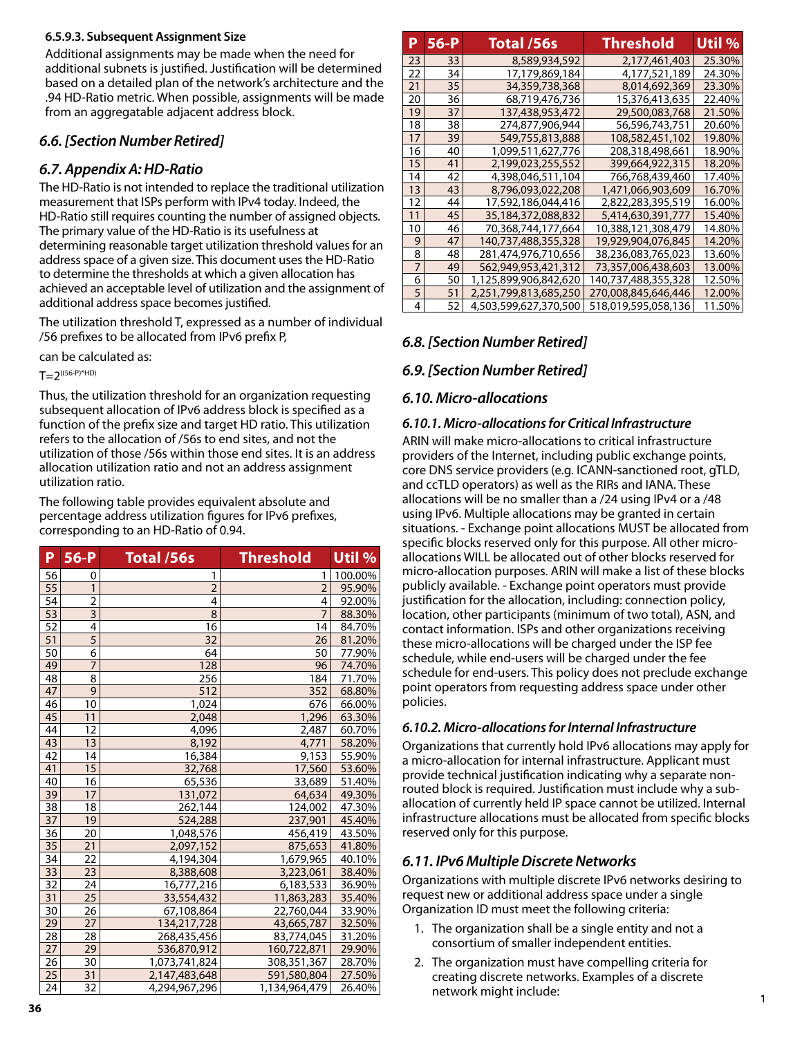#### 6.5.9.3. Subsequent Assignment Size

Additional assignments may be made when the need for additional subnets is justified. Justification will be determined based on a detailed plan of the network's architecture and the .94 HD-Ratio metric. When possible, assignments will be made from an aggregatable adjacent address block.

## *6.6. [Section Number Retired]*

## *6.7. Appendix A: HD-Ratio*

The HD-Ratio is not intended to replace the traditional utilization measurement that ISPs perform with IPv4 today. Indeed, the HD-Ratio still requires counting the number of assigned objects. The primary value of the HD-Ratio is its usefulness at determining reasonable target utilization threshold values for an address space of a given size. This document uses the HD-Ratio to determine the thresholds at which a given allocation has achieved an acceptable level of utilization and the assignment of additional address space becomes justified.

The utilization threshold T, expressed as a number of individual /56 prefixes to be allocated from IPv6 prefix P,

can be calculated as:

$T=2^{((56-P)*HD)}$

Thus, the utilization threshold for an organization requesting subsequent allocation of IPv6 address block is specified as a function of the prefix size and target HD ratio. This utilization refers to the allocation of /56s to end sites, and not the utilization of those /56s within those end sites. It is an address allocation utilization ratio and not an address assignment utilization ratio.

The following table provides equivalent absolute and percentage address utilization figures for IPv6 prefixes, corresponding to an HD-Ratio of 0.94.

| P | 56-P | Total /56s | Threshold | Util % |
|---|---|---|---|---|
| 56 | 0 | 1 | 1 | 100.00% |
| 55 | 1 | 2 | 2 | 95.90% |
| 54 | 2 | 4 | 4 | 92.00% |
| 53 | 3 | 8 | 7 | 88.30% |
| 52 | 4 | 16 | 14 | 84.70% |
| 51 | 5 | 32 | 26 | 81.20% |
| 50 | 6 | 64 | 50 | 77.90% |
| 49 | 7 | 128 | 96 | 74.70% |
| 48 | 8 | 256 | 184 | 71.70% |
| 47 | 9 | 512 | 352 | 68.80% |
| 46 | 10 | 1,024 | 676 | 66.00% |
| 45 | 11 | 2,048 | 1,296 | 63.30% |
| 44 | 12 | 4,096 | 2,487 | 60.70% |
| 43 | 13 | 8,192 | 4,771 | 58.20% |
| 42 | 14 | 16,384 | 9,153 | 55.90% |
| 41 | 15 | 32,768 | 17,560 | 53.60% |
| 40 | 16 | 65,536 | 33,689 | 51.40% |
| 39 | 17 | 131,072 | 64,634 | 49.30% |
| 38 | 18 | 262,144 | 124,002 | 47.30% |
| 37 | 19 | 524,288 | 237,901 | 45.40% |
| 36 | 20 | 1,048,576 | 456,419 | 43.50% |
| 35 | 21 | 2,097,152 | 875,653 | 41.80% |
| 34 | 22 | 4,194,304 | 1,679,965 | 40.10% |
| 33 | 23 | 8,388,608 | 3,223,061 | 38.40% |
| 32 | 24 | 16,777,216 | 6,183,533 | 36.90% |
| 31 | 25 | 33,554,432 | 11,863,283 | 35.40% |
| 30 | 26 | 67,108,864 | 22,760,044 | 33.90% |
| 29 | 27 | 134,217,728 | 43,665,787 | 32.50% |
| 28 | 28 | 268,435,456 | 83,774,045 | 31.20% |
| 27 | 29 | 536,870,912 | 160,722,871 | 29.90% |
| 26 | 30 | 1,073,741,824 | 308,351,367 | 28.70% |
| 25 | 31 | 2,147,483,648 | 591,580,804 | 27.50% |
| 24 | 32 | 4,294,967,296 | 1,134,964,479 | 26.40% |
| 23 | 33 | 8,589,934,592 | 2,177,461,403 | 25.30% |
| 22 | 34 | 17,179,869,184 | 4,177,521,189 | 24.30% |
| 21 | 35 | 34,359,738,368 | 8,014,692,369 | 23.30% |
| 20 | 36 | 68,719,476,736 | 15,376,413,635 | 22.40% |
| 19 | 37 | 137,438,953,472 | 29,500,083,768 | 21.50% |
| 18 | 38 | 274,877,906,944 | 56,596,743,751 | 20.60% |
| 17 | 39 | 549,755,813,888 | 108,582,451,102 | 19.80% |
| 16 | 40 | 1,099,511,627,776 | 208,318,498,661 | 18.90% |
| 15 | 41 | 2,199,023,255,552 | 399,664,922,315 | 18.20% |
| 14 | 42 | 4,398,046,511,104 | 766,768,439,460 | 17.40% |
| 13 | 43 | 8,796,093,022,208 | 1,471,066,903,609 | 16.70% |
| 12 | 44 | 17,592,186,044,416 | 2,822,283,395,519 | 16.00% |
| 11 | 45 | 35,184,372,088,832 | 5,414,630,391,777 | 15.40% |
| 10 | 46 | 70,368,744,177,664 | 10,388,121,308,479 | 14.80% |
| 9 | 47 | 140,737,488,355,328 | 19,929,904,076,845 | 14.20% |
| 8 | 48 | 281,474,976,710,656 | 38,236,083,765,023 | 13.60% |
| 7 | 49 | 562,949,953,421,312 | 73,357,006,438,603 | 13.00% |
| 6 | 50 | 1,125,899,906,842,620 | 140,737,488,355,328 | 12.50% |
| 5 | 51 | 2,251,799,813,685,250 | 270,008,845,646,446 | 12.00% |
| 4 | 52 | 4,503,599,627,370,500 | 518,019,595,058,136 | 11.50% |

## *6.8. [Section Number Retired]*

## *6.9. [Section Number Retired]*

## *6.10. Micro-allocations*

### *6.10.1. Micro-allocations for Critical Infrastructure*

ARIN will make micro-allocations to critical infrastructure providers of the Internet, including public exchange points, core DNS service providers (e.g. ICANN-sanctioned root, gTLD, and ccTLD operators) as well as the RIRs and IANA. These allocations will be no smaller than a /24 using IPv4 or a /48 using IPv6. Multiple allocations may be granted in certain situations. - Exchange point allocations MUST be allocated from specific blocks reserved only for this purpose. All other micro-allocations WILL be allocated out of other blocks reserved for micro-allocation purposes. ARIN will make a list of these blocks publicly available. - Exchange point operators must provide justification for the allocation, including: connection policy, location, other participants (minimum of two total), ASN, and contact information. ISPs and other organizations receiving these micro-allocations will be charged under the ISP fee schedule, while end-users will be charged under the fee schedule for end-users. This policy does not preclude exchange point operators from requesting address space under other policies.

### *6.10.2. Micro-allocations for Internal Infrastructure*

Organizations that currently hold IPv6 allocations may apply for a micro-allocation for internal infrastructure. Applicant must provide technical justification indicating why a separate non-routed block is required. Justification must include why a sub-allocation of currently held IP space cannot be utilized. Internal infrastructure allocations must be allocated from specific blocks reserved only for this purpose.

## *6.11. IPv6 Multiple Discrete Networks*

Organizations with multiple discrete IPv6 networks desiring to request new or additional address space under a single Organization ID must meet the following criteria:

1. The organization shall be a single entity and not a consortium of smaller independent entities.
2. The organization must have compelling criteria for creating discrete networks. Examples of a discrete network might include: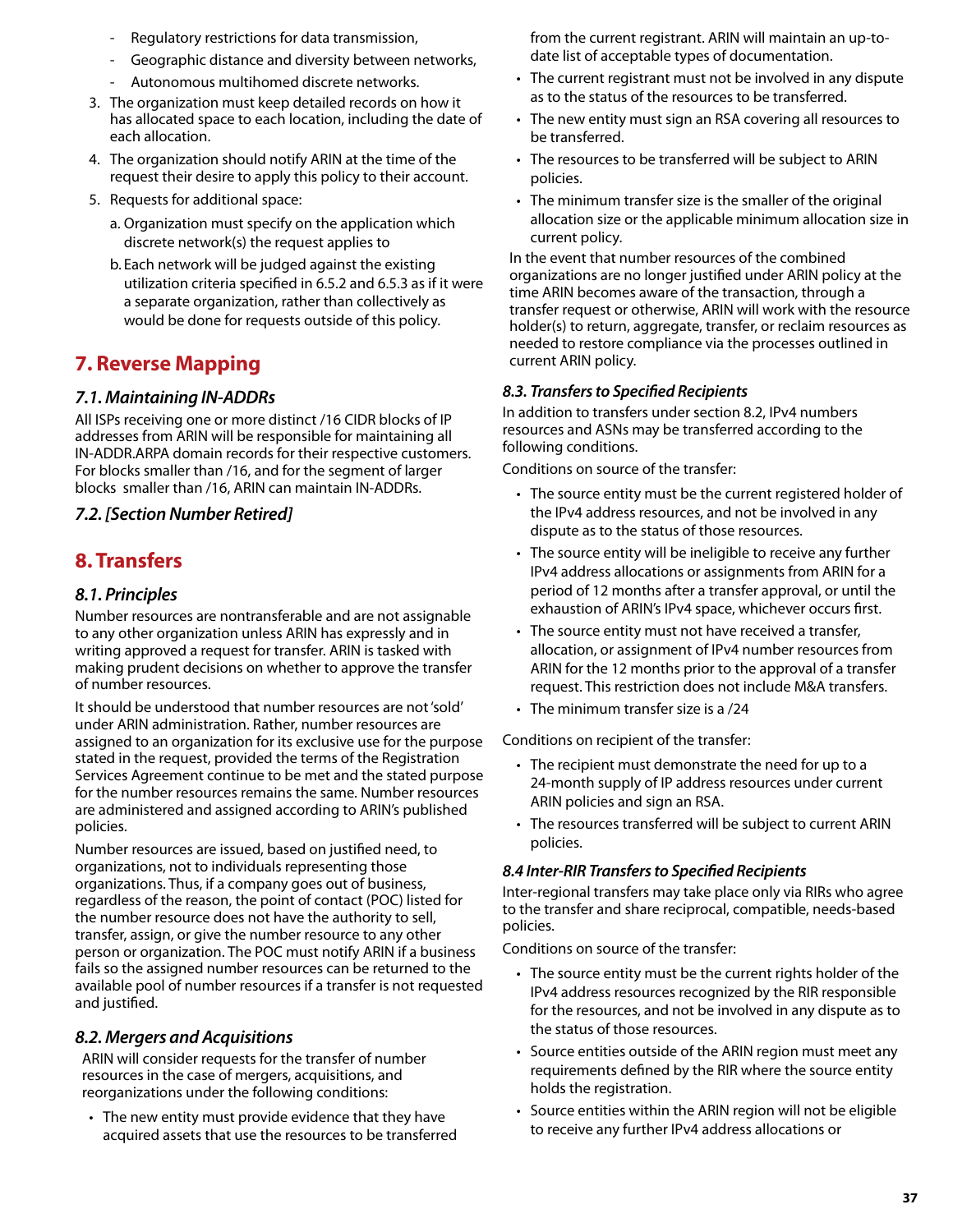- Regulatory restrictions for data transmission,
- Geographic distance and diversity between networks,
- Autonomous multihomed discrete networks.

3. The organization must keep detailed records on how it has allocated space to each location, including the date of each allocation.
4. The organization should notify ARIN at the time of the request their desire to apply this policy to their account.
5. Requests for additional space:
   a. Organization must specify on the application which discrete network(s) the request applies to
   b. Each network will be judged against the existing utilization criteria specified in 6.5.2 and 6.5.3 as if it were a separate organization, rather than collectively as would be done for requests outside of this policy.

## 7. Reverse Mapping

### 7.1. Maintaining IN-ADDRs

All ISPs receiving one or more distinct /16 CIDR blocks of IP addresses from ARIN will be responsible for maintaining all IN-ADDR.ARPA domain records for their respective customers. For blocks smaller than /16, and for the segment of larger blocks smaller than /16, ARIN can maintain IN-ADDRs.

### 7.2. [Section Number Retired]

## 8. Transfers

### 8.1. Principles

Number resources are nontransferable and are not assignable to any other organization unless ARIN has expressly and in writing approved a request for transfer. ARIN is tasked with making prudent decisions on whether to approve the transfer of number resources.

It should be understood that number resources are not 'sold' under ARIN administration. Rather, number resources are assigned to an organization for its exclusive use for the purpose stated in the request, provided the terms of the Registration Services Agreement continue to be met and the stated purpose for the number resources remains the same. Number resources are administered and assigned according to ARIN's published policies.

Number resources are issued, based on justified need, to organizations, not to individuals representing those organizations. Thus, if a company goes out of business, regardless of the reason, the point of contact (POC) listed for the number resource does not have the authority to sell, transfer, assign, or give the number resource to any other person or organization. The POC must notify ARIN if a business fails so the assigned number resources can be returned to the available pool of number resources if a transfer is not requested and justified.

### 8.2. Mergers and Acquisitions

ARIN will consider requests for the transfer of number resources in the case of mergers, acquisitions, and reorganizations under the following conditions:

- The new entity must provide evidence that they have acquired assets that use the resources to be transferred from the current registrant. ARIN will maintain an up-to-date list of acceptable types of documentation.
- The current registrant must not be involved in any dispute as to the status of the resources to be transferred.
- The new entity must sign an RSA covering all resources to be transferred.
- The resources to be transferred will be subject to ARIN policies.
- The minimum transfer size is the smaller of the original allocation size or the applicable minimum allocation size in current policy.

In the event that number resources of the combined organizations are no longer justified under ARIN policy at the time ARIN becomes aware of the transaction, through a transfer request or otherwise, ARIN will work with the resource holder(s) to return, aggregate, transfer, or reclaim resources as needed to restore compliance via the processes outlined in current ARIN policy.

### 8.3. Transfers to Specified Recipients

In addition to transfers under section 8.2, IPv4 numbers resources and ASNs may be transferred according to the following conditions.

Conditions on source of the transfer:

- The source entity must be the current registered holder of the IPv4 address resources, and not be involved in any dispute as to the status of those resources.
- The source entity will be ineligible to receive any further IPv4 address allocations or assignments from ARIN for a period of 12 months after a transfer approval, or until the exhaustion of ARIN's IPv4 space, whichever occurs first.
- The source entity must not have received a transfer, allocation, or assignment of IPv4 number resources from ARIN for the 12 months prior to the approval of a transfer request. This restriction does not include M&A transfers.
- The minimum transfer size is a /24

Conditions on recipient of the transfer:

- The recipient must demonstrate the need for up to a 24-month supply of IP address resources under current ARIN policies and sign an RSA.
- The resources transferred will be subject to current ARIN policies.

### 8.4 Inter-RIR Transfers to Specified Recipients

Inter-regional transfers may take place only via RIRs who agree to the transfer and share reciprocal, compatible, needs-based policies.

Conditions on source of the transfer:

- The source entity must be the current rights holder of the IPv4 address resources recognized by the RIR responsible for the resources, and not be involved in any dispute as to the status of those resources.
- Source entities outside of the ARIN region must meet any requirements defined by the RIR where the source entity holds the registration.
- Source entities within the ARIN region will not be eligible to receive any further IPv4 address allocations or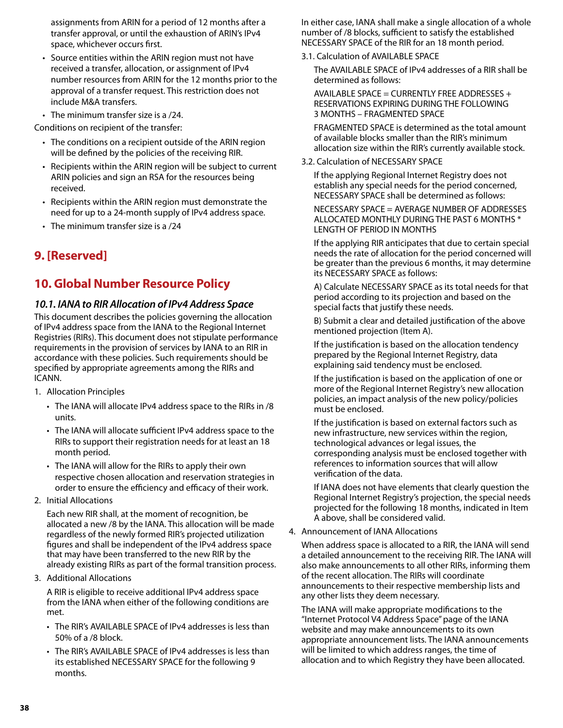assignments from ARIN for a period of 12 months after a transfer approval, or until the exhaustion of ARIN's IPv4 space, whichever occurs first.

- Source entities within the ARIN region must not have received a transfer, allocation, or assignment of IPv4 number resources from ARIN for the 12 months prior to the approval of a transfer request. This restriction does not include M&A transfers.
- The minimum transfer size is a /24.

Conditions on recipient of the transfer:

- The conditions on a recipient outside of the ARIN region will be defined by the policies of the receiving RIR.
- Recipients within the ARIN region will be subject to current ARIN policies and sign an RSA for the resources being received.
- Recipients within the ARIN region must demonstrate the need for up to a 24-month supply of IPv4 address space.
- The minimum transfer size is a /24

## 9. [Reserved]

## 10. Global Number Resource Policy

### *10.1. IANA to RIR Allocation of IPv4 Address Space*

This document describes the policies governing the allocation of IPv4 address space from the IANA to the Regional Internet Registries (RIRs). This document does not stipulate performance requirements in the provision of services by IANA to an RIR in accordance with these policies. Such requirements should be specified by appropriate agreements among the RIRs and ICANN.

1. Allocation Principles
   - The IANA will allocate IPv4 address space to the RIRs in /8 units.
   - The IANA will allocate sufficient IPv4 address space to the RIRs to support their registration needs for at least an 18 month period.
   - The IANA will allow for the RIRs to apply their own respective chosen allocation and reservation strategies in order to ensure the efficiency and efficacy of their work.
2. Initial Allocations

   Each new RIR shall, at the moment of recognition, be allocated a new /8 by the IANA. This allocation will be made regardless of the newly formed RIR's projected utilization figures and shall be independent of the IPv4 address space that may have been transferred to the new RIR by the already existing RIRs as part of the formal transition process.
3. Additional Allocations

   A RIR is eligible to receive additional IPv4 address space from the IANA when either of the following conditions are met.
   - The RIR's AVAILABLE SPACE of IPv4 addresses is less than 50% of a /8 block.
   - The RIR's AVAILABLE SPACE of IPv4 addresses is less than its established NECESSARY SPACE for the following 9 months.

   In either case, IANA shall make a single allocation of a whole number of /8 blocks, sufficient to satisfy the established NECESSARY SPACE of the RIR for an 18 month period.

   3.1. Calculation of AVAILABLE SPACE

   The AVAILABLE SPACE of IPv4 addresses of a RIR shall be determined as follows:

   AVAILABLE SPACE = CURRENTLY FREE ADDRESSES + RESERVATIONS EXPIRING DURING THE FOLLOWING 3 MONTHS – FRAGMENTED SPACE

   FRAGMENTED SPACE is determined as the total amount of available blocks smaller than the RIR's minimum allocation size within the RIR's currently available stock.

   3.2. Calculation of NECESSARY SPACE

   If the applying Regional Internet Registry does not establish any special needs for the period concerned, NECESSARY SPACE shall be determined as follows:

   NECESSARY SPACE = AVERAGE NUMBER OF ADDRESSES ALLOCATED MONTHLY DURING THE PAST 6 MONTHS * LENGTH OF PERIOD IN MONTHS

   If the applying RIR anticipates that due to certain special needs the rate of allocation for the period concerned will be greater than the previous 6 months, it may determine its NECESSARY SPACE as follows:

   A) Calculate NECESSARY SPACE as its total needs for that period according to its projection and based on the special facts that justify these needs.

   B) Submit a clear and detailed justification of the above mentioned projection (Item A).

   If the justification is based on the allocation tendency prepared by the Regional Internet Registry, data explaining said tendency must be enclosed.

   If the justification is based on the application of one or more of the Regional Internet Registry's new allocation policies, an impact analysis of the new policy/policies must be enclosed.

   If the justification is based on external factors such as new infrastructure, new services within the region, technological advances or legal issues, the corresponding analysis must be enclosed together with references to information sources that will allow verification of the data.

   If IANA does not have elements that clearly question the Regional Internet Registry's projection, the special needs projected for the following 18 months, indicated in Item A above, shall be considered valid.
4. Announcement of IANA Allocations

   When address space is allocated to a RIR, the IANA will send a detailed announcement to the receiving RIR. The IANA will also make announcements to all other RIRs, informing them of the recent allocation. The RIRs will coordinate announcements to their respective membership lists and any other lists they deem necessary.

   The IANA will make appropriate modifications to the "Internet Protocol V4 Address Space" page of the IANA website and may make announcements to its own appropriate announcement lists. The IANA announcements will be limited to which address ranges, the time of allocation and to which Registry they have been allocated.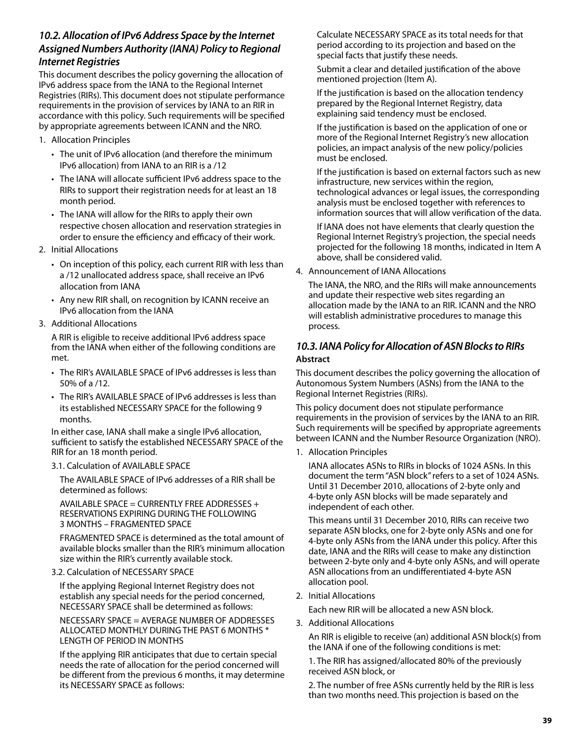### *10.2. Allocation of IPv6 Address Space by the Internet Assigned Numbers Authority (IANA) Policy to Regional Internet Registries*

This document describes the policy governing the allocation of IPv6 address space from the IANA to the Regional Internet Registries (RIRs). This document does not stipulate performance requirements in the provision of services by IANA to an RIR in accordance with this policy. Such requirements will be specified by appropriate agreements between ICANN and the NRO.

1. Allocation Principles
   - The unit of IPv6 allocation (and therefore the minimum IPv6 allocation) from IANA to an RIR is a /12
   - The IANA will allocate sufficient IPv6 address space to the RIRs to support their registration needs for at least an 18 month period.
   - The IANA will allow for the RIRs to apply their own respective chosen allocation and reservation strategies in order to ensure the efficiency and efficacy of their work.
2. Initial Allocations
   - On inception of this policy, each current RIR with less than a /12 unallocated address space, shall receive an IPv6 allocation from IANA
   - Any new RIR shall, on recognition by ICANN receive an IPv6 allocation from the IANA
3. Additional Allocations

   A RIR is eligible to receive additional IPv6 address space from the IANA when either of the following conditions are met.

   - The RIR's AVAILABLE SPACE of IPv6 addresses is less than 50% of a /12.
   - The RIR's AVAILABLE SPACE of IPv6 addresses is less than its established NECESSARY SPACE for the following 9 months.

   In either case, IANA shall make a single IPv6 allocation, sufficient to satisfy the established NECESSARY SPACE of the RIR for an 18 month period.

   3.1. Calculation of AVAILABLE SPACE

   The AVAILABLE SPACE of IPv6 addresses of a RIR shall be determined as follows:

   AVAILABLE SPACE = CURRENTLY FREE ADDRESSES + RESERVATIONS EXPIRING DURING THE FOLLOWING 3 MONTHS – FRAGMENTED SPACE

   FRAGMENTED SPACE is determined as the total amount of available blocks smaller than the RIR's minimum allocation size within the RIR's currently available stock.

   3.2. Calculation of NECESSARY SPACE

   If the applying Regional Internet Registry does not establish any special needs for the period concerned, NECESSARY SPACE shall be determined as follows:

   NECESSARY SPACE = AVERAGE NUMBER OF ADDRESSES ALLOCATED MONTHLY DURING THE PAST 6 MONTHS * LENGTH OF PERIOD IN MONTHS

   If the applying RIR anticipates that due to certain special needs the rate of allocation for the period concerned will be different from the previous 6 months, it may determine its NECESSARY SPACE as follows:

   Calculate NECESSARY SPACE as its total needs for that period according to its projection and based on the special facts that justify these needs.

   Submit a clear and detailed justification of the above mentioned projection (Item A).

   If the justification is based on the allocation tendency prepared by the Regional Internet Registry, data explaining said tendency must be enclosed.

   If the justification is based on the application of one or more of the Regional Internet Registry's new allocation policies, an impact analysis of the new policy/policies must be enclosed.

   If the justification is based on external factors such as new infrastructure, new services within the region, technological advances or legal issues, the corresponding analysis must be enclosed together with references to information sources that will allow verification of the data.

   If IANA does not have elements that clearly question the Regional Internet Registry's projection, the special needs projected for the following 18 months, indicated in Item A above, shall be considered valid.
4. Announcement of IANA Allocations

   The IANA, the NRO, and the RIRs will make announcements and update their respective web sites regarding an allocation made by the IANA to an RIR. ICANN and the NRO will establish administrative procedures to manage this process.

### *10.3. IANA Policy for Allocation of ASN Blocks to RIRs*

**Abstract**

This document describes the policy governing the allocation of Autonomous System Numbers (ASNs) from the IANA to the Regional Internet Registries (RIRs).

This policy document does not stipulate performance requirements in the provision of services by the IANA to an RIR. Such requirements will be specified by appropriate agreements between ICANN and the Number Resource Organization (NRO).

1. Allocation Principles

   IANA allocates ASNs to RIRs in blocks of 1024 ASNs. In this document the term "ASN block" refers to a set of 1024 ASNs. Until 31 December 2010, allocations of 2-byte only and 4-byte only ASN blocks will be made separately and independent of each other.

   This means until 31 December 2010, RIRs can receive two separate ASN blocks, one for 2-byte only ASNs and one for 4-byte only ASNs from the IANA under this policy. After this date, IANA and the RIRs will cease to make any distinction between 2-byte only and 4-byte only ASNs, and will operate ASN allocations from an undifferentiated 4-byte ASN allocation pool.
2. Initial Allocations

   Each new RIR will be allocated a new ASN block.
3. Additional Allocations

   An RIR is eligible to receive (an) additional ASN block(s) from the IANA if one of the following conditions is met:

   1. The RIR has assigned/allocated 80% of the previously received ASN block, or

   2. The number of free ASNs currently held by the RIR is less than two months need. This projection is based on the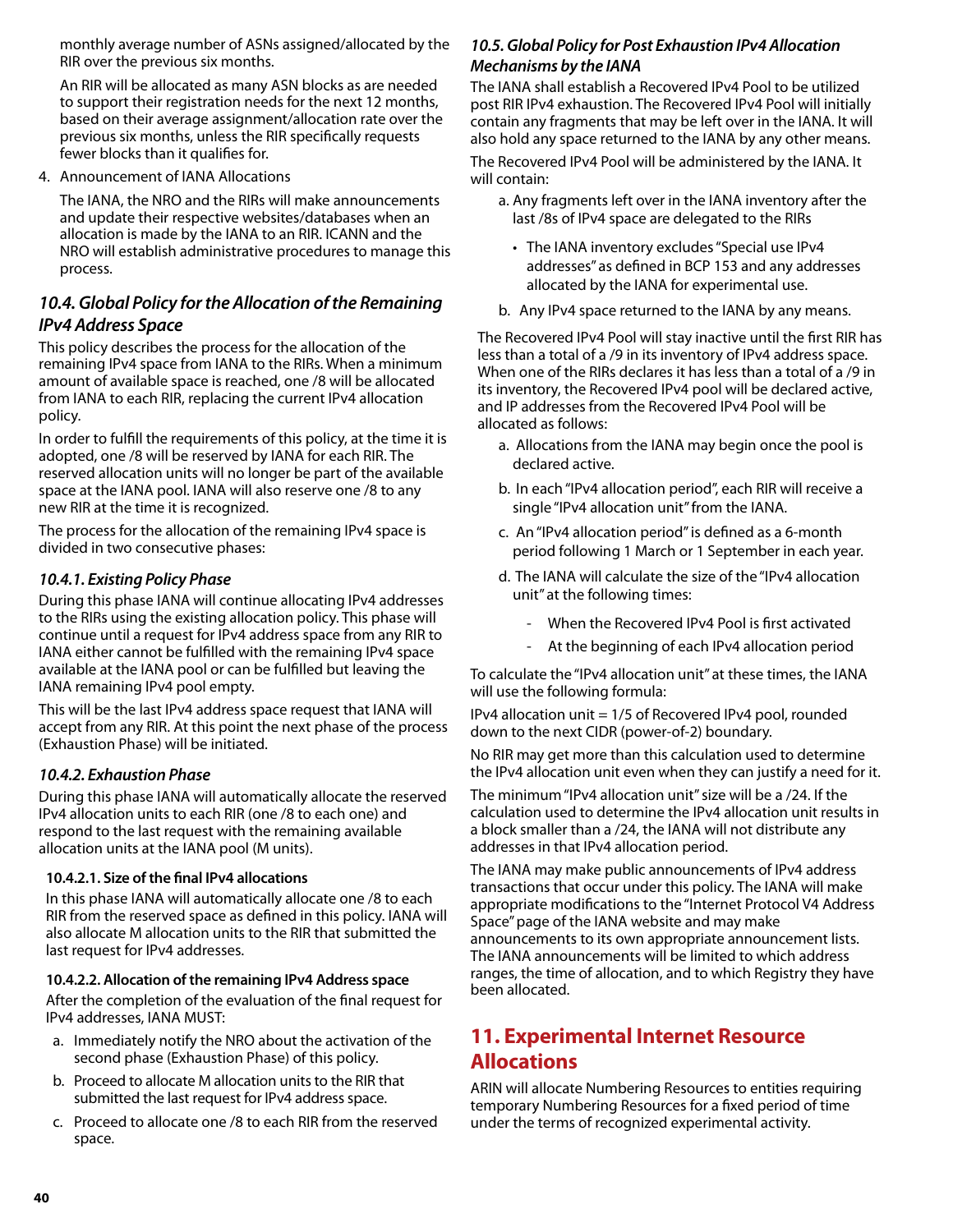monthly average number of ASNs assigned/allocated by the RIR over the previous six months.

An RIR will be allocated as many ASN blocks as are needed to support their registration needs for the next 12 months, based on their average assignment/allocation rate over the previous six months, unless the RIR specifically requests fewer blocks than it qualifies for.

4. Announcement of IANA Allocations

   The IANA, the NRO and the RIRs will make announcements and update their respective websites/databases when an allocation is made by the IANA to an RIR. ICANN and the NRO will establish administrative procedures to manage this process.

## *10.4. Global Policy for the Allocation of the Remaining IPv4 Address Space*

This policy describes the process for the allocation of the remaining IPv4 space from IANA to the RIRs. When a minimum amount of available space is reached, one /8 will be allocated from IANA to each RIR, replacing the current IPv4 allocation policy.

In order to fulfill the requirements of this policy, at the time it is adopted, one /8 will be reserved by IANA for each RIR. The reserved allocation units will no longer be part of the available space at the IANA pool. IANA will also reserve one /8 to any new RIR at the time it is recognized.

The process for the allocation of the remaining IPv4 space is divided in two consecutive phases:

### *10.4.1. Existing Policy Phase*

During this phase IANA will continue allocating IPv4 addresses to the RIRs using the existing allocation policy. This phase will continue until a request for IPv4 address space from any RIR to IANA either cannot be fulfilled with the remaining IPv4 space available at the IANA pool or can be fulfilled but leaving the IANA remaining IPv4 pool empty.

This will be the last IPv4 address space request that IANA will accept from any RIR. At this point the next phase of the process (Exhaustion Phase) will be initiated.

### *10.4.2. Exhaustion Phase*

During this phase IANA will automatically allocate the reserved IPv4 allocation units to each RIR (one /8 to each one) and respond to the last request with the remaining available allocation units at the IANA pool (M units).

#### 10.4.2.1. Size of the final IPv4 allocations

In this phase IANA will automatically allocate one /8 to each RIR from the reserved space as defined in this policy. IANA will also allocate M allocation units to the RIR that submitted the last request for IPv4 addresses.

#### 10.4.2.2. Allocation of the remaining IPv4 Address space

After the completion of the evaluation of the final request for IPv4 addresses, IANA MUST:

a. Immediately notify the NRO about the activation of the second phase (Exhaustion Phase) of this policy.
b. Proceed to allocate M allocation units to the RIR that submitted the last request for IPv4 address space.
c. Proceed to allocate one /8 to each RIR from the reserved space.

## *10.5. Global Policy for Post Exhaustion IPv4 Allocation Mechanisms by the IANA*

The IANA shall establish a Recovered IPv4 Pool to be utilized post RIR IPv4 exhaustion. The Recovered IPv4 Pool will initially contain any fragments that may be left over in the IANA. It will also hold any space returned to the IANA by any other means.

The Recovered IPv4 Pool will be administered by the IANA. It will contain:

a. Any fragments left over in the IANA inventory after the last /8s of IPv4 space are delegated to the RIRs
   - The IANA inventory excludes "Special use IPv4 addresses" as defined in BCP 153 and any addresses allocated by the IANA for experimental use.
b. Any IPv4 space returned to the IANA by any means.

The Recovered IPv4 Pool will stay inactive until the first RIR has less than a total of a /9 in its inventory of IPv4 address space. When one of the RIRs declares it has less than a total of a /9 in its inventory, the Recovered IPv4 pool will be declared active, and IP addresses from the Recovered IPv4 Pool will be allocated as follows:

a. Allocations from the IANA may begin once the pool is declared active.
b. In each "IPv4 allocation period", each RIR will receive a single "IPv4 allocation unit" from the IANA.
c. An "IPv4 allocation period" is defined as a 6-month period following 1 March or 1 September in each year.
d. The IANA will calculate the size of the "IPv4 allocation unit" at the following times:
   - When the Recovered IPv4 Pool is first activated
   - At the beginning of each IPv4 allocation period

To calculate the "IPv4 allocation unit" at these times, the IANA will use the following formula:

IPv4 allocation unit = 1/5 of Recovered IPv4 pool, rounded down to the next CIDR (power-of-2) boundary.

No RIR may get more than this calculation used to determine the IPv4 allocation unit even when they can justify a need for it.

The minimum "IPv4 allocation unit" size will be a /24. If the calculation used to determine the IPv4 allocation unit results in a block smaller than a /24, the IANA will not distribute any addresses in that IPv4 allocation period.

The IANA may make public announcements of IPv4 address transactions that occur under this policy. The IANA will make appropriate modifications to the "Internet Protocol V4 Address Space" page of the IANA website and may make announcements to its own appropriate announcement lists. The IANA announcements will be limited to which address ranges, the time of allocation, and to which Registry they have been allocated.

# 11. Experimental Internet Resource Allocations

ARIN will allocate Numbering Resources to entities requiring temporary Numbering Resources for a fixed period of time under the terms of recognized experimental activity.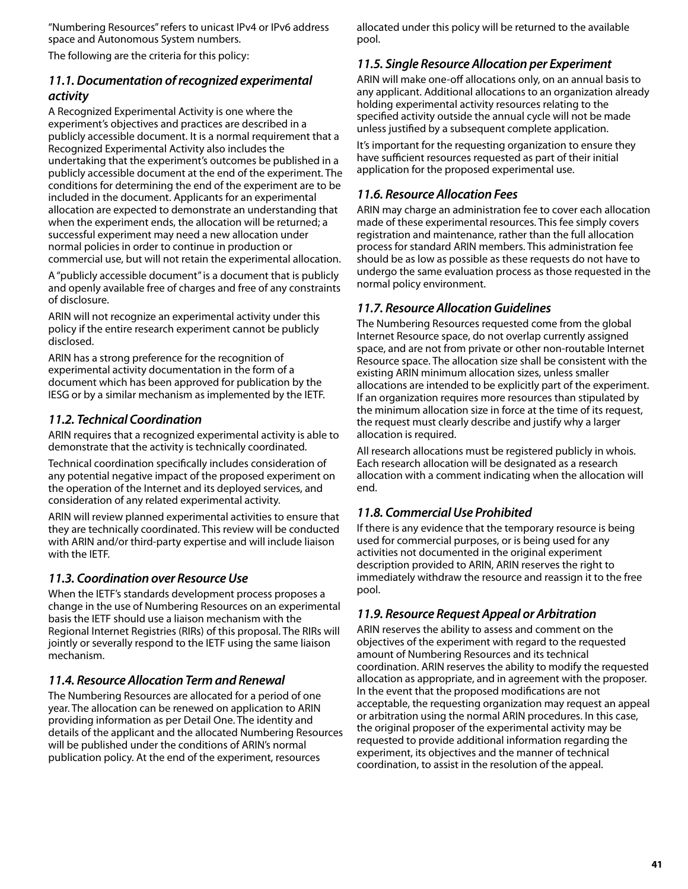"Numbering Resources" refers to unicast IPv4 or IPv6 address space and Autonomous System numbers.

The following are the criteria for this policy:

### *11.1. Documentation of recognized experimental activity*

A Recognized Experimental Activity is one where the experiment's objectives and practices are described in a publicly accessible document. It is a normal requirement that a Recognized Experimental Activity also includes the undertaking that the experiment's outcomes be published in a publicly accessible document at the end of the experiment. The conditions for determining the end of the experiment are to be included in the document. Applicants for an experimental allocation are expected to demonstrate an understanding that when the experiment ends, the allocation will be returned; a successful experiment may need a new allocation under normal policies in order to continue in production or commercial use, but will not retain the experimental allocation.

A "publicly accessible document" is a document that is publicly and openly available free of charges and free of any constraints of disclosure.

ARIN will not recognize an experimental activity under this policy if the entire research experiment cannot be publicly disclosed.

ARIN has a strong preference for the recognition of experimental activity documentation in the form of a document which has been approved for publication by the IESG or by a similar mechanism as implemented by the IETF.

### *11.2. Technical Coordination*

ARIN requires that a recognized experimental activity is able to demonstrate that the activity is technically coordinated.

Technical coordination specifically includes consideration of any potential negative impact of the proposed experiment on the operation of the Internet and its deployed services, and consideration of any related experimental activity.

ARIN will review planned experimental activities to ensure that they are technically coordinated. This review will be conducted with ARIN and/or third-party expertise and will include liaison with the IETF.

### *11.3. Coordination over Resource Use*

When the IETF's standards development process proposes a change in the use of Numbering Resources on an experimental basis the IETF should use a liaison mechanism with the Regional Internet Registries (RIRs) of this proposal. The RIRs will jointly or severally respond to the IETF using the same liaison mechanism.

### *11.4. Resource Allocation Term and Renewal*

The Numbering Resources are allocated for a period of one year. The allocation can be renewed on application to ARIN providing information as per Detail One. The identity and details of the applicant and the allocated Numbering Resources will be published under the conditions of ARIN's normal publication policy. At the end of the experiment, resources allocated under this policy will be returned to the available pool.

### *11.5. Single Resource Allocation per Experiment*

ARIN will make one-off allocations only, on an annual basis to any applicant. Additional allocations to an organization already holding experimental activity resources relating to the specified activity outside the annual cycle will not be made unless justified by a subsequent complete application.

It's important for the requesting organization to ensure they have sufficient resources requested as part of their initial application for the proposed experimental use.

### *11.6. Resource Allocation Fees*

ARIN may charge an administration fee to cover each allocation made of these experimental resources. This fee simply covers registration and maintenance, rather than the full allocation process for standard ARIN members. This administration fee should be as low as possible as these requests do not have to undergo the same evaluation process as those requested in the normal policy environment.

### *11.7. Resource Allocation Guidelines*

The Numbering Resources requested come from the global Internet Resource space, do not overlap currently assigned space, and are not from private or other non-routable Internet Resource space. The allocation size shall be consistent with the existing ARIN minimum allocation sizes, unless smaller allocations are intended to be explicitly part of the experiment. If an organization requires more resources than stipulated by the minimum allocation size in force at the time of its request, the request must clearly describe and justify why a larger allocation is required.

All research allocations must be registered publicly in whois. Each research allocation will be designated as a research allocation with a comment indicating when the allocation will end.

### *11.8. Commercial Use Prohibited*

If there is any evidence that the temporary resource is being used for commercial purposes, or is being used for any activities not documented in the original experiment description provided to ARIN, ARIN reserves the right to immediately withdraw the resource and reassign it to the free pool.

### *11.9. Resource Request Appeal or Arbitration*

ARIN reserves the ability to assess and comment on the objectives of the experiment with regard to the requested amount of Numbering Resources and its technical coordination. ARIN reserves the ability to modify the requested allocation as appropriate, and in agreement with the proposer. In the event that the proposed modifications are not acceptable, the requesting organization may request an appeal or arbitration using the normal ARIN procedures. In this case, the original proposer of the experimental activity may be requested to provide additional information regarding the experiment, its objectives and the manner of technical coordination, to assist in the resolution of the appeal.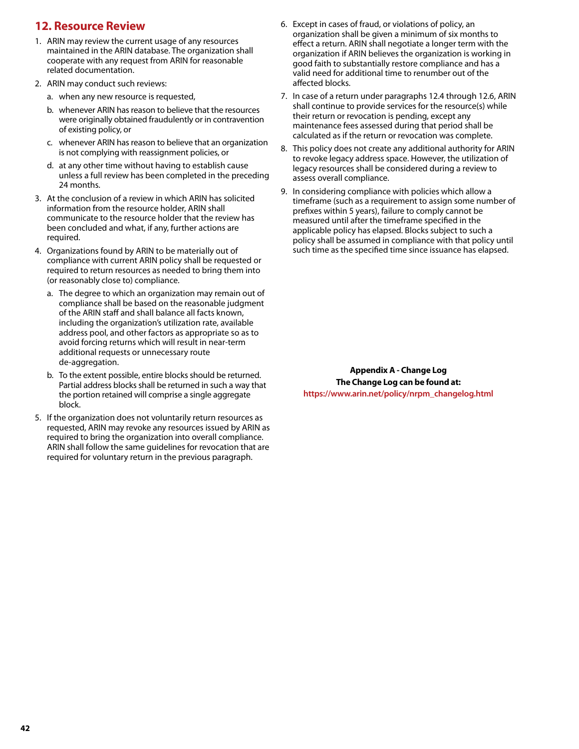## 12. Resource Review

1. ARIN may review the current usage of any resources maintained in the ARIN database. The organization shall cooperate with any request from ARIN for reasonable related documentation.
2. ARIN may conduct such reviews:
   a. when any new resource is requested,
   b. whenever ARIN has reason to believe that the resources were originally obtained fraudulently or in contravention of existing policy, or
   c. whenever ARIN has reason to believe that an organization is not complying with reassignment policies, or
   d. at any other time without having to establish cause unless a full review has been completed in the preceding 24 months.
3. At the conclusion of a review in which ARIN has solicited information from the resource holder, ARIN shall communicate to the resource holder that the review has been concluded and what, if any, further actions are required.
4. Organizations found by ARIN to be materially out of compliance with current ARIN policy shall be requested or required to return resources as needed to bring them into (or reasonably close to) compliance.
   a. The degree to which an organization may remain out of compliance shall be based on the reasonable judgment of the ARIN staff and shall balance all facts known, including the organization's utilization rate, available address pool, and other factors as appropriate so as to avoid forcing returns which will result in near-term additional requests or unnecessary route de-aggregation.
   b. To the extent possible, entire blocks should be returned. Partial address blocks shall be returned in such a way that the portion retained will comprise a single aggregate block.
5. If the organization does not voluntarily return resources as requested, ARIN may revoke any resources issued by ARIN as required to bring the organization into overall compliance. ARIN shall follow the same guidelines for revocation that are required for voluntary return in the previous paragraph.
6. Except in cases of fraud, or violations of policy, an organization shall be given a minimum of six months to effect a return. ARIN shall negotiate a longer term with the organization if ARIN believes the organization is working in good faith to substantially restore compliance and has a valid need for additional time to renumber out of the affected blocks.
7. In case of a return under paragraphs 12.4 through 12.6, ARIN shall continue to provide services for the resource(s) while their return or revocation is pending, except any maintenance fees assessed during that period shall be calculated as if the return or revocation was complete.
8. This policy does not create any additional authority for ARIN to revoke legacy address space. However, the utilization of legacy resources shall be considered during a review to assess overall compliance.
9. In considering compliance with policies which allow a timeframe (such as a requirement to assign some number of prefixes within 5 years), failure to comply cannot be measured until after the timeframe specified in the applicable policy has elapsed. Blocks subject to such a policy shall be assumed in compliance with that policy until such time as the specified time since issuance has elapsed.

**Appendix A - Change Log**
**The Change Log can be found at:**
**https://www.arin.net/policy/nrpm_changelog.html**